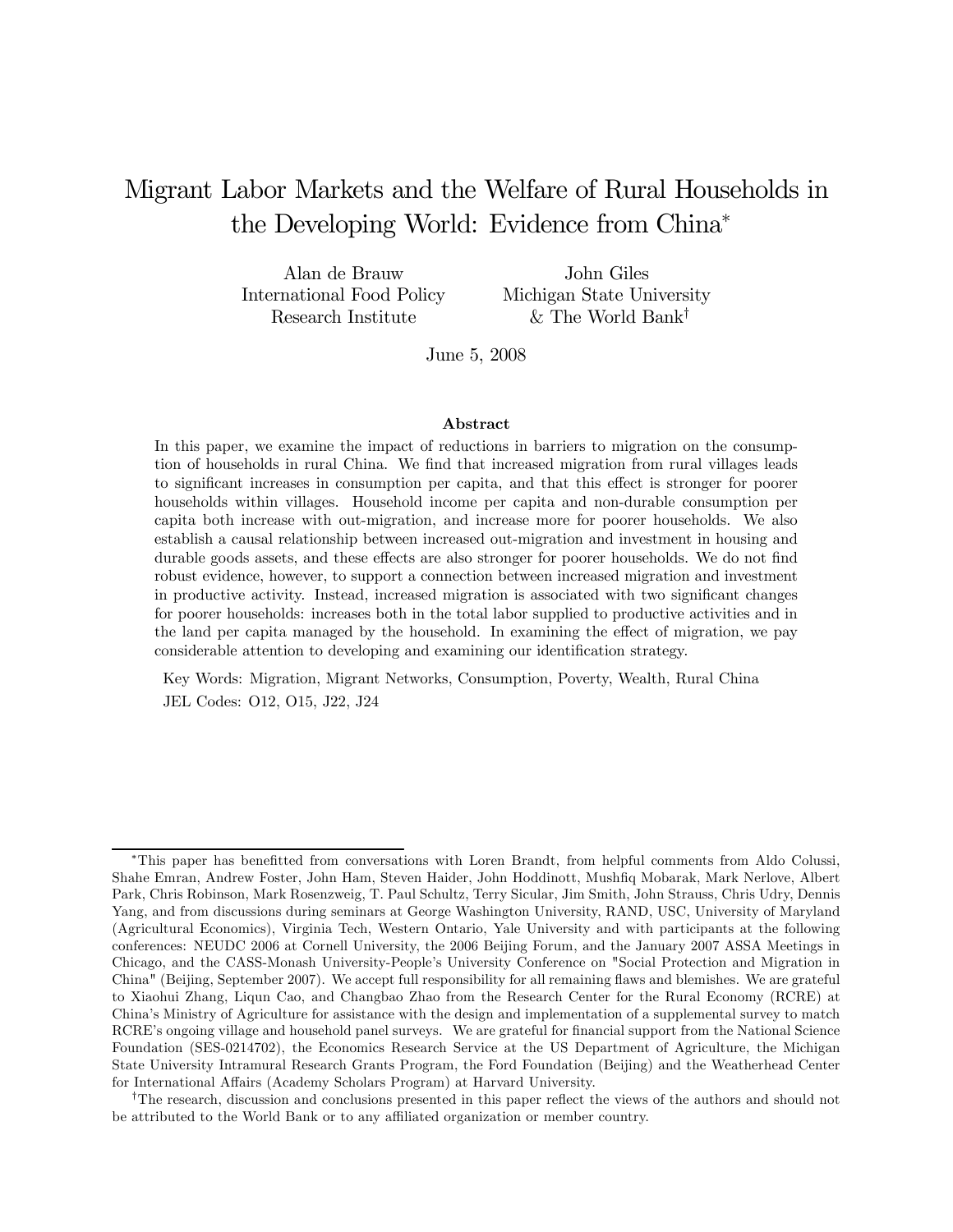# Migrant Labor Markets and the Welfare of Rural Households in the Developing World: Evidence from China[*]

Alan de Brauw
International Food Policy
Research Institute

John Giles
Michigan State University
& The World Bank[†]

June 5, 2008

### Abstract

In this paper, we examine the impact of reductions in barriers to migration on the consumption of households in rural China. We find that increased migration from rural villages leads to significant increases in consumption per capita, and that this effect is stronger for poorer households within villages. Household income per capita and non-durable consumption per capita both increase with out-migration, and increase more for poorer households. We also establish a causal relationship between increased out-migration and investment in housing and durable goods assets, and these effects are also stronger for poorer households. We do not find robust evidence, however, to support a connection between increased migration and investment in productive activity. Instead, increased migration is associated with two significant changes for poorer households: increases both in the total labor supplied to productive activities and in the land per capita managed by the household. In examining the effect of migration, we pay considerable attention to developing and examining our identification strategy.

Key Words: Migration, Migrant Networks, Consumption, Poverty, Wealth, Rural China

JEL Codes: O12, O15, J22, J24

---

[*]This paper has benefitted from conversations with Loren Brandt, from helpful comments from Aldo Colussi, Shahe Emran, Andrew Foster, John Ham, Steven Haider, John Hoddinott, Mushfiq Mobarak, Mark Nerlove, Albert Park, Chris Robinson, Mark Rosenzweig, T. Paul Schultz, Terry Sicular, Jim Smith, John Strauss, Chris Udry, Dennis Yang, and from discussions during seminars at George Washington University, RAND, USC, University of Maryland (Agricultural Economics), Virginia Tech, Western Ontario, Yale University and with participants at the following conferences: NEUDC 2006 at Cornell University, the 2006 Beijing Forum, and the January 2007 ASSA Meetings in Chicago, and the CASS-Monash University-People's University Conference on "Social Protection and Migration in China" (Beijing, September 2007). We accept full responsibility for all remaining flaws and blemishes. We are grateful to Xiaohui Zhang, Liqun Cao, and Changbao Zhao from the Research Center for the Rural Economy (RCRE) at China's Ministry of Agriculture for assistance with the design and implementation of a supplemental survey to match RCRE's ongoing village and household panel surveys. We are grateful for financial support from the National Science Foundation (SES-0214702), the Economics Research Service at the US Department of Agriculture, the Michigan State University Intramural Research Grants Program, the Ford Foundation (Beijing) and the Weatherhead Center for International Affairs (Academy Scholars Program) at Harvard University.

[†]The research, discussion and conclusions presented in this paper reflect the views of the authors and should not be attributed to the World Bank or to any affiliated organization or member country.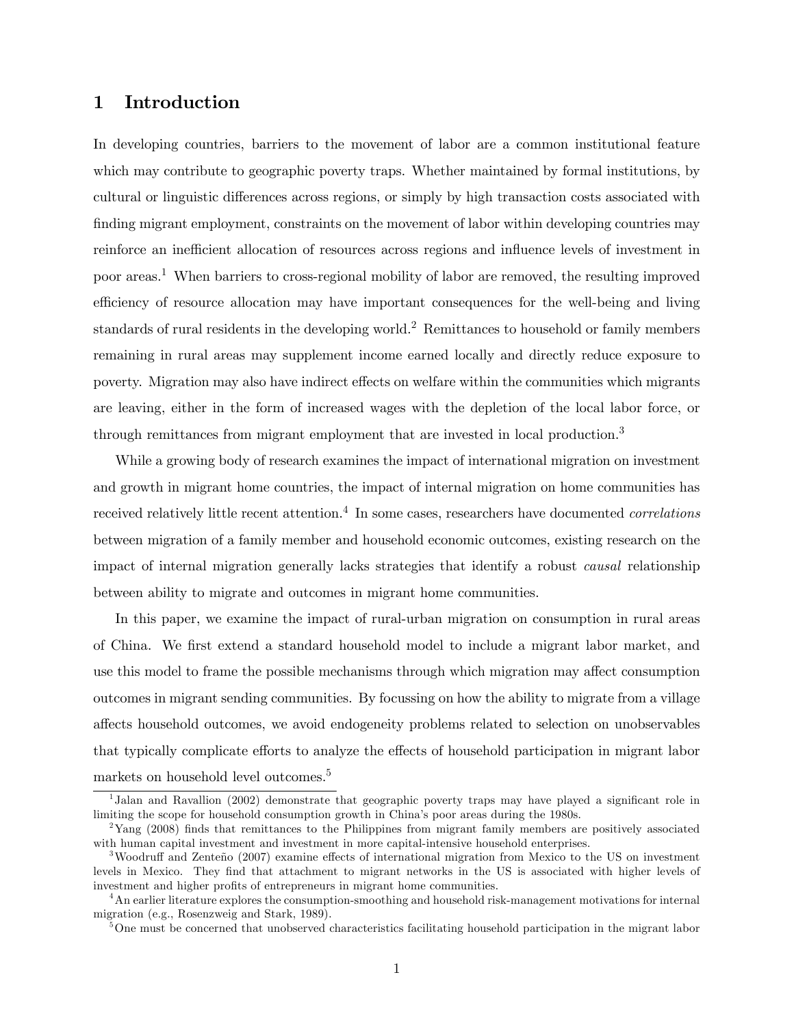# 1 Introduction

In developing countries, barriers to the movement of labor are a common institutional feature which may contribute to geographic poverty traps. Whether maintained by formal institutions, by cultural or linguistic differences across regions, or simply by high transaction costs associated with finding migrant employment, constraints on the movement of labor within developing countries may reinforce an inefficient allocation of resources across regions and influence levels of investment in poor areas.[1] When barriers to cross-regional mobility of labor are removed, the resulting improved efficiency of resource allocation may have important consequences for the well-being and living standards of rural residents in the developing world.[2] Remittances to household or family members remaining in rural areas may supplement income earned locally and directly reduce exposure to poverty. Migration may also have indirect effects on welfare within the communities which migrants are leaving, either in the form of increased wages with the depletion of the local labor force, or through remittances from migrant employment that are invested in local production.[3]

While a growing body of research examines the impact of international migration on investment and growth in migrant home countries, the impact of internal migration on home communities has received relatively little recent attention.[4] In some cases, researchers have documented *correlations* between migration of a family member and household economic outcomes, existing research on the impact of internal migration generally lacks strategies that identify a robust *causal* relationship between ability to migrate and outcomes in migrant home communities.

In this paper, we examine the impact of rural-urban migration on consumption in rural areas of China. We first extend a standard household model to include a migrant labor market, and use this model to frame the possible mechanisms through which migration may affect consumption outcomes in migrant sending communities. By focussing on how the ability to migrate from a village affects household outcomes, we avoid endogeneity problems related to selection on unobservables that typically complicate efforts to analyze the effects of household participation in migrant labor markets on household level outcomes.[5]

---

[1] Jalan and Ravallion (2002) demonstrate that geographic poverty traps may have played a significant role in limiting the scope for household consumption growth in China's poor areas during the 1980s.

[2] Yang (2008) finds that remittances to the Philippines from migrant family members are positively associated with human capital investment and investment in more capital-intensive household enterprises.

[3] Woodruff and Zenteño (2007) examine effects of international migration from Mexico to the US on investment levels in Mexico. They find that attachment to migrant networks in the US is associated with higher levels of investment and higher profits of entrepreneurs in migrant home communities.

[4] An earlier literature explores the consumption-smoothing and household risk-management motivations for internal migration (e.g., Rosenzweig and Stark, 1989).

[5] One must be concerned that unobserved characteristics facilitating household participation in the migrant labor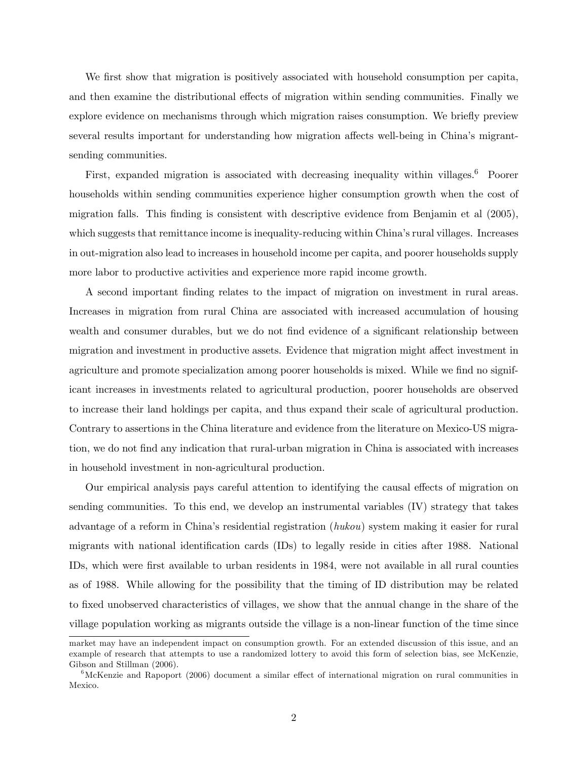We first show that migration is positively associated with household consumption per capita, and then examine the distributional effects of migration within sending communities. Finally we explore evidence on mechanisms through which migration raises consumption. We briefly preview several results important for understanding how migration affects well-being in China's migrant-sending communities.

First, expanded migration is associated with decreasing inequality within villages.[6] Poorer households within sending communities experience higher consumption growth when the cost of migration falls. This finding is consistent with descriptive evidence from Benjamin et al (2005), which suggests that remittance income is inequality-reducing within China's rural villages. Increases in out-migration also lead to increases in household income per capita, and poorer households supply more labor to productive activities and experience more rapid income growth.

A second important finding relates to the impact of migration on investment in rural areas. Increases in migration from rural China are associated with increased accumulation of housing wealth and consumer durables, but we do not find evidence of a significant relationship between migration and investment in productive assets. Evidence that migration might affect investment in agriculture and promote specialization among poorer households is mixed. While we find no significant increases in investments related to agricultural production, poorer households are observed to increase their land holdings per capita, and thus expand their scale of agricultural production. Contrary to assertions in the China literature and evidence from the literature on Mexico-US migration, we do not find any indication that rural-urban migration in China is associated with increases in household investment in non-agricultural production.

Our empirical analysis pays careful attention to identifying the causal effects of migration on sending communities. To this end, we develop an instrumental variables (IV) strategy that takes advantage of a reform in China's residential registration (*hukou*) system making it easier for rural migrants with national identification cards (IDs) to legally reside in cities after 1988. National IDs, which were first available to urban residents in 1984, were not available in all rural counties as of 1988. While allowing for the possibility that the timing of ID distribution may be related to fixed unobserved characteristics of villages, we show that the annual change in the share of the village population working as migrants outside the village is a non-linear function of the time since

market may have an independent impact on consumption growth. For an extended discussion of this issue, and an example of research that attempts to use a randomized lottery to avoid this form of selection bias, see McKenzie, Gibson and Stillman (2006).

[6] McKenzie and Rapoport (2006) document a similar effect of international migration on rural communities in Mexico.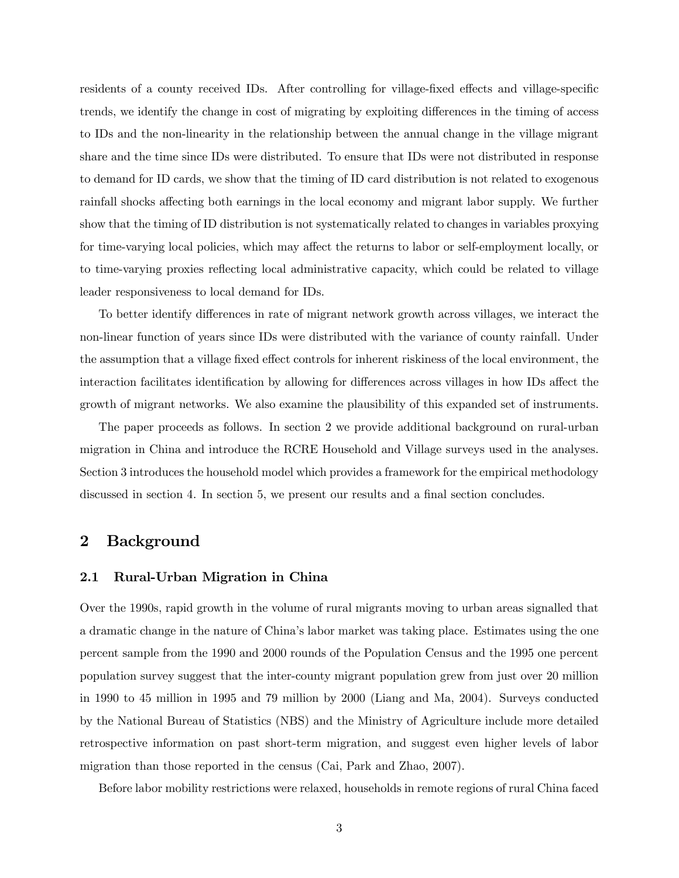residents of a county received IDs. After controlling for village-fixed effects and village-specific trends, we identify the change in cost of migrating by exploiting differences in the timing of access to IDs and the non-linearity in the relationship between the annual change in the village migrant share and the time since IDs were distributed. To ensure that IDs were not distributed in response to demand for ID cards, we show that the timing of ID card distribution is not related to exogenous rainfall shocks affecting both earnings in the local economy and migrant labor supply. We further show that the timing of ID distribution is not systematically related to changes in variables proxying for time-varying local policies, which may affect the returns to labor or self-employment locally, or to time-varying proxies reflecting local administrative capacity, which could be related to village leader responsiveness to local demand for IDs.

To better identify differences in rate of migrant network growth across villages, we interact the non-linear function of years since IDs were distributed with the variance of county rainfall. Under the assumption that a village fixed effect controls for inherent riskiness of the local environment, the interaction facilitates identification by allowing for differences across villages in how IDs affect the growth of migrant networks. We also examine the plausibility of this expanded set of instruments.

The paper proceeds as follows. In section 2 we provide additional background on rural-urban migration in China and introduce the RCRE Household and Village surveys used in the analyses. Section 3 introduces the household model which provides a framework for the empirical methodology discussed in section 4. In section 5, we present our results and a final section concludes.

## 2 Background

### 2.1 Rural-Urban Migration in China

Over the 1990s, rapid growth in the volume of rural migrants moving to urban areas signalled that a dramatic change in the nature of China's labor market was taking place. Estimates using the one percent sample from the 1990 and 2000 rounds of the Population Census and the 1995 one percent population survey suggest that the inter-county migrant population grew from just over 20 million in 1990 to 45 million in 1995 and 79 million by 2000 (Liang and Ma, 2004). Surveys conducted by the National Bureau of Statistics (NBS) and the Ministry of Agriculture include more detailed retrospective information on past short-term migration, and suggest even higher levels of labor migration than those reported in the census (Cai, Park and Zhao, 2007).

Before labor mobility restrictions were relaxed, households in remote regions of rural China faced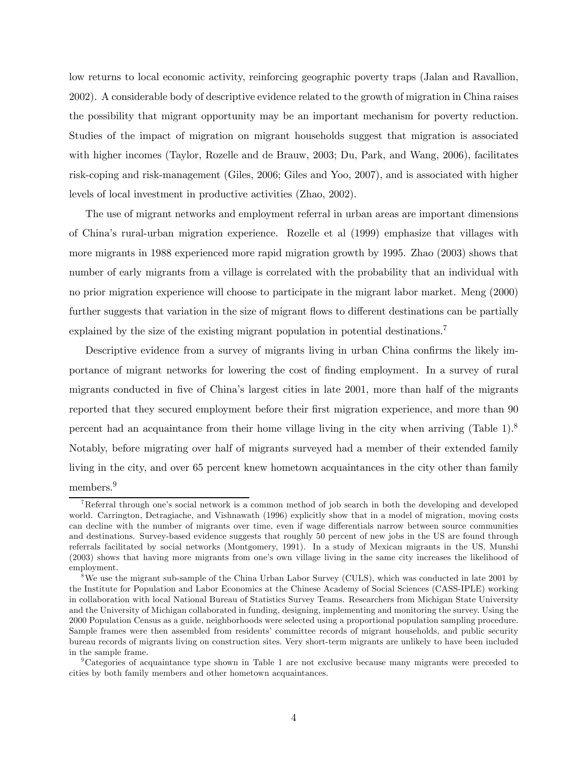low returns to local economic activity, reinforcing geographic poverty traps (Jalan and Ravallion, 2002). A considerable body of descriptive evidence related to the growth of migration in China raises the possibility that migrant opportunity may be an important mechanism for poverty reduction. Studies of the impact of migration on migrant households suggest that migration is associated with higher incomes (Taylor, Rozelle and de Brauw, 2003; Du, Park, and Wang, 2006), facilitates risk-coping and risk-management (Giles, 2006; Giles and Yoo, 2007), and is associated with higher levels of local investment in productive activities (Zhao, 2002).

The use of migrant networks and employment referral in urban areas are important dimensions of China's rural-urban migration experience. Rozelle et al (1999) emphasize that villages with more migrants in 1988 experienced more rapid migration growth by 1995. Zhao (2003) shows that number of early migrants from a village is correlated with the probability that an individual with no prior migration experience will choose to participate in the migrant labor market. Meng (2000) further suggests that variation in the size of migrant flows to different destinations can be partially explained by the size of the existing migrant population in potential destinations.[7]

Descriptive evidence from a survey of migrants living in urban China confirms the likely importance of migrant networks for lowering the cost of finding employment. In a survey of rural migrants conducted in five of China's largest cities in late 2001, more than half of the migrants reported that they secured employment before their first migration experience, and more than 90 percent had an acquaintance from their home village living in the city when arriving (Table 1).[8] Notably, before migrating over half of migrants surveyed had a member of their extended family living in the city, and over 65 percent knew hometown acquaintances in the city other than family members.[9]

[7] Referral through one's social network is a common method of job search in both the developing and developed world. Carrington, Detragiache, and Vishnawath (1996) explicitly show that in a model of migration, moving costs can decline with the number of migrants over time, even if wage differentials narrow between source communities and destinations. Survey-based evidence suggests that roughly 50 percent of new jobs in the US are found through referrals facilitated by social networks (Montgomery, 1991). In a study of Mexican migrants in the US, Munshi (2003) shows that having more migrants from one's own village living in the same city increases the likelihood of employment.

[8] We use the migrant sub-sample of the China Urban Labor Survey (CULS), which was conducted in late 2001 by the Institute for Population and Labor Economics at the Chinese Academy of Social Sciences (CASS-IPLE) working in collaboration with local National Bureau of Statistics Survey Teams. Researchers from Michigan State University and the University of Michigan collaborated in funding, designing, implementing and monitoring the survey. Using the 2000 Population Census as a guide, neighborhoods were selected using a proportional population sampling procedure. Sample frames were then assembled from residents' committee records of migrant households, and public security bureau records of migrants living on construction sites. Very short-term migrants are unlikely to have been included in the sample frame.

[9] Categories of acquaintance type shown in Table 1 are not exclusive because many migrants were preceded to cities by both family members and other hometown acquaintances.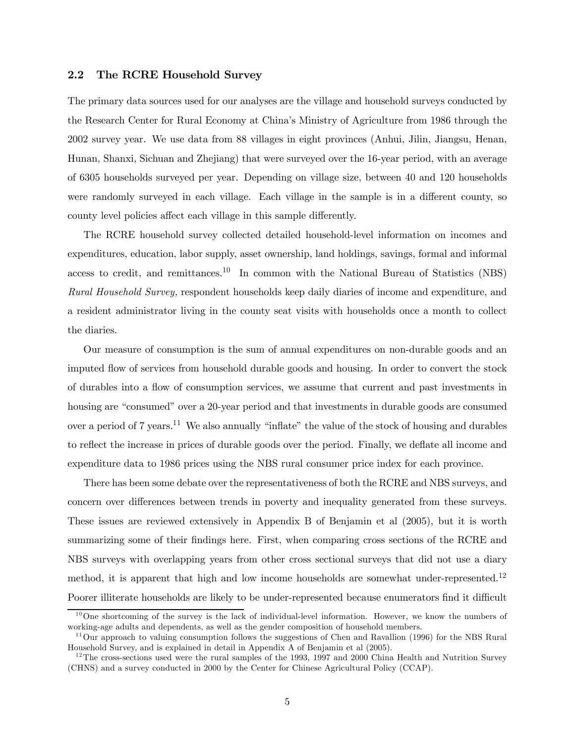### 2.2 The RCRE Household Survey

The primary data sources used for our analyses are the village and household surveys conducted by the Research Center for Rural Economy at China's Ministry of Agriculture from 1986 through the 2002 survey year. We use data from 88 villages in eight provinces (Anhui, Jilin, Jiangsu, Henan, Hunan, Shanxi, Sichuan and Zhejiang) that were surveyed over the 16-year period, with an average of 6305 households surveyed per year. Depending on village size, between 40 and 120 households were randomly surveyed in each village. Each village in the sample is in a different county, so county level policies affect each village in this sample differently.

The RCRE household survey collected detailed household-level information on incomes and expenditures, education, labor supply, asset ownership, land holdings, savings, formal and informal access to credit, and remittances.[10] In common with the National Bureau of Statistics (NBS) *Rural Household Survey,* respondent households keep daily diaries of income and expenditure, and a resident administrator living in the county seat visits with households once a month to collect the diaries.

Our measure of consumption is the sum of annual expenditures on non-durable goods and an imputed flow of services from household durable goods and housing. In order to convert the stock of durables into a flow of consumption services, we assume that current and past investments in housing are "consumed" over a 20-year period and that investments in durable goods are consumed over a period of 7 years.[11] We also annually "inflate" the value of the stock of housing and durables to reflect the increase in prices of durable goods over the period. Finally, we deflate all income and expenditure data to 1986 prices using the NBS rural consumer price index for each province.

There has been some debate over the representativeness of both the RCRE and NBS surveys, and concern over differences between trends in poverty and inequality generated from these surveys. These issues are reviewed extensively in Appendix B of Benjamin et al (2005), but it is worth summarizing some of their findings here. First, when comparing cross sections of the RCRE and NBS surveys with overlapping years from other cross sectional surveys that did not use a diary method, it is apparent that high and low income households are somewhat under-represented.[12] Poorer illiterate households are likely to be under-represented because enumerators find it difficult

[10] One shortcoming of the survey is the lack of individual-level information. However, we know the numbers of working-age adults and dependents, as well as the gender composition of household members.

[11] Our approach to valuing consumption follows the suggestions of Chen and Ravallion (1996) for the NBS Rural Household Survey, and is explained in detail in Appendix A of Benjamin et al (2005).

[12] The cross-sections used were the rural samples of the 1993, 1997 and 2000 China Health and Nutrition Survey (CHNS) and a survey conducted in 2000 by the Center for Chinese Agricultural Policy (CCAP).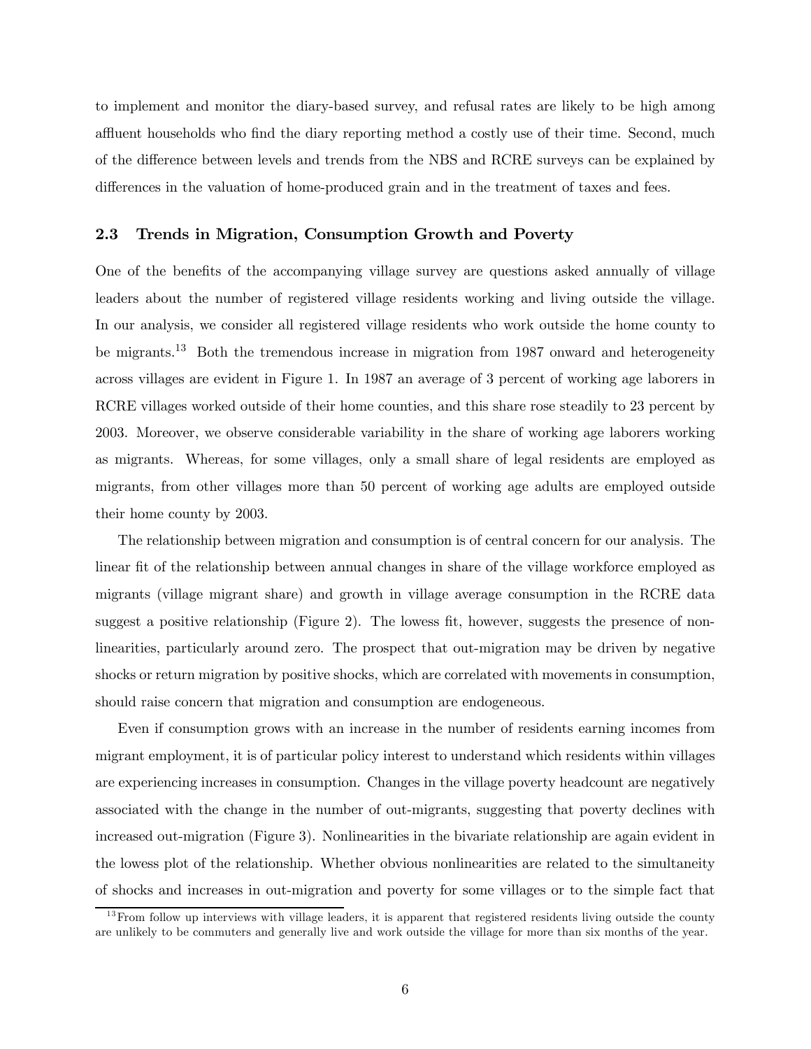to implement and monitor the diary-based survey, and refusal rates are likely to be high among affluent households who find the diary reporting method a costly use of their time. Second, much of the difference between levels and trends from the NBS and RCRE surveys can be explained by differences in the valuation of home-produced grain and in the treatment of taxes and fees.

### 2.3 Trends in Migration, Consumption Growth and Poverty

One of the benefits of the accompanying village survey are questions asked annually of village leaders about the number of registered village residents working and living outside the village. In our analysis, we consider all registered village residents who work outside the home county to be migrants.[13] Both the tremendous increase in migration from 1987 onward and heterogeneity across villages are evident in Figure 1. In 1987 an average of 3 percent of working age laborers in RCRE villages worked outside of their home counties, and this share rose steadily to 23 percent by 2003. Moreover, we observe considerable variability in the share of working age laborers working as migrants. Whereas, for some villages, only a small share of legal residents are employed as migrants, from other villages more than 50 percent of working age adults are employed outside their home county by 2003.

The relationship between migration and consumption is of central concern for our analysis. The linear fit of the relationship between annual changes in share of the village workforce employed as migrants (village migrant share) and growth in village average consumption in the RCRE data suggest a positive relationship (Figure 2). The lowess fit, however, suggests the presence of non-linearities, particularly around zero. The prospect that out-migration may be driven by negative shocks or return migration by positive shocks, which are correlated with movements in consumption, should raise concern that migration and consumption are endogeneous.

Even if consumption grows with an increase in the number of residents earning incomes from migrant employment, it is of particular policy interest to understand which residents within villages are experiencing increases in consumption. Changes in the village poverty headcount are negatively associated with the change in the number of out-migrants, suggesting that poverty declines with increased out-migration (Figure 3). Nonlinearities in the bivariate relationship are again evident in the lowess plot of the relationship. Whether obvious nonlinearities are related to the simultaneity of shocks and increases in out-migration and poverty for some villages or to the simple fact that

[13] From follow up interviews with village leaders, it is apparent that registered residents living outside the county are unlikely to be commuters and generally live and work outside the village for more than six months of the year.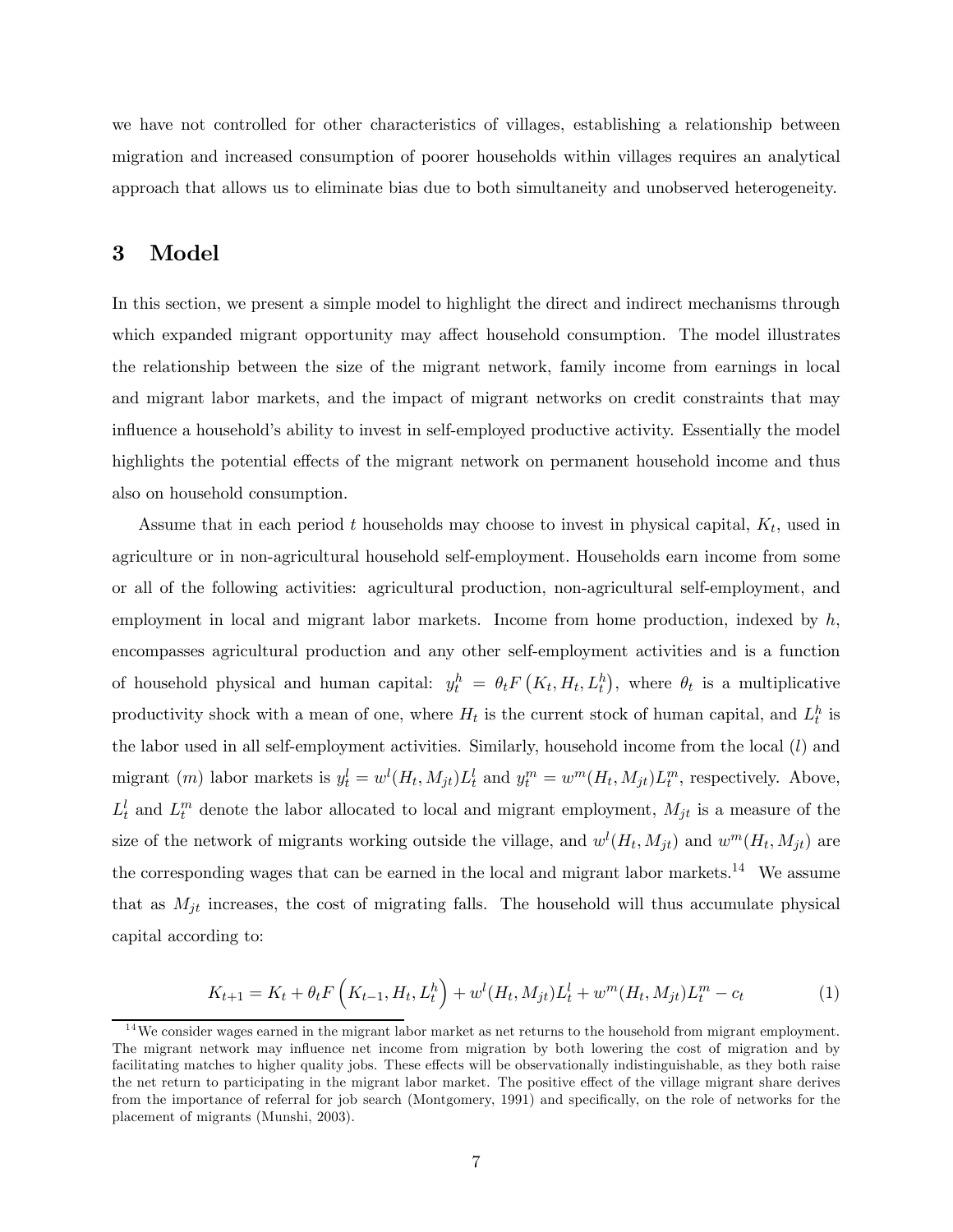we have not controlled for other characteristics of villages, establishing a relationship between migration and increased consumption of poorer households within villages requires an analytical approach that allows us to eliminate bias due to both simultaneity and unobserved heterogeneity.

# 3 Model

In this section, we present a simple model to highlight the direct and indirect mechanisms through which expanded migrant opportunity may affect household consumption. The model illustrates the relationship between the size of the migrant network, family income from earnings in local and migrant labor markets, and the impact of migrant networks on credit constraints that may influence a household's ability to invest in self-employed productive activity. Essentially the model highlights the potential effects of the migrant network on permanent household income and thus also on household consumption.

Assume that in each period $t$ households may choose to invest in physical capital, $K_t$, used in agriculture or in non-agricultural household self-employment. Households earn income from some or all of the following activities: agricultural production, non-agricultural self-employment, and employment in local and migrant labor markets. Income from home production, indexed by $h$, encompasses agricultural production and any other self-employment activities and is a function of household physical and human capital: $y_t^h = \theta_t F\left(K_t, H_t, L_t^h\right)$, where $\theta_t$ is a multiplicative productivity shock with a mean of one, where $H_t$ is the current stock of human capital, and $L_t^h$ is the labor used in all self-employment activities. Similarly, household income from the local ($l$) and migrant ($m$) labor markets is $y_t^l = w^l(H_t, M_{jt})L_t^l$ and $y_t^m = w^m(H_t, M_{jt})L_t^m$, respectively. Above, $L_t^l$ and $L_t^m$ denote the labor allocated to local and migrant employment, $M_{jt}$ is a measure of the size of the network of migrants working outside the village, and $w^l(H_t, M_{jt})$ and $w^m(H_t, M_{jt})$ are the corresponding wages that can be earned in the local and migrant labor markets.[14] We assume that as $M_{jt}$ increases, the cost of migrating falls. The household will thus accumulate physical capital according to:

$$K_{t+1} = K_t + \theta_t F\left(K_{t-1}, H_t, L_t^h\right) + w^l(H_t, M_{jt})L_t^l + w^m(H_t, M_{jt})L_t^m - c_t \tag{1}$$

[14] We consider wages earned in the migrant labor market as net returns to the household from migrant employment. The migrant network may influence net income from migration by both lowering the cost of migration and by facilitating matches to higher quality jobs. These effects will be observationally indistinguishable, as they both raise the net return to participating in the migrant labor market. The positive effect of the village migrant share derives from the importance of referral for job search (Montgomery, 1991) and specifically, on the role of networks for the placement of migrants (Munshi, 2003).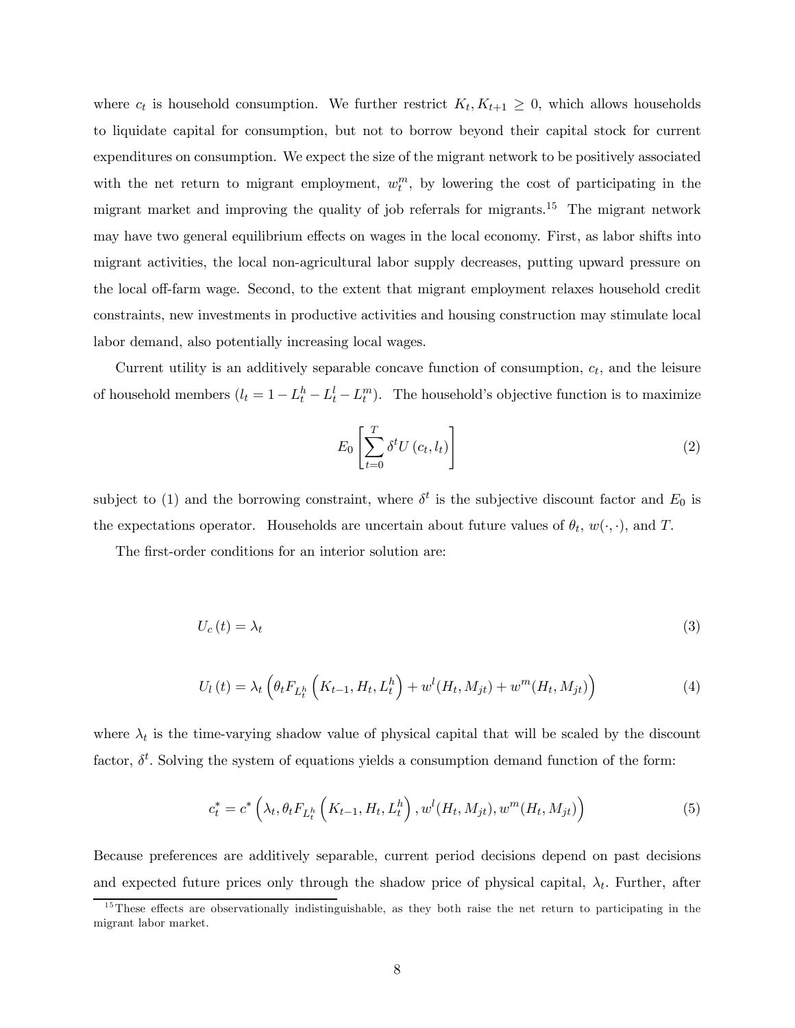where $c_t$ is household consumption. We further restrict $K_t, K_{t+1} \geq 0$, which allows households to liquidate capital for consumption, but not to borrow beyond their capital stock for current expenditures on consumption. We expect the size of the migrant network to be positively associated with the net return to migrant employment, $w_t^m$, by lowering the cost of participating in the migrant market and improving the quality of job referrals for migrants.[15] The migrant network may have two general equilibrium effects on wages in the local economy. First, as labor shifts into migrant activities, the local non-agricultural labor supply decreases, putting upward pressure on the local off-farm wage. Second, to the extent that migrant employment relaxes household credit constraints, new investments in productive activities and housing construction may stimulate local labor demand, also potentially increasing local wages.

Current utility is an additively separable concave function of consumption, $c_t$, and the leisure of household members ($l_t = 1 - L_t^h - L_t^l - L_t^m$). The household's objective function is to maximize

$$E_0 \left[ \sum_{t=0}^{T} \delta^t U(c_t, l_t) \right] \tag{2}$$

subject to (1) and the borrowing constraint, where $\delta^t$ is the subjective discount factor and $E_0$ is the expectations operator. Households are uncertain about future values of $\theta_t$, $w(\cdot, \cdot)$, and $T$.

The first-order conditions for an interior solution are:

$$U_c(t) = \lambda_t \tag{3}$$

$$U_l(t) = \lambda_t \left( \theta_t F_{L_t^h} \left( K_{t-1}, H_t, L_t^h \right) + w^l(H_t, M_{jt}) + w^m(H_t, M_{jt}) \right) \tag{4}$$

where $\lambda_t$ is the time-varying shadow value of physical capital that will be scaled by the discount factor, $\delta^t$. Solving the system of equations yields a consumption demand function of the form:

$$c_t^* = c^* \left( \lambda_t, \theta_t F_{L_t^h} \left( K_{t-1}, H_t, L_t^h \right), w^l(H_t, M_{jt}), w^m(H_t, M_{jt}) \right) \tag{5}$$

Because preferences are additively separable, current period decisions depend on past decisions and expected future prices only through the shadow price of physical capital, $\lambda_t$. Further, after

[15] These effects are observationally indistinguishable, as they both raise the net return to participating in the migrant labor market.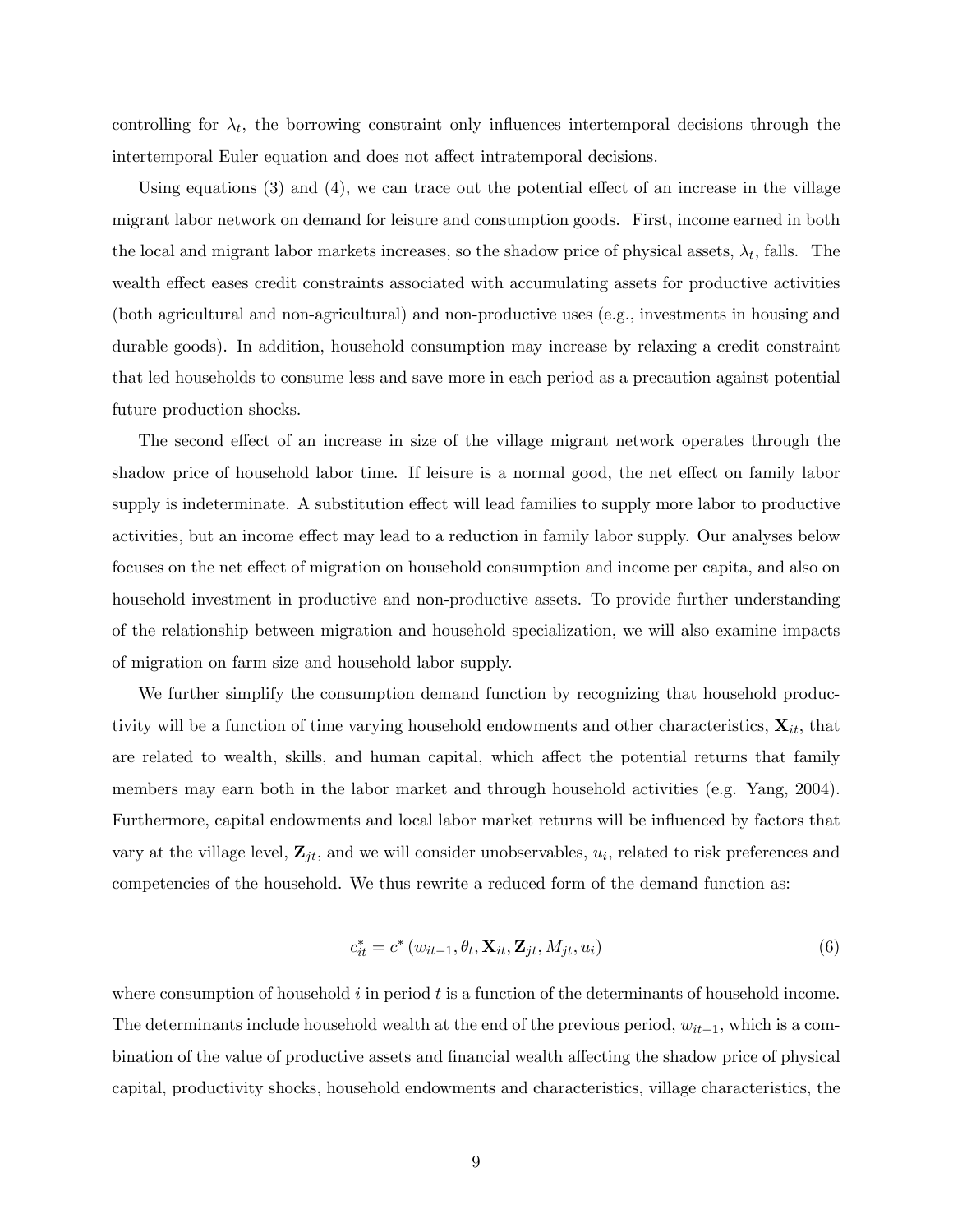controlling for $\lambda_t$, the borrowing constraint only influences intertemporal decisions through the intertemporal Euler equation and does not affect intratemporal decisions.

Using equations (3) and (4), we can trace out the potential effect of an increase in the village migrant labor network on demand for leisure and consumption goods. First, income earned in both the local and migrant labor markets increases, so the shadow price of physical assets, $\lambda_t$, falls. The wealth effect eases credit constraints associated with accumulating assets for productive activities (both agricultural and non-agricultural) and non-productive uses (e.g., investments in housing and durable goods). In addition, household consumption may increase by relaxing a credit constraint that led households to consume less and save more in each period as a precaution against potential future production shocks.

The second effect of an increase in size of the village migrant network operates through the shadow price of household labor time. If leisure is a normal good, the net effect on family labor supply is indeterminate. A substitution effect will lead families to supply more labor to productive activities, but an income effect may lead to a reduction in family labor supply. Our analyses below focuses on the net effect of migration on household consumption and income per capita, and also on household investment in productive and non-productive assets. To provide further understanding of the relationship between migration and household specialization, we will also examine impacts of migration on farm size and household labor supply.

We further simplify the consumption demand function by recognizing that household productivity will be a function of time varying household endowments and other characteristics, $\mathbf{X}_{it}$, that are related to wealth, skills, and human capital, which affect the potential returns that family members may earn both in the labor market and through household activities (e.g. Yang, 2004). Furthermore, capital endowments and local labor market returns will be influenced by factors that vary at the village level, $\mathbf{Z}_{jt}$, and we will consider unobservables, $u_i$, related to risk preferences and competencies of the household. We thus rewrite a reduced form of the demand function as:

$$c_{it}^{*} = c^{*}\left(w_{it-1}, \theta_t, \mathbf{X}_{it}, \mathbf{Z}_{jt}, M_{jt}, u_i\right) \tag{6}$$

where consumption of household $i$ in period $t$ is a function of the determinants of household income. The determinants include household wealth at the end of the previous period, $w_{it-1}$, which is a combination of the value of productive assets and financial wealth affecting the shadow price of physical capital, productivity shocks, household endowments and characteristics, village characteristics, the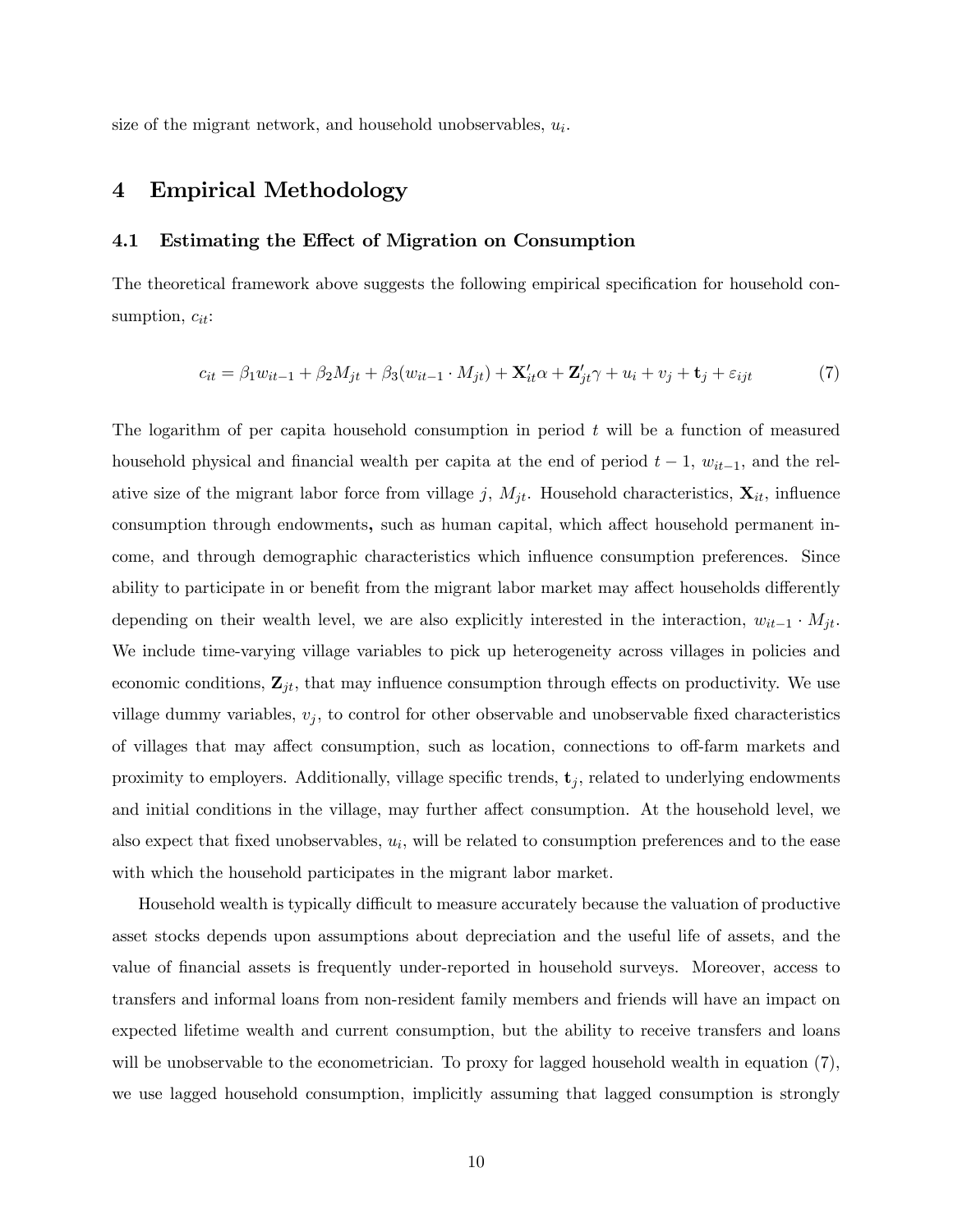size of the migrant network, and household unobservables, $u_i$.

# 4 Empirical Methodology

## 4.1 Estimating the Effect of Migration on Consumption

The theoretical framework above suggests the following empirical specification for household consumption, $c_{it}$:

$$c_{it} = \beta_1 w_{it-1} + \beta_2 M_{jt} + \beta_3 (w_{it-1} \cdot M_{jt}) + \mathbf{X}_{it}' \alpha + \mathbf{Z}_{jt}' \gamma + u_i + v_j + \mathbf{t}_j + \varepsilon_{ijt} \tag{7}$$

The logarithm of per capita household consumption in period $t$ will be a function of measured household physical and financial wealth per capita at the end of period $t-1$, $w_{it-1}$, and the relative size of the migrant labor force from village $j$, $M_{jt}$. Household characteristics, $\mathbf{X}_{it}$, influence consumption through endowments**,** such as human capital, which affect household permanent income, and through demographic characteristics which influence consumption preferences. Since ability to participate in or benefit from the migrant labor market may affect households differently depending on their wealth level, we are also explicitly interested in the interaction, $w_{it-1} \cdot M_{jt}$. We include time-varying village variables to pick up heterogeneity across villages in policies and economic conditions, $\mathbf{Z}_{jt}$, that may influence consumption through effects on productivity. We use village dummy variables, $v_j$, to control for other observable and unobservable fixed characteristics of villages that may affect consumption, such as location, connections to off-farm markets and proximity to employers. Additionally, village specific trends, $\mathbf{t}_j$, related to underlying endowments and initial conditions in the village, may further affect consumption. At the household level, we also expect that fixed unobservables, $u_i$, will be related to consumption preferences and to the ease with which the household participates in the migrant labor market.

Household wealth is typically difficult to measure accurately because the valuation of productive asset stocks depends upon assumptions about depreciation and the useful life of assets, and the value of financial assets is frequently under-reported in household surveys. Moreover, access to transfers and informal loans from non-resident family members and friends will have an impact on expected lifetime wealth and current consumption, but the ability to receive transfers and loans will be unobservable to the econometrician. To proxy for lagged household wealth in equation (7), we use lagged household consumption, implicitly assuming that lagged consumption is strongly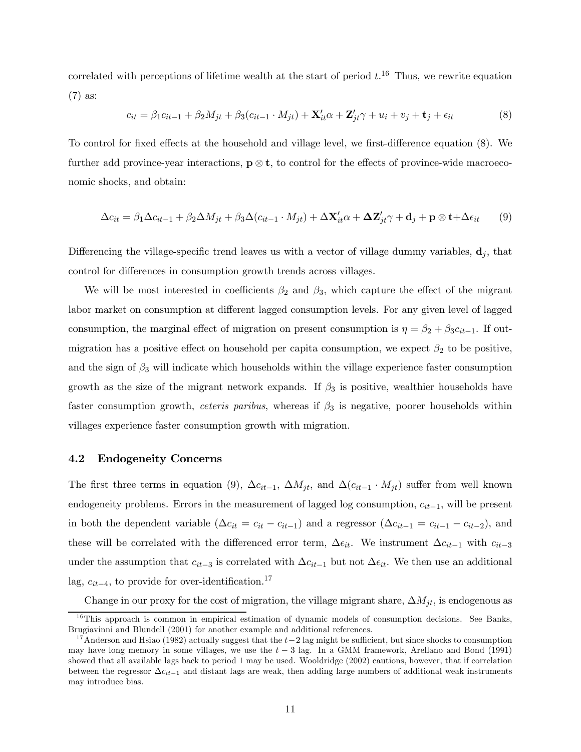correlated with perceptions of lifetime wealth at the start of period $t$.[16] Thus, we rewrite equation (7) as:

$$c_{it} = \beta_1 c_{it-1} + \beta_2 M_{jt} + \beta_3 (c_{it-1} \cdot M_{jt}) + \mathbf{X}_{it}' \alpha + \mathbf{Z}_{jt}' \gamma + u_i + v_j + \mathbf{t}_j + \epsilon_{it} \tag{8}$$

To control for fixed effects at the household and village level, we first-difference equation (8). We further add province-year interactions, $\mathbf{p} \otimes \mathbf{t}$, to control for the effects of province-wide macroeconomic shocks, and obtain:

$$\Delta c_{it} = \beta_1 \Delta c_{it-1} + \beta_2 \Delta M_{jt} + \beta_3 \Delta (c_{it-1} \cdot M_{jt}) + \Delta \mathbf{X}_{it}' \alpha + \mathbf{\Delta Z}_{jt}' \gamma + \mathbf{d}_j + \mathbf{p} \otimes \mathbf{t} + \Delta \epsilon_{it} \tag{9}$$

Differencing the village-specific trend leaves us with a vector of village dummy variables, $\mathbf{d}_j$, that control for differences in consumption growth trends across villages.

We will be most interested in coefficients $\beta_2$ and $\beta_3$, which capture the effect of the migrant labor market on consumption at different lagged consumption levels. For any given level of lagged consumption, the marginal effect of migration on present consumption is $\eta = \beta_2 + \beta_3 c_{it-1}$. If out-migration has a positive effect on household per capita consumption, we expect $\beta_2$ to be positive, and the sign of $\beta_3$ will indicate which households within the village experience faster consumption growth as the size of the migrant network expands. If $\beta_3$ is positive, wealthier households have faster consumption growth, *ceteris paribus*, whereas if $\beta_3$ is negative, poorer households within villages experience faster consumption growth with migration.

### 4.2 Endogeneity Concerns

The first three terms in equation (9), $\Delta c_{it-1}$, $\Delta M_{jt}$, and $\Delta (c_{it-1} \cdot M_{jt})$ suffer from well known endogeneity problems. Errors in the measurement of lagged log consumption, $c_{it-1}$, will be present in both the dependent variable ($\Delta c_{it} = c_{it} - c_{it-1}$) and a regressor ($\Delta c_{it-1} = c_{it-1} - c_{it-2}$), and these will be correlated with the differenced error term, $\Delta \epsilon_{it}$. We instrument $\Delta c_{it-1}$ with $c_{it-3}$ under the assumption that $c_{it-3}$ is correlated with $\Delta c_{it-1}$ but not $\Delta \epsilon_{it}$. We then use an additional lag, $c_{it-4}$, to provide for over-identification.[17]

Change in our proxy for the cost of migration, the village migrant share, $\Delta M_{jt}$, is endogenous as

[16] This approach is common in empirical estimation of dynamic models of consumption decisions. See Banks, Brugiavinni and Blundell (2001) for another example and additional references.

[17] Anderson and Hsiao (1982) actually suggest that the $t-2$ lag might be sufficient, but since shocks to consumption may have long memory in some villages, we use the $t-3$ lag. In a GMM framework, Arellano and Bond (1991) showed that all available lags back to period 1 may be used. Wooldridge (2002) cautions, however, that if correlation between the regressor $\Delta c_{it-1}$ and distant lags are weak, then adding large numbers of additional weak instruments may introduce bias.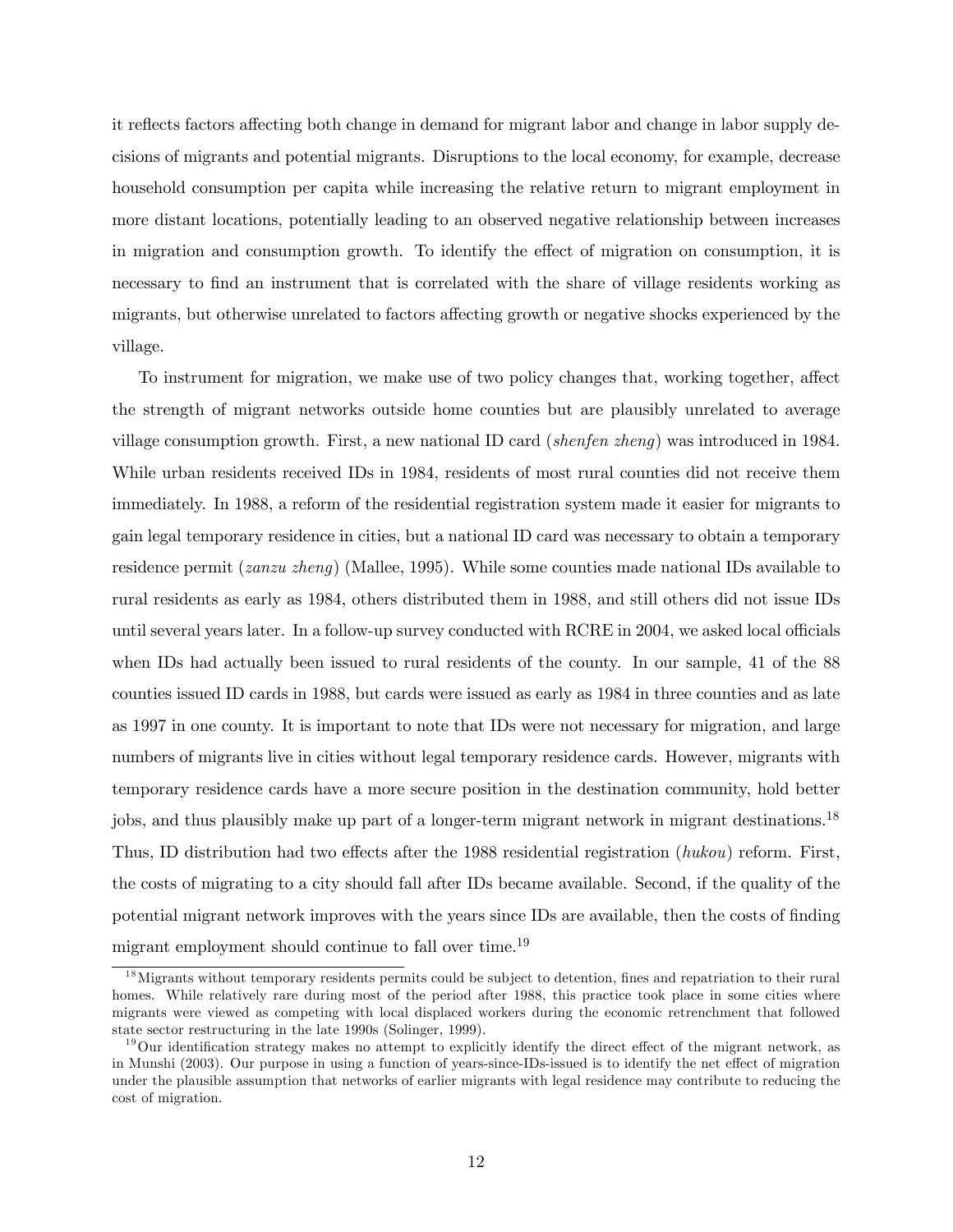it reflects factors affecting both change in demand for migrant labor and change in labor supply decisions of migrants and potential migrants. Disruptions to the local economy, for example, decrease household consumption per capita while increasing the relative return to migrant employment in more distant locations, potentially leading to an observed negative relationship between increases in migration and consumption growth. To identify the effect of migration on consumption, it is necessary to find an instrument that is correlated with the share of village residents working as migrants, but otherwise unrelated to factors affecting growth or negative shocks experienced by the village.

To instrument for migration, we make use of two policy changes that, working together, affect the strength of migrant networks outside home counties but are plausibly unrelated to average village consumption growth. First, a new national ID card (*shenfen zheng*) was introduced in 1984. While urban residents received IDs in 1984, residents of most rural counties did not receive them immediately. In 1988, a reform of the residential registration system made it easier for migrants to gain legal temporary residence in cities, but a national ID card was necessary to obtain a temporary residence permit (*zanzu zheng*) (Mallee, 1995). While some counties made national IDs available to rural residents as early as 1984, others distributed them in 1988, and still others did not issue IDs until several years later. In a follow-up survey conducted with RCRE in 2004, we asked local officials when IDs had actually been issued to rural residents of the county. In our sample, 41 of the 88 counties issued ID cards in 1988, but cards were issued as early as 1984 in three counties and as late as 1997 in one county. It is important to note that IDs were not necessary for migration, and large numbers of migrants live in cities without legal temporary residence cards. However, migrants with temporary residence cards have a more secure position in the destination community, hold better jobs, and thus plausibly make up part of a longer-term migrant network in migrant destinations.[18] Thus, ID distribution had two effects after the 1988 residential registration (*hukou*) reform. First, the costs of migrating to a city should fall after IDs became available. Second, if the quality of the potential migrant network improves with the years since IDs are available, then the costs of finding migrant employment should continue to fall over time.[19]

[18] Migrants without temporary residents permits could be subject to detention, fines and repatriation to their rural homes. While relatively rare during most of the period after 1988, this practice took place in some cities where migrants were viewed as competing with local displaced workers during the economic retrenchment that followed state sector restructuring in the late 1990s (Solinger, 1999).

[19] Our identification strategy makes no attempt to explicitly identify the direct effect of the migrant network, as in Munshi (2003). Our purpose in using a function of years-since-IDs-issued is to identify the net effect of migration under the plausible assumption that networks of earlier migrants with legal residence may contribute to reducing the cost of migration.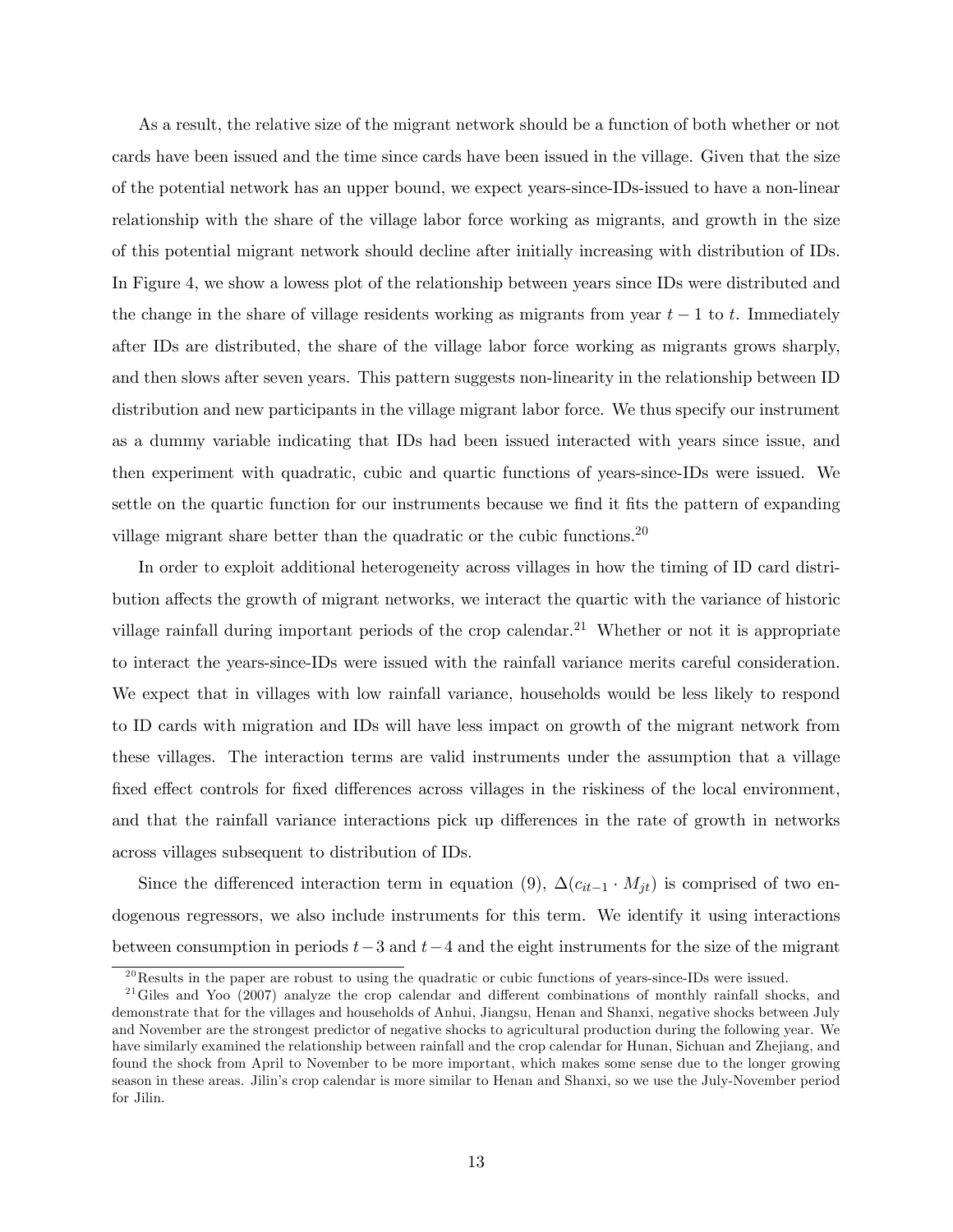As a result, the relative size of the migrant network should be a function of both whether or not cards have been issued and the time since cards have been issued in the village. Given that the size of the potential network has an upper bound, we expect years-since-IDs-issued to have a non-linear relationship with the share of the village labor force working as migrants, and growth in the size of this potential migrant network should decline after initially increasing with distribution of IDs. In Figure 4, we show a lowess plot of the relationship between years since IDs were distributed and the change in the share of village residents working as migrants from year $t-1$ to $t$. Immediately after IDs are distributed, the share of the village labor force working as migrants grows sharply, and then slows after seven years. This pattern suggests non-linearity in the relationship between ID distribution and new participants in the village migrant labor force. We thus specify our instrument as a dummy variable indicating that IDs had been issued interacted with years since issue, and then experiment with quadratic, cubic and quartic functions of years-since-IDs were issued. We settle on the quartic function for our instruments because we find it fits the pattern of expanding village migrant share better than the quadratic or the cubic functions.[20]

In order to exploit additional heterogeneity across villages in how the timing of ID card distribution affects the growth of migrant networks, we interact the quartic with the variance of historic village rainfall during important periods of the crop calendar.[21] Whether or not it is appropriate to interact the years-since-IDs were issued with the rainfall variance merits careful consideration. We expect that in villages with low rainfall variance, households would be less likely to respond to ID cards with migration and IDs will have less impact on growth of the migrant network from these villages. The interaction terms are valid instruments under the assumption that a village fixed effect controls for fixed differences across villages in the riskiness of the local environment, and that the rainfall variance interactions pick up differences in the rate of growth in networks across villages subsequent to distribution of IDs.

Since the differenced interaction term in equation (9), $\Delta(c_{it-1} \cdot M_{jt})$ is comprised of two endogenous regressors, we also include instruments for this term. We identify it using interactions between consumption in periods $t-3$ and $t-4$ and the eight instruments for the size of the migrant

[20] Results in the paper are robust to using the quadratic or cubic functions of years-since-IDs were issued.

[21] Giles and Yoo (2007) analyze the crop calendar and different combinations of monthly rainfall shocks, and demonstrate that for the villages and households of Anhui, Jiangsu, Henan and Shanxi, negative shocks between July and November are the strongest predictor of negative shocks to agricultural production during the following year. We have similarly examined the relationship between rainfall and the crop calendar for Hunan, Sichuan and Zhejiang, and found the shock from April to November to be more important, which makes some sense due to the longer growing season in these areas. Jilin's crop calendar is more similar to Henan and Shanxi, so we use the July-November period for Jilin.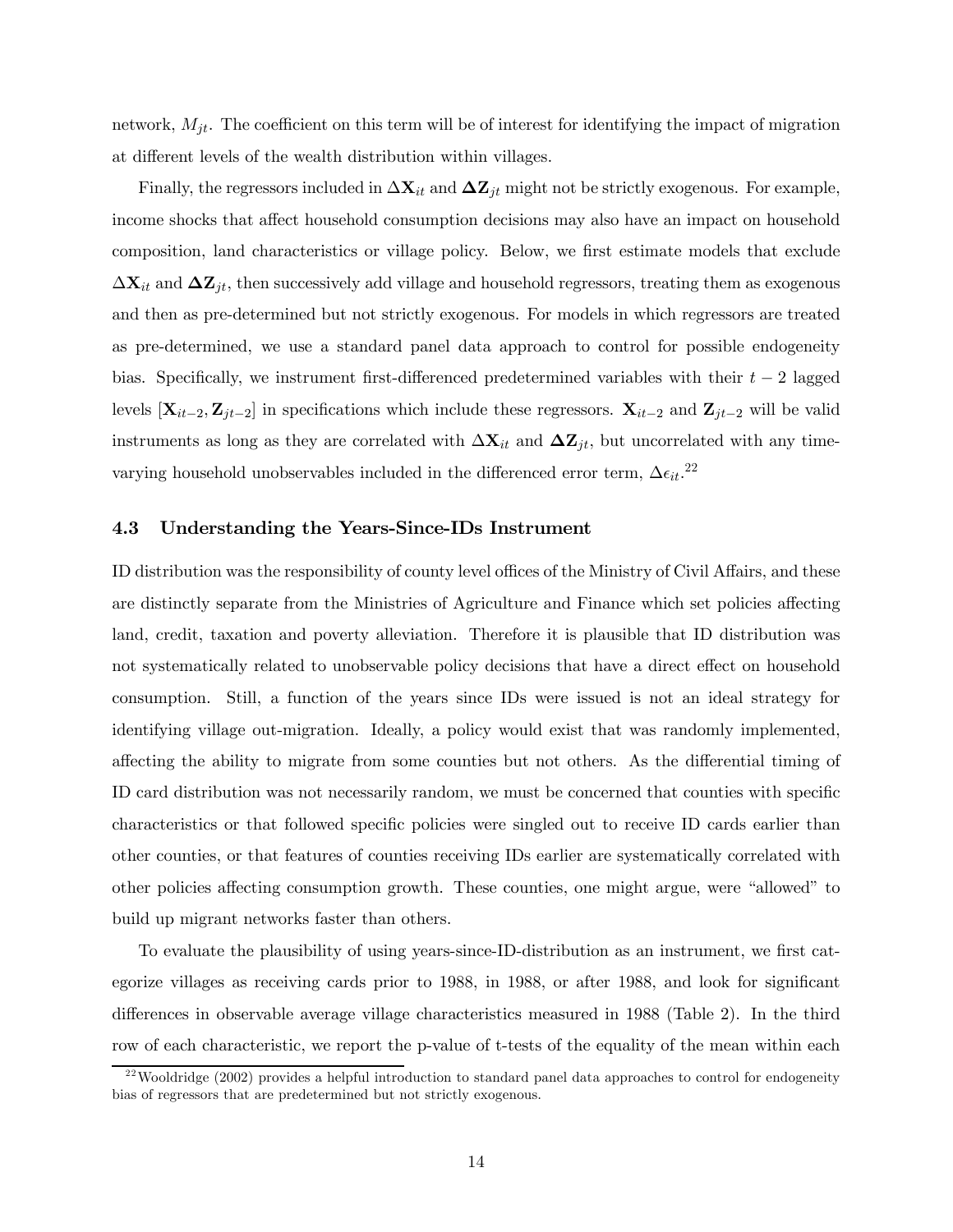network, $M_{jt}$. The coefficient on this term will be of interest for identifying the impact of migration at different levels of the wealth distribution within villages.

Finally, the regressors included in $\Delta \mathbf{X}_{it}$ and $\boldsymbol{\Delta}\mathbf{Z}_{jt}$ might not be strictly exogenous. For example, income shocks that affect household consumption decisions may also have an impact on household composition, land characteristics or village policy. Below, we first estimate models that exclude $\Delta \mathbf{X}_{it}$ and $\boldsymbol{\Delta}\mathbf{Z}_{jt}$, then successively add village and household regressors, treating them as exogenous and then as pre-determined but not strictly exogenous. For models in which regressors are treated as pre-determined, we use a standard panel data approach to control for possible endogeneity bias. Specifically, we instrument first-differenced predetermined variables with their $t-2$ lagged levels $[\mathbf{X}_{it-2}, \mathbf{Z}_{jt-2}]$ in specifications which include these regressors. $\mathbf{X}_{it-2}$ and $\mathbf{Z}_{jt-2}$ will be valid instruments as long as they are correlated with $\Delta \mathbf{X}_{it}$ and $\boldsymbol{\Delta}\mathbf{Z}_{jt}$, but uncorrelated with any time-varying household unobservables included in the differenced error term, $\Delta\epsilon_{it}$.[22]

### 4.3 Understanding the Years-Since-IDs Instrument

ID distribution was the responsibility of county level offices of the Ministry of Civil Affairs, and these are distinctly separate from the Ministries of Agriculture and Finance which set policies affecting land, credit, taxation and poverty alleviation. Therefore it is plausible that ID distribution was not systematically related to unobservable policy decisions that have a direct effect on household consumption. Still, a function of the years since IDs were issued is not an ideal strategy for identifying village out-migration. Ideally, a policy would exist that was randomly implemented, affecting the ability to migrate from some counties but not others. As the differential timing of ID card distribution was not necessarily random, we must be concerned that counties with specific characteristics or that followed specific policies were singled out to receive ID cards earlier than other counties, or that features of counties receiving IDs earlier are systematically correlated with other policies affecting consumption growth. These counties, one might argue, were "allowed" to build up migrant networks faster than others.

To evaluate the plausibility of using years-since-ID-distribution as an instrument, we first categorize villages as receiving cards prior to 1988, in 1988, or after 1988, and look for significant differences in observable average village characteristics measured in 1988 (Table 2). In the third row of each characteristic, we report the p-value of t-tests of the equality of the mean within each

[22] Wooldridge (2002) provides a helpful introduction to standard panel data approaches to control for endogeneity bias of regressors that are predetermined but not strictly exogenous.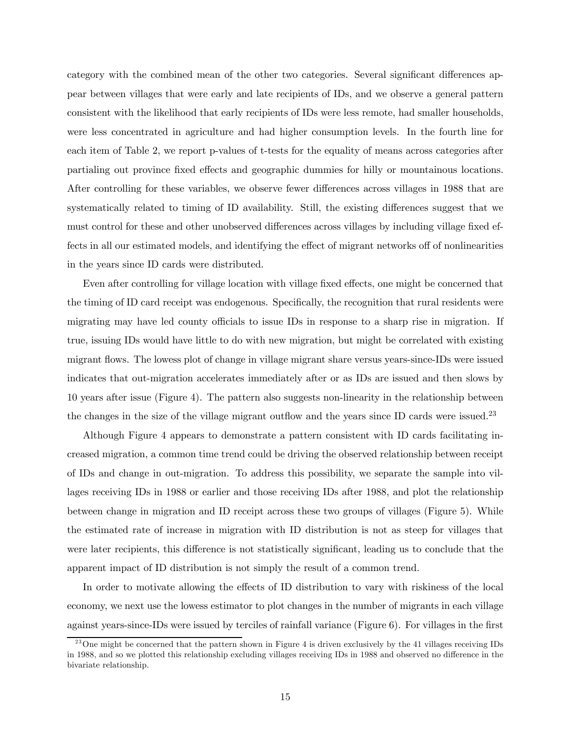category with the combined mean of the other two categories. Several significant differences appear between villages that were early and late recipients of IDs, and we observe a general pattern consistent with the likelihood that early recipients of IDs were less remote, had smaller households, were less concentrated in agriculture and had higher consumption levels. In the fourth line for each item of Table 2, we report p-values of t-tests for the equality of means across categories after partialing out province fixed effects and geographic dummies for hilly or mountainous locations. After controlling for these variables, we observe fewer differences across villages in 1988 that are systematically related to timing of ID availability. Still, the existing differences suggest that we must control for these and other unobserved differences across villages by including village fixed effects in all our estimated models, and identifying the effect of migrant networks off of nonlinearities in the years since ID cards were distributed.

Even after controlling for village location with village fixed effects, one might be concerned that the timing of ID card receipt was endogenous. Specifically, the recognition that rural residents were migrating may have led county officials to issue IDs in response to a sharp rise in migration. If true, issuing IDs would have little to do with new migration, but might be correlated with existing migrant flows. The lowess plot of change in village migrant share versus years-since-IDs were issued indicates that out-migration accelerates immediately after or as IDs are issued and then slows by 10 years after issue (Figure 4). The pattern also suggests non-linearity in the relationship between the changes in the size of the village migrant outflow and the years since ID cards were issued.[23]

Although Figure 4 appears to demonstrate a pattern consistent with ID cards facilitating increased migration, a common time trend could be driving the observed relationship between receipt of IDs and change in out-migration. To address this possibility, we separate the sample into villages receiving IDs in 1988 or earlier and those receiving IDs after 1988, and plot the relationship between change in migration and ID receipt across these two groups of villages (Figure 5). While the estimated rate of increase in migration with ID distribution is not as steep for villages that were later recipients, this difference is not statistically significant, leading us to conclude that the apparent impact of ID distribution is not simply the result of a common trend.

In order to motivate allowing the effects of ID distribution to vary with riskiness of the local economy, we next use the lowess estimator to plot changes in the number of migrants in each village against years-since-IDs were issued by terciles of rainfall variance (Figure 6). For villages in the first

[23] One might be concerned that the pattern shown in Figure 4 is driven exclusively by the 41 villages receiving IDs in 1988, and so we plotted this relationship excluding villages receiving IDs in 1988 and observed no difference in the bivariate relationship.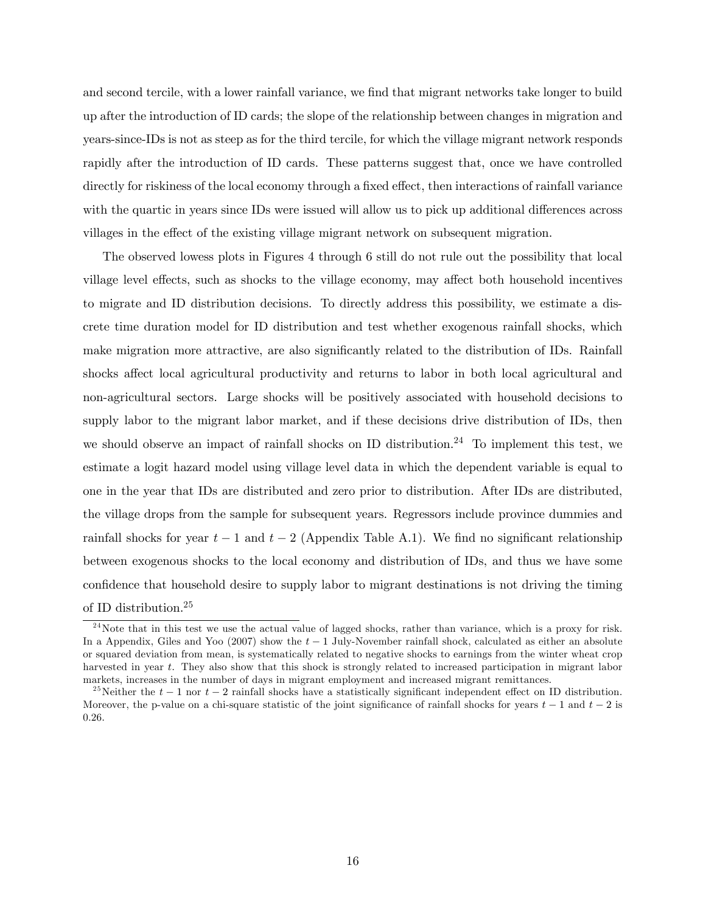and second tercile, with a lower rainfall variance, we find that migrant networks take longer to build up after the introduction of ID cards; the slope of the relationship between changes in migration and years-since-IDs is not as steep as for the third tercile, for which the village migrant network responds rapidly after the introduction of ID cards. These patterns suggest that, once we have controlled directly for riskiness of the local economy through a fixed effect, then interactions of rainfall variance with the quartic in years since IDs were issued will allow us to pick up additional differences across villages in the effect of the existing village migrant network on subsequent migration.

The observed lowess plots in Figures 4 through 6 still do not rule out the possibility that local village level effects, such as shocks to the village economy, may affect both household incentives to migrate and ID distribution decisions. To directly address this possibility, we estimate a discrete time duration model for ID distribution and test whether exogenous rainfall shocks, which make migration more attractive, are also significantly related to the distribution of IDs. Rainfall shocks affect local agricultural productivity and returns to labor in both local agricultural and non-agricultural sectors. Large shocks will be positively associated with household decisions to supply labor to the migrant labor market, and if these decisions drive distribution of IDs, then we should observe an impact of rainfall shocks on ID distribution.[24] To implement this test, we estimate a logit hazard model using village level data in which the dependent variable is equal to one in the year that IDs are distributed and zero prior to distribution. After IDs are distributed, the village drops from the sample for subsequent years. Regressors include province dummies and rainfall shocks for year $t-1$ and $t-2$ (Appendix Table A.1). We find no significant relationship between exogenous shocks to the local economy and distribution of IDs, and thus we have some confidence that household desire to supply labor to migrant destinations is not driving the timing of ID distribution.[25]

[24] Note that in this test we use the actual value of lagged shocks, rather than variance, which is a proxy for risk. In a Appendix, Giles and Yoo (2007) show the $t-1$ July-November rainfall shock, calculated as either an absolute or squared deviation from mean, is systematically related to negative shocks to earnings from the winter wheat crop harvested in year $t$. They also show that this shock is strongly related to increased participation in migrant labor markets, increases in the number of days in migrant employment and increased migrant remittances.

[25] Neither the $t-1$ nor $t-2$ rainfall shocks have a statistically significant independent effect on ID distribution. Moreover, the p-value on a chi-square statistic of the joint significance of rainfall shocks for years $t-1$ and $t-2$ is 0.26.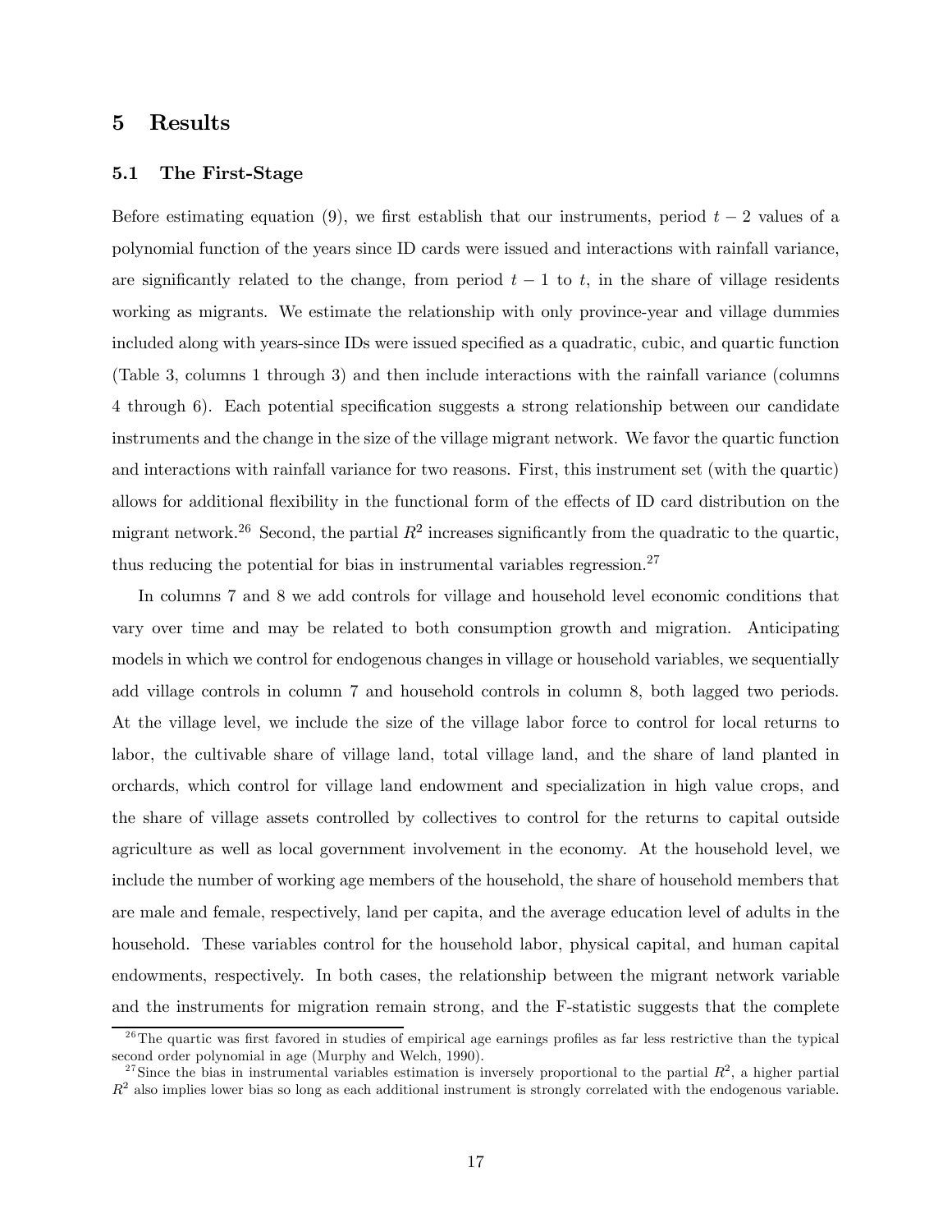# 5 Results

## 5.1 The First-Stage

Before estimating equation (9), we first establish that our instruments, period $t-2$ values of a polynomial function of the years since ID cards were issued and interactions with rainfall variance, are significantly related to the change, from period $t-1$ to $t$, in the share of village residents working as migrants. We estimate the relationship with only province-year and village dummies included along with years-since IDs were issued specified as a quadratic, cubic, and quartic function (Table 3, columns 1 through 3) and then include interactions with the rainfall variance (columns 4 through 6). Each potential specification suggests a strong relationship between our candidate instruments and the change in the size of the village migrant network. We favor the quartic function and interactions with rainfall variance for two reasons. First, this instrument set (with the quartic) allows for additional flexibility in the functional form of the effects of ID card distribution on the migrant network.[26] Second, the partial $R^2$ increases significantly from the quadratic to the quartic, thus reducing the potential for bias in instrumental variables regression.[27]

In columns 7 and 8 we add controls for village and household level economic conditions that vary over time and may be related to both consumption growth and migration. Anticipating models in which we control for endogenous changes in village or household variables, we sequentially add village controls in column 7 and household controls in column 8, both lagged two periods. At the village level, we include the size of the village labor force to control for local returns to labor, the cultivable share of village land, total village land, and the share of land planted in orchards, which control for village land endowment and specialization in high value crops, and the share of village assets controlled by collectives to control for the returns to capital outside agriculture as well as local government involvement in the economy. At the household level, we include the number of working age members of the household, the share of household members that are male and female, respectively, land per capita, and the average education level of adults in the household. These variables control for the household labor, physical capital, and human capital endowments, respectively. In both cases, the relationship between the migrant network variable and the instruments for migration remain strong, and the F-statistic suggests that the complete

[26] The quartic was first favored in studies of empirical age earnings profiles as far less restrictive than the typical second order polynomial in age (Murphy and Welch, 1990).

[27] Since the bias in instrumental variables estimation is inversely proportional to the partial $R^2$, a higher partial $R^2$ also implies lower bias so long as each additional instrument is strongly correlated with the endogenous variable.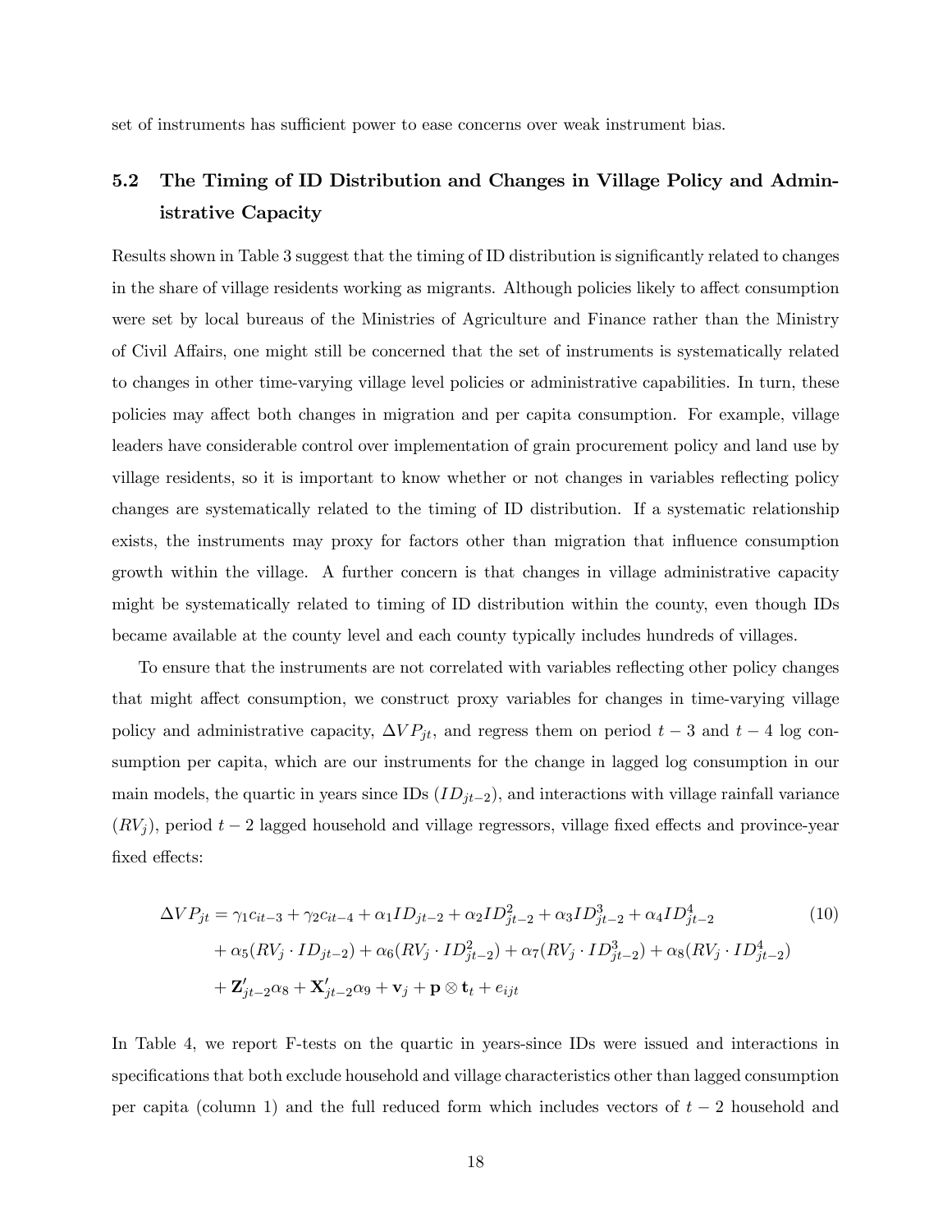set of instruments has sufficient power to ease concerns over weak instrument bias.

## 5.2 The Timing of ID Distribution and Changes in Village Policy and Administrative Capacity

Results shown in Table 3 suggest that the timing of ID distribution is significantly related to changes in the share of village residents working as migrants. Although policies likely to affect consumption were set by local bureaus of the Ministries of Agriculture and Finance rather than the Ministry of Civil Affairs, one might still be concerned that the set of instruments is systematically related to changes in other time-varying village level policies or administrative capabilities. In turn, these policies may affect both changes in migration and per capita consumption. For example, village leaders have considerable control over implementation of grain procurement policy and land use by village residents, so it is important to know whether or not changes in variables reflecting policy changes are systematically related to the timing of ID distribution. If a systematic relationship exists, the instruments may proxy for factors other than migration that influence consumption growth within the village. A further concern is that changes in village administrative capacity might be systematically related to timing of ID distribution within the county, even though IDs became available at the county level and each county typically includes hundreds of villages.

To ensure that the instruments are not correlated with variables reflecting other policy changes that might affect consumption, we construct proxy variables for changes in time-varying village policy and administrative capacity, $\Delta VP_{jt}$, and regress them on period $t-3$ and $t-4$ log consumption per capita, which are our instruments for the change in lagged log consumption in our main models, the quartic in years since IDs ($ID_{jt-2}$), and interactions with village rainfall variance ($RV_j$), period $t-2$ lagged household and village regressors, village fixed effects and province-year fixed effects:

$$
\begin{aligned}
\Delta VP_{jt} = {} & \gamma_1 c_{it-3} + \gamma_2 c_{it-4} + \alpha_1 ID_{jt-2} + \alpha_2 ID_{jt-2}^2 + \alpha_3 ID_{jt-2}^3 + \alpha_4 ID_{jt-2}^4 \\
& + \alpha_5 (RV_j \cdot ID_{jt-2}) + \alpha_6 (RV_j \cdot ID_{jt-2}^2) + \alpha_7 (RV_j \cdot ID_{jt-2}^3) + \alpha_8 (RV_j \cdot ID_{jt-2}^4) \\
& + \mathbf{Z}'_{jt-2}\alpha_8 + \mathbf{X}'_{jt-2}\alpha_9 + \mathbf{v}_j + \mathbf{p} \otimes \mathbf{t}_t + e_{ijt}
\end{aligned}
\tag{10}
$$

In Table 4, we report F-tests on the quartic in years-since IDs were issued and interactions in specifications that both exclude household and village characteristics other than lagged consumption per capita (column 1) and the full reduced form which includes vectors of $t-2$ household and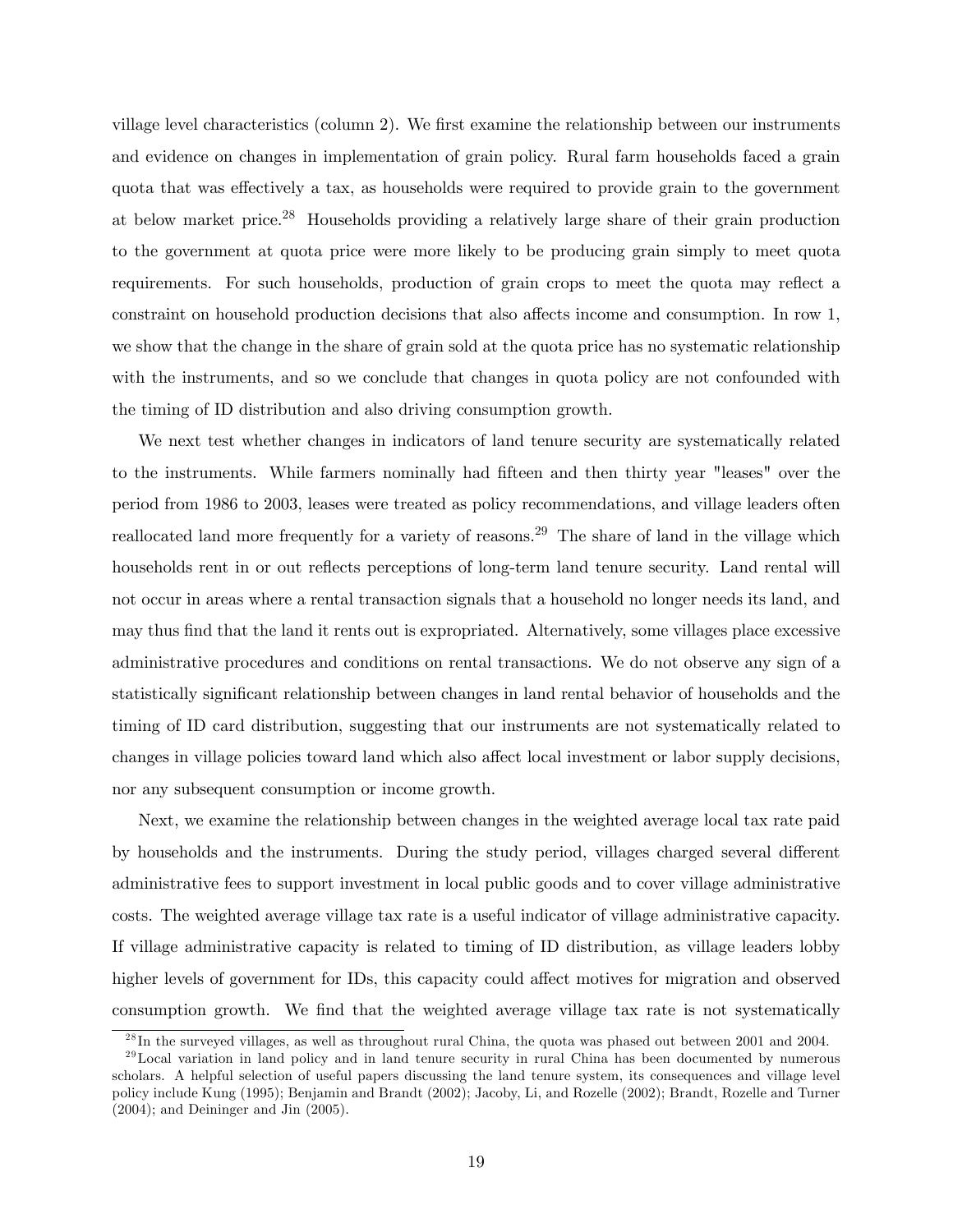village level characteristics (column 2). We first examine the relationship between our instruments and evidence on changes in implementation of grain policy. Rural farm households faced a grain quota that was effectively a tax, as households were required to provide grain to the government at below market price.[28] Households providing a relatively large share of their grain production to the government at quota price were more likely to be producing grain simply to meet quota requirements. For such households, production of grain crops to meet the quota may reflect a constraint on household production decisions that also affects income and consumption. In row 1, we show that the change in the share of grain sold at the quota price has no systematic relationship with the instruments, and so we conclude that changes in quota policy are not confounded with the timing of ID distribution and also driving consumption growth.

We next test whether changes in indicators of land tenure security are systematically related to the instruments. While farmers nominally had fifteen and then thirty year "leases" over the period from 1986 to 2003, leases were treated as policy recommendations, and village leaders often reallocated land more frequently for a variety of reasons.[29] The share of land in the village which households rent in or out reflects perceptions of long-term land tenure security. Land rental will not occur in areas where a rental transaction signals that a household no longer needs its land, and may thus find that the land it rents out is expropriated. Alternatively, some villages place excessive administrative procedures and conditions on rental transactions. We do not observe any sign of a statistically significant relationship between changes in land rental behavior of households and the timing of ID card distribution, suggesting that our instruments are not systematically related to changes in village policies toward land which also affect local investment or labor supply decisions, nor any subsequent consumption or income growth.

Next, we examine the relationship between changes in the weighted average local tax rate paid by households and the instruments. During the study period, villages charged several different administrative fees to support investment in local public goods and to cover village administrative costs. The weighted average village tax rate is a useful indicator of village administrative capacity. If village administrative capacity is related to timing of ID distribution, as village leaders lobby higher levels of government for IDs, this capacity could affect motives for migration and observed consumption growth. We find that the weighted average village tax rate is not systematically

[28] In the surveyed villages, as well as throughout rural China, the quota was phased out between 2001 and 2004.

[29] Local variation in land policy and in land tenure security in rural China has been documented by numerous scholars. A helpful selection of useful papers discussing the land tenure system, its consequences and village level policy include Kung (1995); Benjamin and Brandt (2002); Jacoby, Li, and Rozelle (2002); Brandt, Rozelle and Turner (2004); and Deininger and Jin (2005).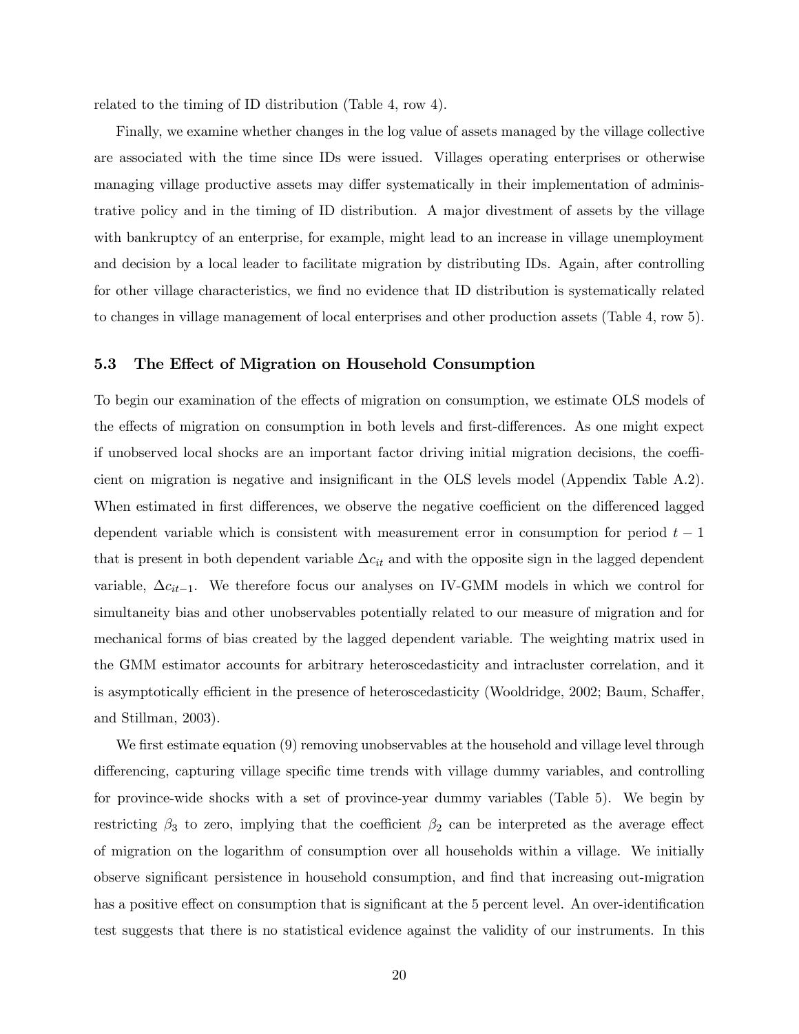related to the timing of ID distribution (Table 4, row 4).

Finally, we examine whether changes in the log value of assets managed by the village collective are associated with the time since IDs were issued. Villages operating enterprises or otherwise managing village productive assets may differ systematically in their implementation of administrative policy and in the timing of ID distribution. A major divestment of assets by the village with bankruptcy of an enterprise, for example, might lead to an increase in village unemployment and decision by a local leader to facilitate migration by distributing IDs. Again, after controlling for other village characteristics, we find no evidence that ID distribution is systematically related to changes in village management of local enterprises and other production assets (Table 4, row 5).

### 5.3 The Effect of Migration on Household Consumption

To begin our examination of the effects of migration on consumption, we estimate OLS models of the effects of migration on consumption in both levels and first-differences. As one might expect if unobserved local shocks are an important factor driving initial migration decisions, the coefficient on migration is negative and insignificant in the OLS levels model (Appendix Table A.2). When estimated in first differences, we observe the negative coefficient on the differenced lagged dependent variable which is consistent with measurement error in consumption for period $t-1$ that is present in both dependent variable $\Delta c_{it}$ and with the opposite sign in the lagged dependent variable, $\Delta c_{it-1}$. We therefore focus our analyses on IV-GMM models in which we control for simultaneity bias and other unobservables potentially related to our measure of migration and for mechanical forms of bias created by the lagged dependent variable. The weighting matrix used in the GMM estimator accounts for arbitrary heteroscedasticity and intracluster correlation, and it is asymptotically efficient in the presence of heteroscedasticity (Wooldridge, 2002; Baum, Schaffer, and Stillman, 2003).

We first estimate equation (9) removing unobservables at the household and village level through differencing, capturing village specific time trends with village dummy variables, and controlling for province-wide shocks with a set of province-year dummy variables (Table 5). We begin by restricting $\beta_3$ to zero, implying that the coefficient $\beta_2$ can be interpreted as the average effect of migration on the logarithm of consumption over all households within a village. We initially observe significant persistence in household consumption, and find that increasing out-migration has a positive effect on consumption that is significant at the 5 percent level. An over-identification test suggests that there is no statistical evidence against the validity of our instruments. In this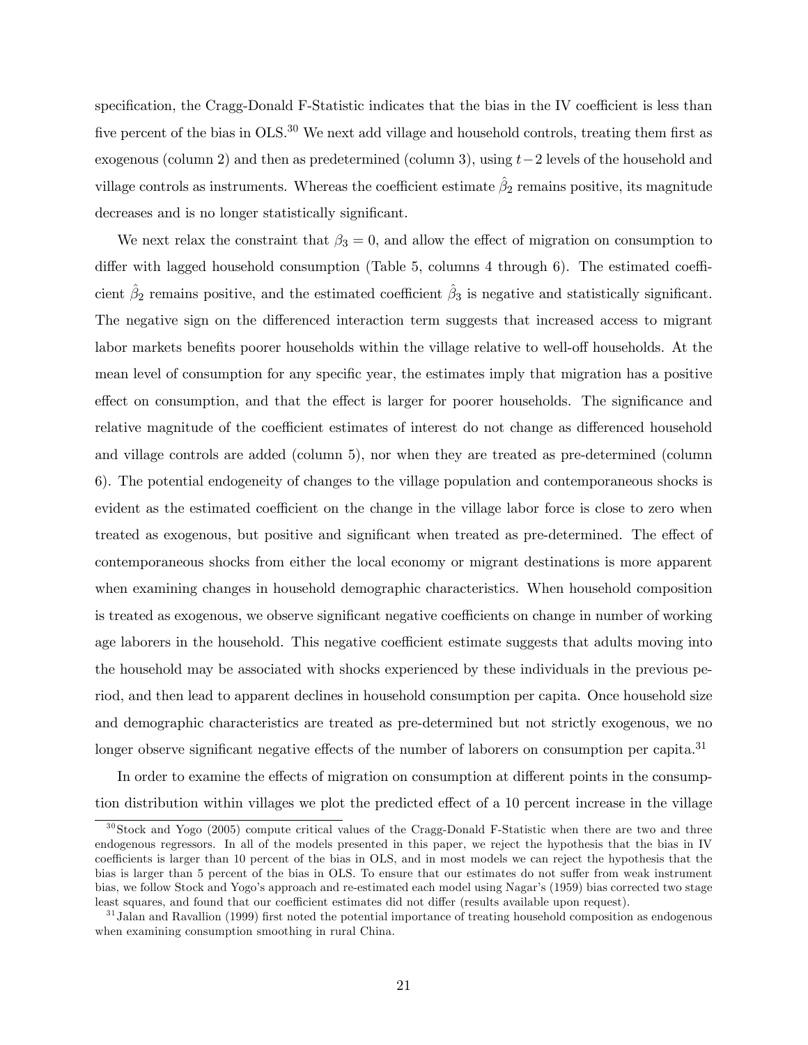specification, the Cragg-Donald F-Statistic indicates that the bias in the IV coefficient is less than five percent of the bias in OLS.[30] We next add village and household controls, treating them first as exogenous (column 2) and then as predetermined (column 3), using $t-2$ levels of the household and village controls as instruments. Whereas the coefficient estimate $\hat{\beta}_2$ remains positive, its magnitude decreases and is no longer statistically significant.

We next relax the constraint that $\beta_3 = 0$, and allow the effect of migration on consumption to differ with lagged household consumption (Table 5, columns 4 through 6). The estimated coefficient $\hat{\beta}_2$ remains positive, and the estimated coefficient $\hat{\beta}_3$ is negative and statistically significant. The negative sign on the differenced interaction term suggests that increased access to migrant labor markets benefits poorer households within the village relative to well-off households. At the mean level of consumption for any specific year, the estimates imply that migration has a positive effect on consumption, and that the effect is larger for poorer households. The significance and relative magnitude of the coefficient estimates of interest do not change as differenced household and village controls are added (column 5), nor when they are treated as pre-determined (column 6). The potential endogeneity of changes to the village population and contemporaneous shocks is evident as the estimated coefficient on the change in the village labor force is close to zero when treated as exogenous, but positive and significant when treated as pre-determined. The effect of contemporaneous shocks from either the local economy or migrant destinations is more apparent when examining changes in household demographic characteristics. When household composition is treated as exogenous, we observe significant negative coefficients on change in number of working age laborers in the household. This negative coefficient estimate suggests that adults moving into the household may be associated with shocks experienced by these individuals in the previous period, and then lead to apparent declines in household consumption per capita. Once household size and demographic characteristics are treated as pre-determined but not strictly exogenous, we no longer observe significant negative effects of the number of laborers on consumption per capita.[31]

In order to examine the effects of migration on consumption at different points in the consumption distribution within villages we plot the predicted effect of a 10 percent increase in the village

[30] Stock and Yogo (2005) compute critical values of the Cragg-Donald F-Statistic when there are two and three endogenous regressors. In all of the models presented in this paper, we reject the hypothesis that the bias in IV coefficients is larger than 10 percent of the bias in OLS, and in most models we can reject the hypothesis that the bias is larger than 5 percent of the bias in OLS. To ensure that our estimates do not suffer from weak instrument bias, we follow Stock and Yogo's approach and re-estimated each model using Nagar's (1959) bias corrected two stage least squares, and found that our coefficient estimates did not differ (results available upon request).

[31] Jalan and Ravallion (1999) first noted the potential importance of treating household composition as endogenous when examining consumption smoothing in rural China.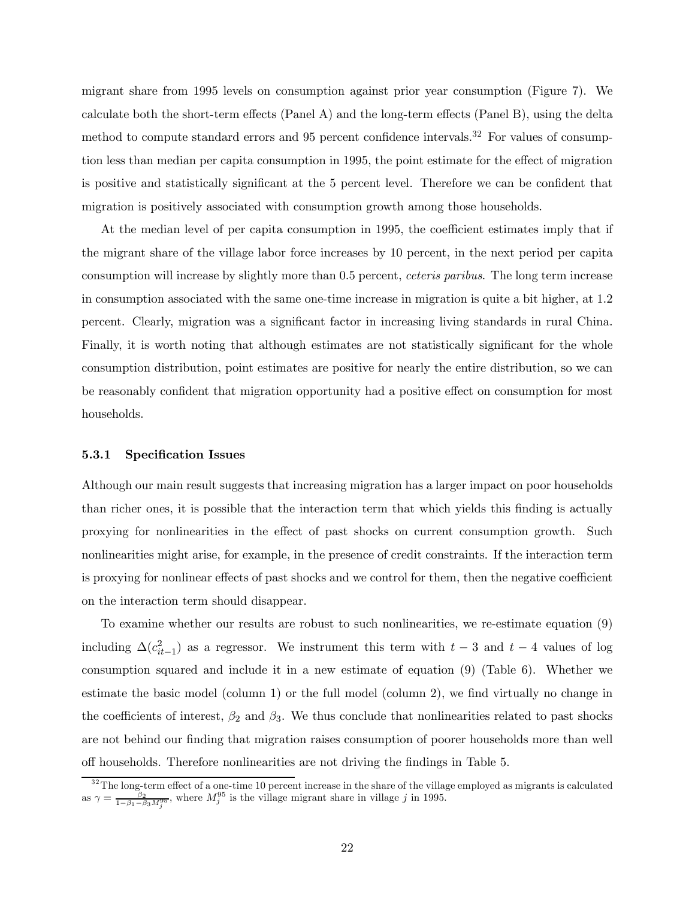migrant share from 1995 levels on consumption against prior year consumption (Figure 7). We calculate both the short-term effects (Panel A) and the long-term effects (Panel B), using the delta method to compute standard errors and 95 percent confidence intervals.[32] For values of consumption less than median per capita consumption in 1995, the point estimate for the effect of migration is positive and statistically significant at the 5 percent level. Therefore we can be confident that migration is positively associated with consumption growth among those households.

At the median level of per capita consumption in 1995, the coefficient estimates imply that if the migrant share of the village labor force increases by 10 percent, in the next period per capita consumption will increase by slightly more than 0.5 percent, *ceteris paribus*. The long term increase in consumption associated with the same one-time increase in migration is quite a bit higher, at 1.2 percent. Clearly, migration was a significant factor in increasing living standards in rural China. Finally, it is worth noting that although estimates are not statistically significant for the whole consumption distribution, point estimates are positive for nearly the entire distribution, so we can be reasonably confident that migration opportunity had a positive effect on consumption for most households.

### 5.3.1 Specification Issues

Although our main result suggests that increasing migration has a larger impact on poor households than richer ones, it is possible that the interaction term that which yields this finding is actually proxying for nonlinearities in the effect of past shocks on current consumption growth. Such nonlinearities might arise, for example, in the presence of credit constraints. If the interaction term is proxying for nonlinear effects of past shocks and we control for them, then the negative coefficient on the interaction term should disappear.

To examine whether our results are robust to such nonlinearities, we re-estimate equation (9) including $\Delta(c_{it-1}^2)$ as a regressor. We instrument this term with $t-3$ and $t-4$ values of log consumption squared and include it in a new estimate of equation (9) (Table 6). Whether we estimate the basic model (column 1) or the full model (column 2), we find virtually no change in the coefficients of interest, $\beta_2$ and $\beta_3$. We thus conclude that nonlinearities related to past shocks are not behind our finding that migration raises consumption of poorer households more than well off households. Therefore nonlinearities are not driving the findings in Table 5.

[32] The long-term effect of a one-time 10 percent increase in the share of the village employed as migrants is calculated as $\gamma = \frac{\beta_2}{1-\beta_1-\beta_3 M_j^{95}}$, where $M_j^{95}$ is the village migrant share in village $j$ in 1995.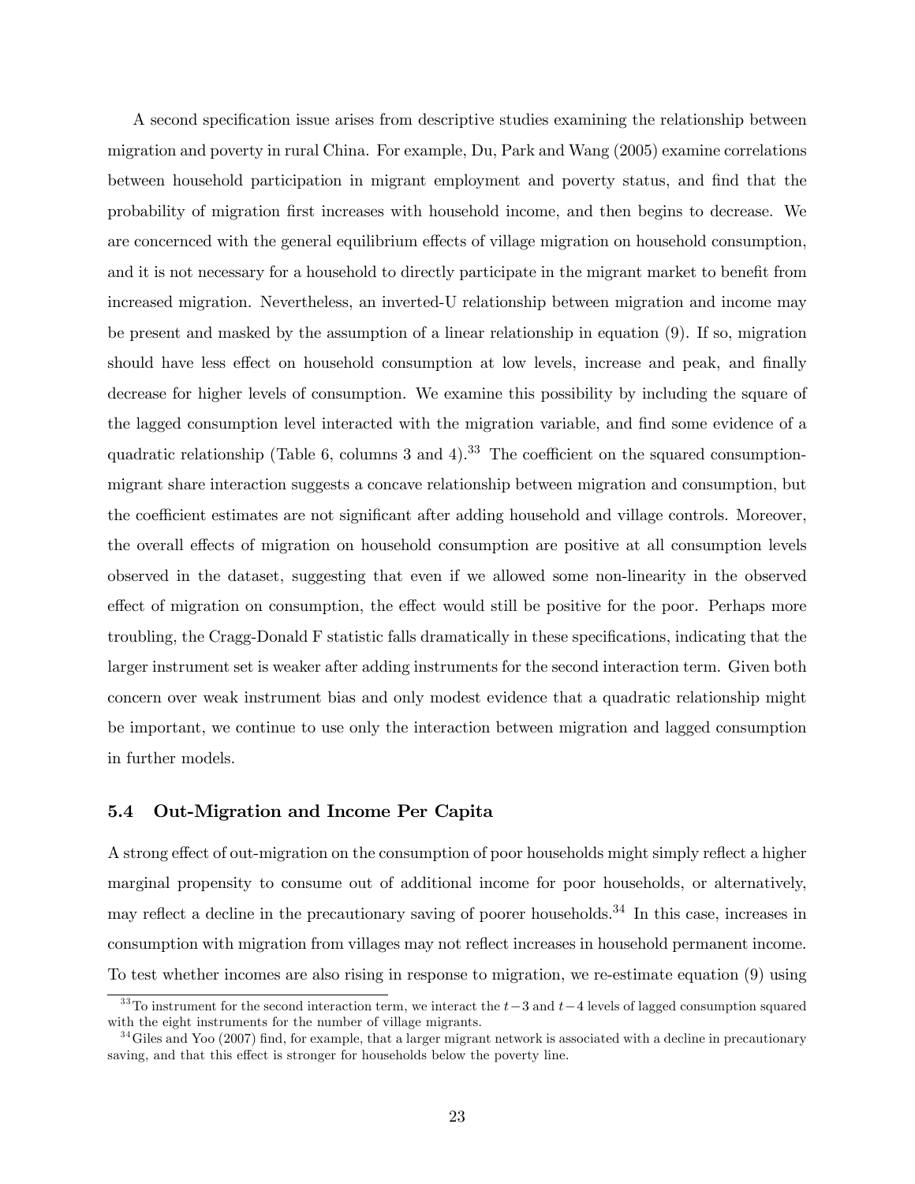A second specification issue arises from descriptive studies examining the relationship between migration and poverty in rural China. For example, Du, Park and Wang (2005) examine correlations between household participation in migrant employment and poverty status, and find that the probability of migration first increases with household income, and then begins to decrease. We are concernced with the general equilibrium effects of village migration on household consumption, and it is not necessary for a household to directly participate in the migrant market to benefit from increased migration. Nevertheless, an inverted-U relationship between migration and income may be present and masked by the assumption of a linear relationship in equation (9). If so, migration should have less effect on household consumption at low levels, increase and peak, and finally decrease for higher levels of consumption. We examine this possibility by including the square of the lagged consumption level interacted with the migration variable, and find some evidence of a quadratic relationship (Table 6, columns 3 and 4).[33] The coefficient on the squared consumption-migrant share interaction suggests a concave relationship between migration and consumption, but the coefficient estimates are not significant after adding household and village controls. Moreover, the overall effects of migration on household consumption are positive at all consumption levels observed in the dataset, suggesting that even if we allowed some non-linearity in the observed effect of migration on consumption, the effect would still be positive for the poor. Perhaps more troubling, the Cragg-Donald F statistic falls dramatically in these specifications, indicating that the larger instrument set is weaker after adding instruments for the second interaction term. Given both concern over weak instrument bias and only modest evidence that a quadratic relationship might be important, we continue to use only the interaction between migration and lagged consumption in further models.

### 5.4 Out-Migration and Income Per Capita

A strong effect of out-migration on the consumption of poor households might simply reflect a higher marginal propensity to consume out of additional income for poor households, or alternatively, may reflect a decline in the precautionary saving of poorer households.[34] In this case, increases in consumption with migration from villages may not reflect increases in household permanent income. To test whether incomes are also rising in response to migration, we re-estimate equation (9) using

[33] To instrument for the second interaction term, we interact the $t-3$ and $t-4$ levels of lagged consumption squared with the eight instruments for the number of village migrants.

[34] Giles and Yoo (2007) find, for example, that a larger migrant network is associated with a decline in precautionary saving, and that this effect is stronger for households below the poverty line.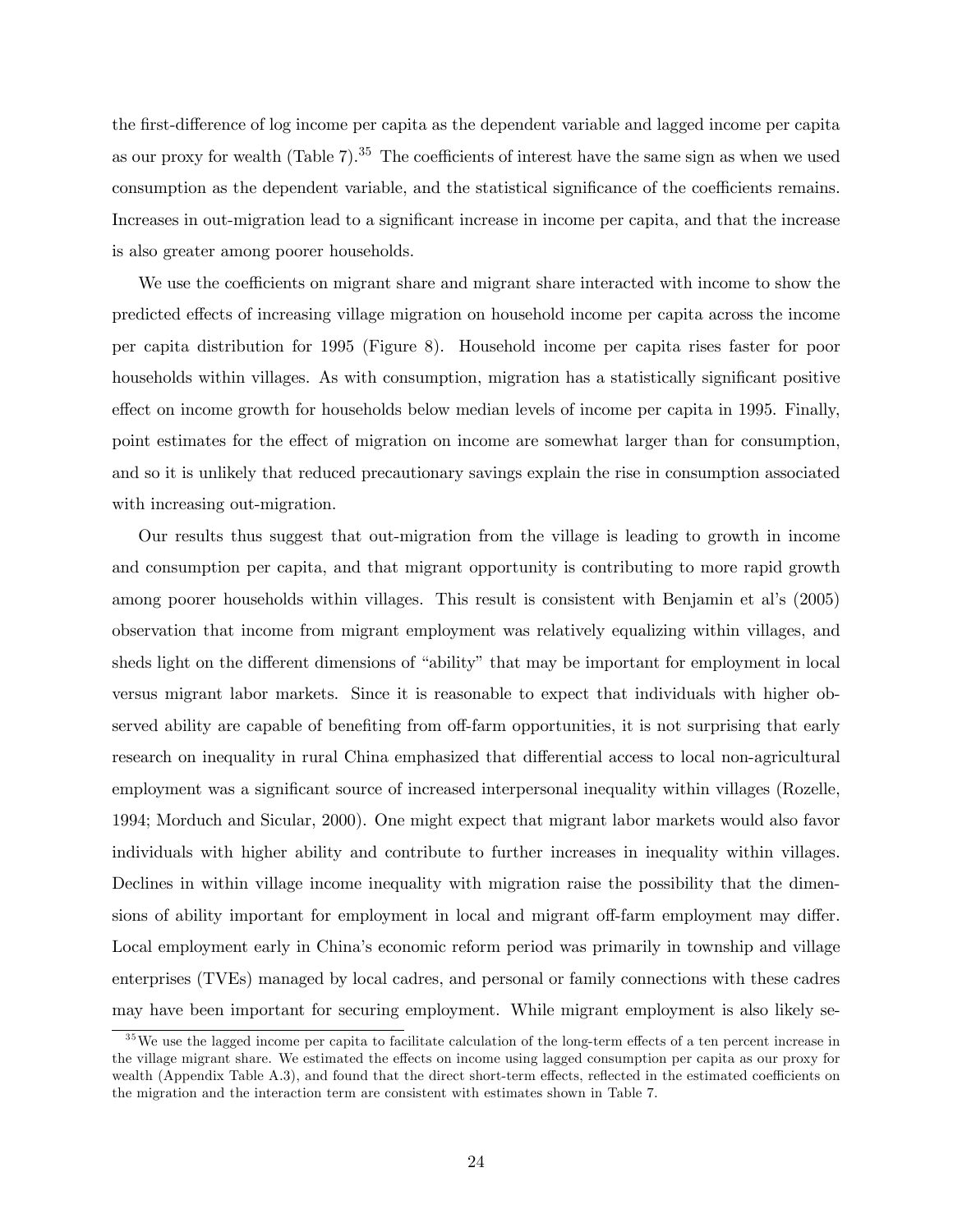the first-difference of log income per capita as the dependent variable and lagged income per capita as our proxy for wealth (Table 7).[35] The coefficients of interest have the same sign as when we used consumption as the dependent variable, and the statistical significance of the coefficients remains. Increases in out-migration lead to a significant increase in income per capita, and that the increase is also greater among poorer households.

We use the coefficients on migrant share and migrant share interacted with income to show the predicted effects of increasing village migration on household income per capita across the income per capita distribution for 1995 (Figure 8). Household income per capita rises faster for poor households within villages. As with consumption, migration has a statistically significant positive effect on income growth for households below median levels of income per capita in 1995. Finally, point estimates for the effect of migration on income are somewhat larger than for consumption, and so it is unlikely that reduced precautionary savings explain the rise in consumption associated with increasing out-migration.

Our results thus suggest that out-migration from the village is leading to growth in income and consumption per capita, and that migrant opportunity is contributing to more rapid growth among poorer households within villages. This result is consistent with Benjamin et al's (2005) observation that income from migrant employment was relatively equalizing within villages, and sheds light on the different dimensions of "ability" that may be important for employment in local versus migrant labor markets. Since it is reasonable to expect that individuals with higher observed ability are capable of benefiting from off-farm opportunities, it is not surprising that early research on inequality in rural China emphasized that differential access to local non-agricultural employment was a significant source of increased interpersonal inequality within villages (Rozelle, 1994; Morduch and Sicular, 2000). One might expect that migrant labor markets would also favor individuals with higher ability and contribute to further increases in inequality within villages. Declines in within village income inequality with migration raise the possibility that the dimensions of ability important for employment in local and migrant off-farm employment may differ. Local employment early in China's economic reform period was primarily in township and village enterprises (TVEs) managed by local cadres, and personal or family connections with these cadres may have been important for securing employment. While migrant employment is also likely se-

[35] We use the lagged income per capita to facilitate calculation of the long-term effects of a ten percent increase in the village migrant share. We estimated the effects on income using lagged consumption per capita as our proxy for wealth (Appendix Table A.3), and found that the direct short-term effects, reflected in the estimated coefficients on the migration and the interaction term are consistent with estimates shown in Table 7.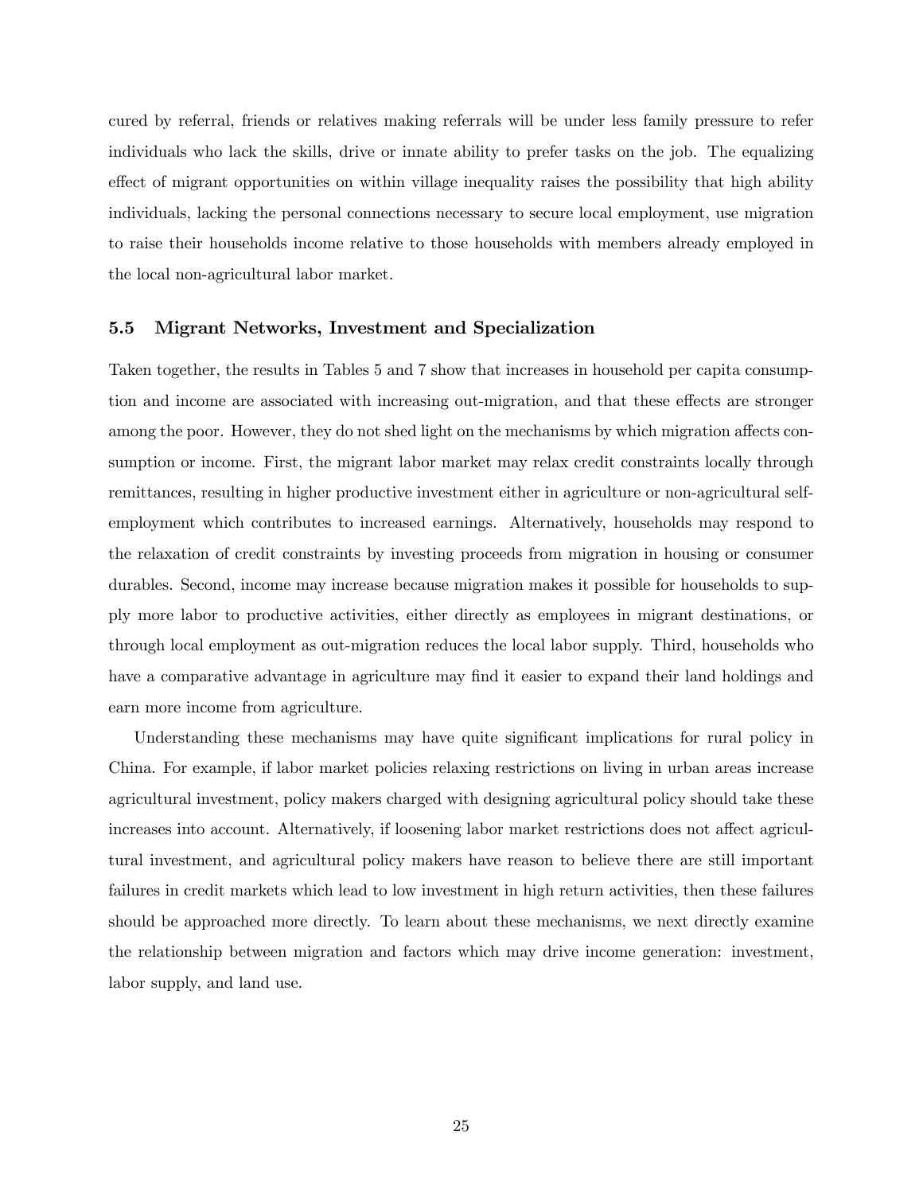cured by referral, friends or relatives making referrals will be under less family pressure to refer individuals who lack the skills, drive or innate ability to prefer tasks on the job. The equalizing effect of migrant opportunities on within village inequality raises the possibility that high ability individuals, lacking the personal connections necessary to secure local employment, use migration to raise their households income relative to those households with members already employed in the local non-agricultural labor market.

### 5.5 Migrant Networks, Investment and Specialization

Taken together, the results in Tables 5 and 7 show that increases in household per capita consumption and income are associated with increasing out-migration, and that these effects are stronger among the poor. However, they do not shed light on the mechanisms by which migration affects consumption or income. First, the migrant labor market may relax credit constraints locally through remittances, resulting in higher productive investment either in agriculture or non-agricultural self-employment which contributes to increased earnings. Alternatively, households may respond to the relaxation of credit constraints by investing proceeds from migration in housing or consumer durables. Second, income may increase because migration makes it possible for households to supply more labor to productive activities, either directly as employees in migrant destinations, or through local employment as out-migration reduces the local labor supply. Third, households who have a comparative advantage in agriculture may find it easier to expand their land holdings and earn more income from agriculture.

Understanding these mechanisms may have quite significant implications for rural policy in China. For example, if labor market policies relaxing restrictions on living in urban areas increase agricultural investment, policy makers charged with designing agricultural policy should take these increases into account. Alternatively, if loosening labor market restrictions does not affect agricultural investment, and agricultural policy makers have reason to believe there are still important failures in credit markets which lead to low investment in high return activities, then these failures should be approached more directly. To learn about these mechanisms, we next directly examine the relationship between migration and factors which may drive income generation: investment, labor supply, and land use.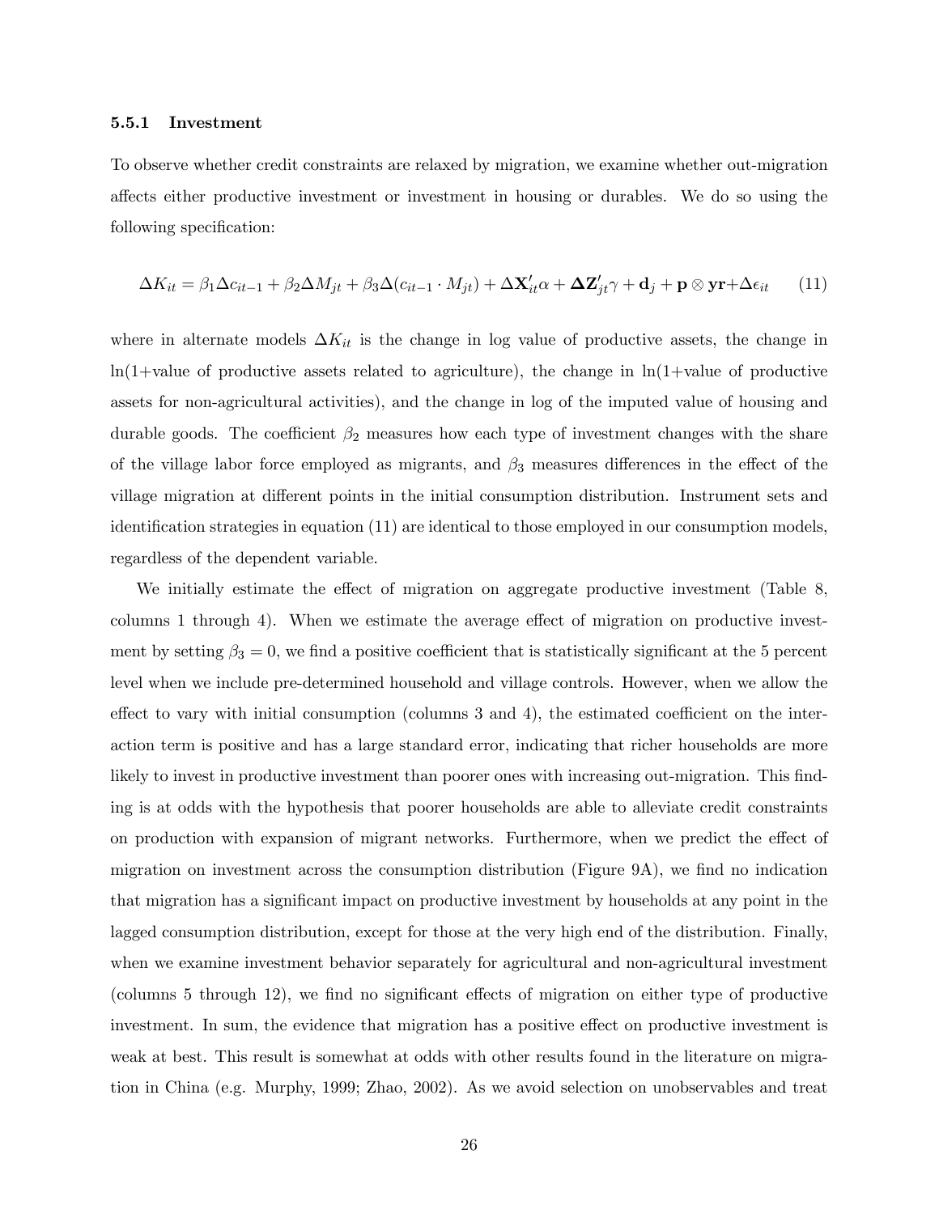### 5.5.1 Investment

To observe whether credit constraints are relaxed by migration, we examine whether out-migration affects either productive investment or investment in housing or durables. We do so using the following specification:

$$\Delta K_{it} = \beta_1 \Delta c_{it-1} + \beta_2 \Delta M_{jt} + \beta_3 \Delta(c_{it-1} \cdot M_{jt}) + \Delta \mathbf{X}_{it}' \alpha + \boldsymbol{\Delta} \mathbf{Z}_{jt}' \gamma + \mathbf{d}_j + \mathbf{p} \otimes \mathbf{yr} + \Delta \epsilon_{it} \quad (11)$$

where in alternate models $\Delta K_{it}$ is the change in log value of productive assets, the change in ln(1+value of productive assets related to agriculture), the change in ln(1+value of productive assets for non-agricultural activities), and the change in log of the imputed value of housing and durable goods. The coefficient $\beta_2$ measures how each type of investment changes with the share of the village labor force employed as migrants, and $\beta_3$ measures differences in the effect of the village migration at different points in the initial consumption distribution. Instrument sets and identification strategies in equation (11) are identical to those employed in our consumption models, regardless of the dependent variable.

We initially estimate the effect of migration on aggregate productive investment (Table 8, columns 1 through 4). When we estimate the average effect of migration on productive investment by setting $\beta_3 = 0$, we find a positive coefficient that is statistically significant at the 5 percent level when we include pre-determined household and village controls. However, when we allow the effect to vary with initial consumption (columns 3 and 4), the estimated coefficient on the interaction term is positive and has a large standard error, indicating that richer households are more likely to invest in productive investment than poorer ones with increasing out-migration. This finding is at odds with the hypothesis that poorer households are able to alleviate credit constraints on production with expansion of migrant networks. Furthermore, when we predict the effect of migration on investment across the consumption distribution (Figure 9A), we find no indication that migration has a significant impact on productive investment by households at any point in the lagged consumption distribution, except for those at the very high end of the distribution. Finally, when we examine investment behavior separately for agricultural and non-agricultural investment (columns 5 through 12), we find no significant effects of migration on either type of productive investment. In sum, the evidence that migration has a positive effect on productive investment is weak at best. This result is somewhat at odds with other results found in the literature on migration in China (e.g. Murphy, 1999; Zhao, 2002). As we avoid selection on unobservables and treat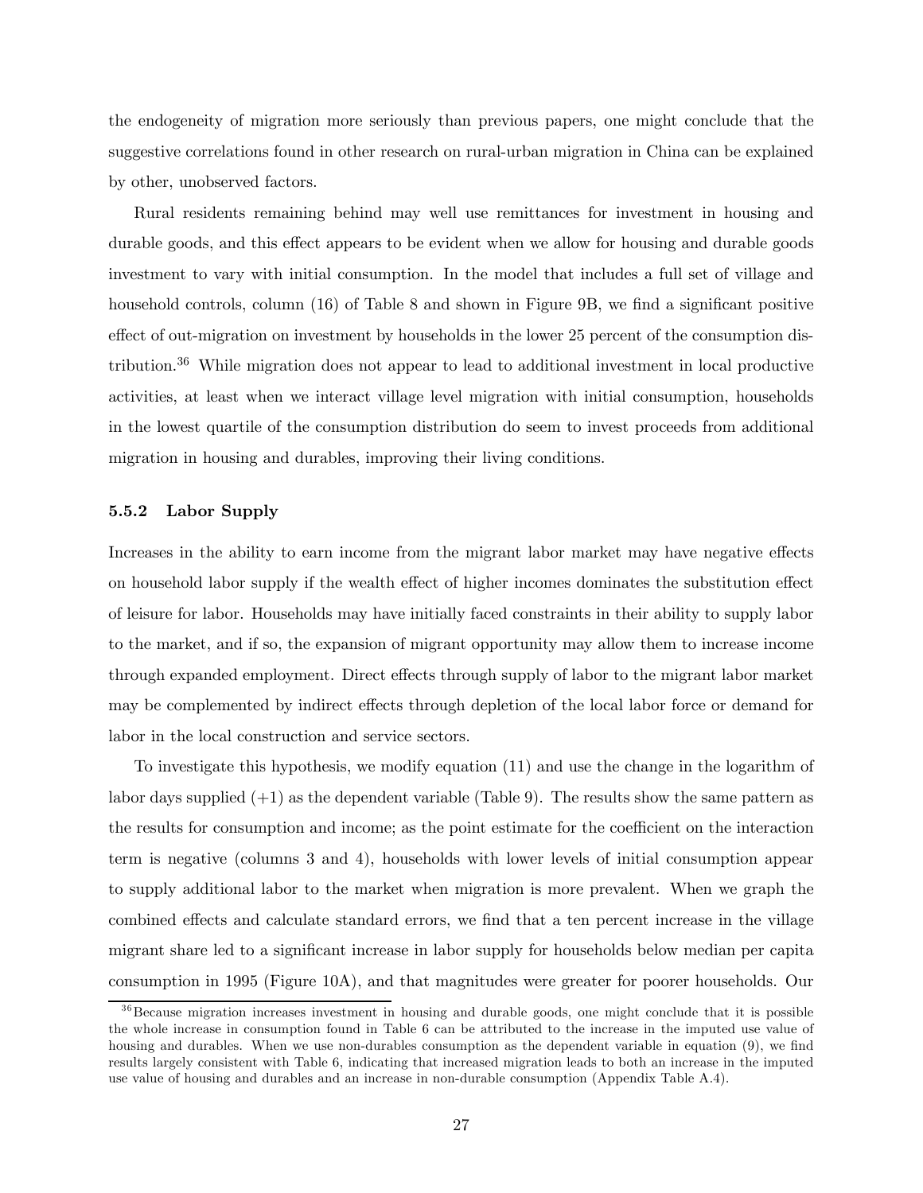the endogeneity of migration more seriously than previous papers, one might conclude that the suggestive correlations found in other research on rural-urban migration in China can be explained by other, unobserved factors.

Rural residents remaining behind may well use remittances for investment in housing and durable goods, and this effect appears to be evident when we allow for housing and durable goods investment to vary with initial consumption. In the model that includes a full set of village and household controls, column (16) of Table 8 and shown in Figure 9B, we find a significant positive effect of out-migration on investment by households in the lower 25 percent of the consumption distribution.[36] While migration does not appear to lead to additional investment in local productive activities, at least when we interact village level migration with initial consumption, households in the lowest quartile of the consumption distribution do seem to invest proceeds from additional migration in housing and durables, improving their living conditions.

### 5.5.2 Labor Supply

Increases in the ability to earn income from the migrant labor market may have negative effects on household labor supply if the wealth effect of higher incomes dominates the substitution effect of leisure for labor. Households may have initially faced constraints in their ability to supply labor to the market, and if so, the expansion of migrant opportunity may allow them to increase income through expanded employment. Direct effects through supply of labor to the migrant labor market may be complemented by indirect effects through depletion of the local labor force or demand for labor in the local construction and service sectors.

To investigate this hypothesis, we modify equation (11) and use the change in the logarithm of labor days supplied (+1) as the dependent variable (Table 9). The results show the same pattern as the results for consumption and income; as the point estimate for the coefficient on the interaction term is negative (columns 3 and 4), households with lower levels of initial consumption appear to supply additional labor to the market when migration is more prevalent. When we graph the combined effects and calculate standard errors, we find that a ten percent increase in the village migrant share led to a significant increase in labor supply for households below median per capita consumption in 1995 (Figure 10A), and that magnitudes were greater for poorer households. Our

[36] Because migration increases investment in housing and durable goods, one might conclude that it is possible the whole increase in consumption found in Table 6 can be attributed to the increase in the imputed use value of housing and durables. When we use non-durables consumption as the dependent variable in equation (9), we find results largely consistent with Table 6, indicating that increased migration leads to both an increase in the imputed use value of housing and durables and an increase in non-durable consumption (Appendix Table A.4).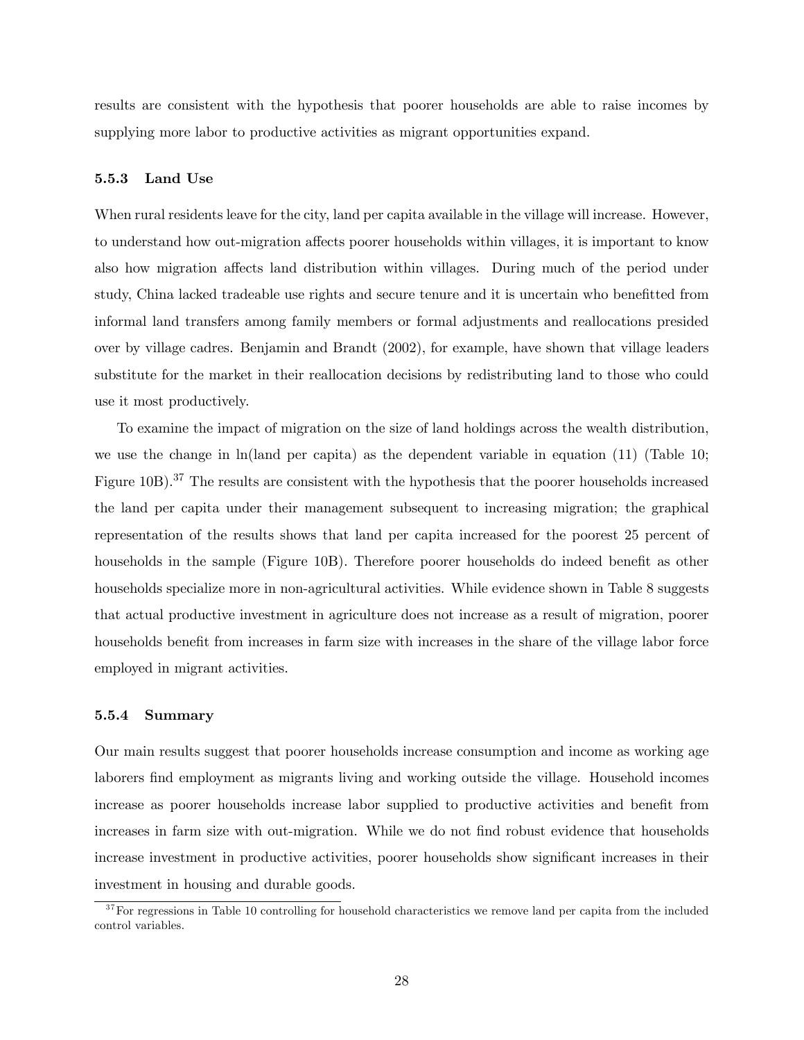results are consistent with the hypothesis that poorer households are able to raise incomes by supplying more labor to productive activities as migrant opportunities expand.

#### 5.5.3 Land Use

When rural residents leave for the city, land per capita available in the village will increase. However, to understand how out-migration affects poorer households within villages, it is important to know also how migration affects land distribution within villages. During much of the period under study, China lacked tradeable use rights and secure tenure and it is uncertain who benefitted from informal land transfers among family members or formal adjustments and reallocations presided over by village cadres. Benjamin and Brandt (2002), for example, have shown that village leaders substitute for the market in their reallocation decisions by redistributing land to those who could use it most productively.

To examine the impact of migration on the size of land holdings across the wealth distribution, we use the change in ln(land per capita) as the dependent variable in equation (11) (Table 10; Figure 10B).[37] The results are consistent with the hypothesis that the poorer households increased the land per capita under their management subsequent to increasing migration; the graphical representation of the results shows that land per capita increased for the poorest 25 percent of households in the sample (Figure 10B). Therefore poorer households do indeed benefit as other households specialize more in non-agricultural activities. While evidence shown in Table 8 suggests that actual productive investment in agriculture does not increase as a result of migration, poorer households benefit from increases in farm size with increases in the share of the village labor force employed in migrant activities.

#### 5.5.4 Summary

Our main results suggest that poorer households increase consumption and income as working age laborers find employment as migrants living and working outside the village. Household incomes increase as poorer households increase labor supplied to productive activities and benefit from increases in farm size with out-migration. While we do not find robust evidence that households increase investment in productive activities, poorer households show significant increases in their investment in housing and durable goods.

[37] For regressions in Table 10 controlling for household characteristics we remove land per capita from the included control variables.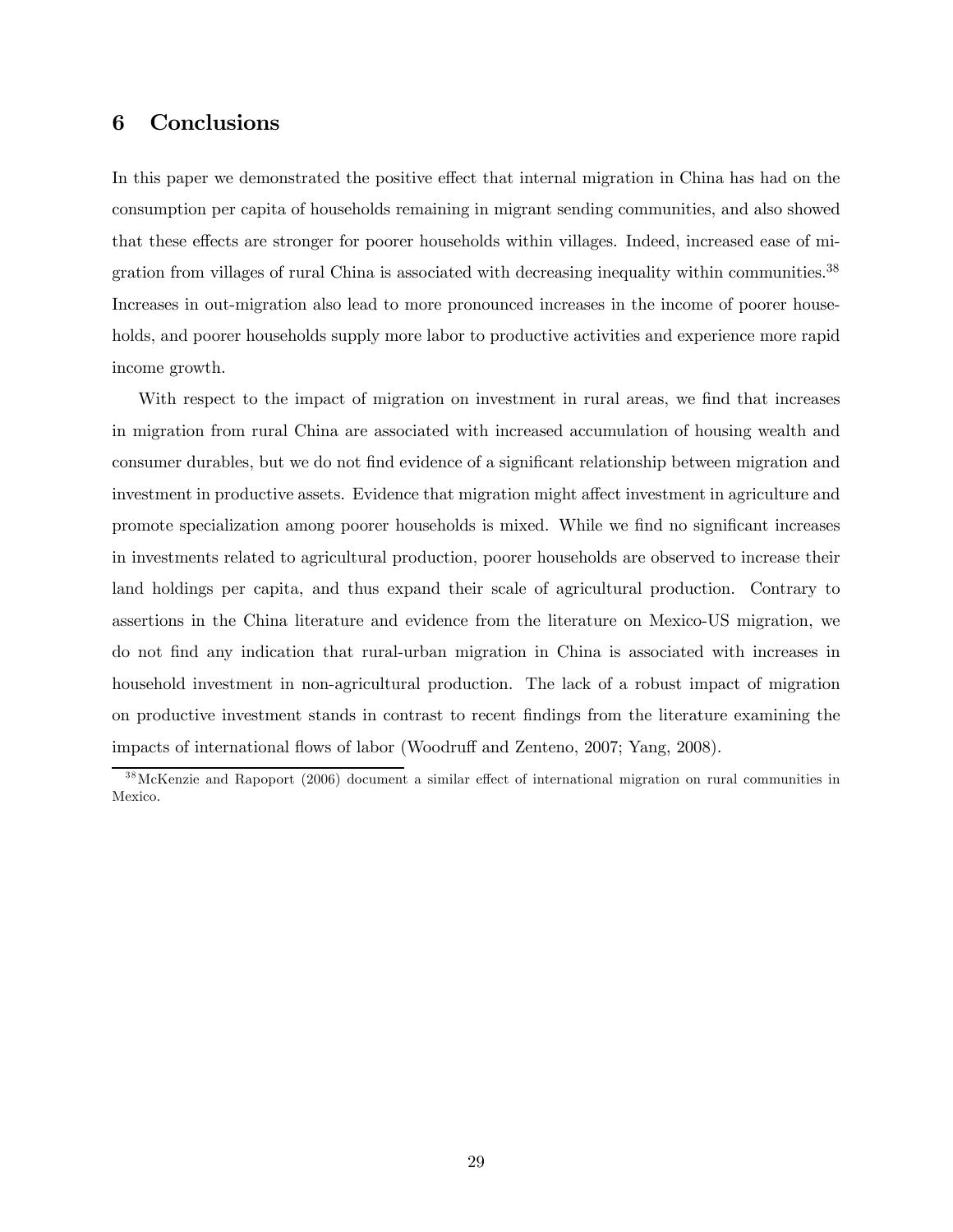## 6 Conclusions

In this paper we demonstrated the positive effect that internal migration in China has had on the consumption per capita of households remaining in migrant sending communities, and also showed that these effects are stronger for poorer households within villages. Indeed, increased ease of migration from villages of rural China is associated with decreasing inequality within communities.[38] Increases in out-migration also lead to more pronounced increases in the income of poorer households, and poorer households supply more labor to productive activities and experience more rapid income growth.

With respect to the impact of migration on investment in rural areas, we find that increases in migration from rural China are associated with increased accumulation of housing wealth and consumer durables, but we do not find evidence of a significant relationship between migration and investment in productive assets. Evidence that migration might affect investment in agriculture and promote specialization among poorer households is mixed. While we find no significant increases in investments related to agricultural production, poorer households are observed to increase their land holdings per capita, and thus expand their scale of agricultural production. Contrary to assertions in the China literature and evidence from the literature on Mexico-US migration, we do not find any indication that rural-urban migration in China is associated with increases in household investment in non-agricultural production. The lack of a robust impact of migration on productive investment stands in contrast to recent findings from the literature examining the impacts of international flows of labor (Woodruff and Zenteno, 2007; Yang, 2008).

[38] McKenzie and Rapoport (2006) document a similar effect of international migration on rural communities in Mexico.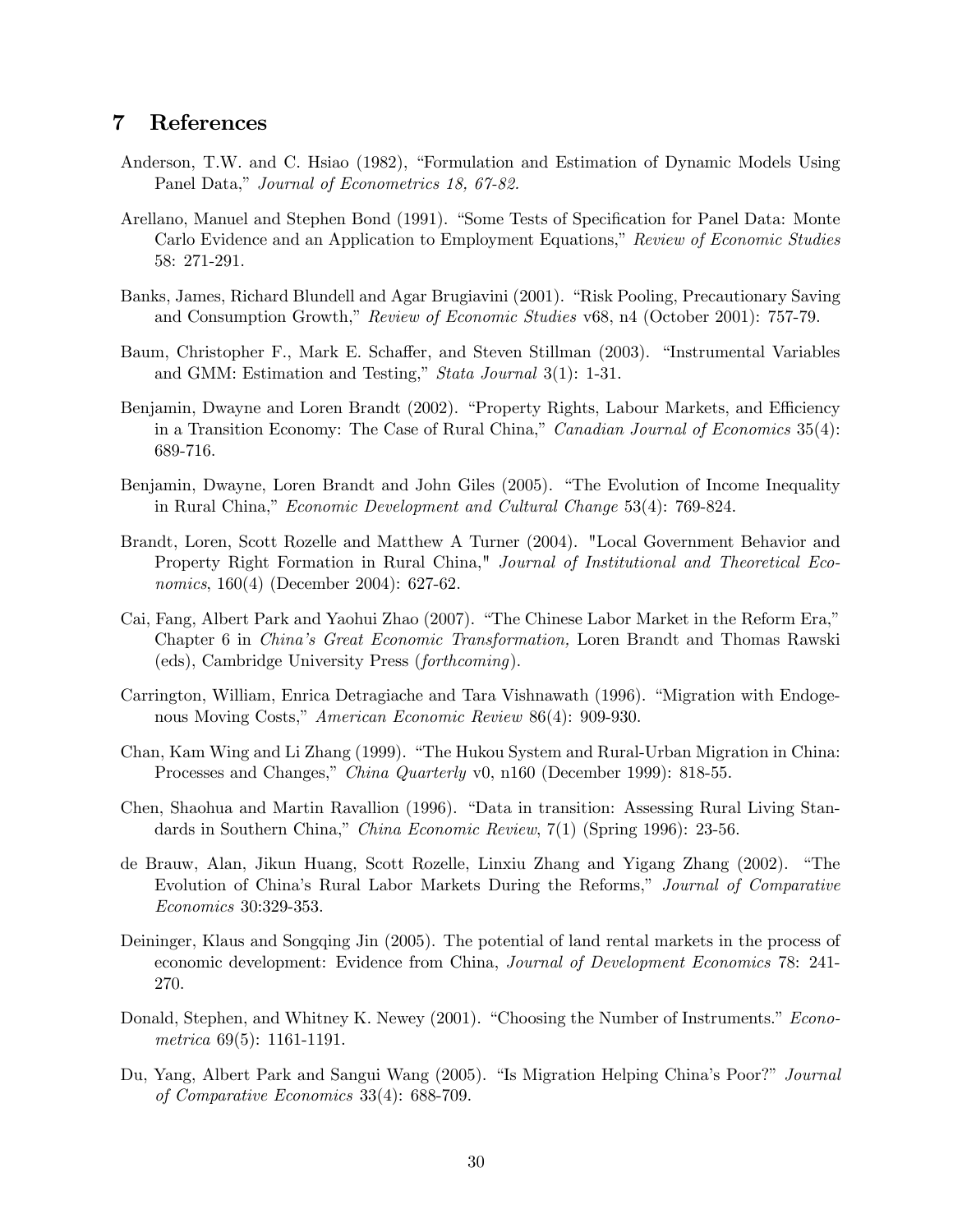## 7 References

Anderson, T.W. and C. Hsiao (1982), "Formulation and Estimation of Dynamic Models Using Panel Data," *Journal of Econometrics 18, 67-82.*

Arellano, Manuel and Stephen Bond (1991). "Some Tests of Specification for Panel Data: Monte Carlo Evidence and an Application to Employment Equations," *Review of Economic Studies* 58: 271-291.

Banks, James, Richard Blundell and Agar Brugiavini (2001). "Risk Pooling, Precautionary Saving and Consumption Growth," *Review of Economic Studies* v68, n4 (October 2001): 757-79.

Baum, Christopher F., Mark E. Schaffer, and Steven Stillman (2003). "Instrumental Variables and GMM: Estimation and Testing," *Stata Journal* 3(1): 1-31.

Benjamin, Dwayne and Loren Brandt (2002). "Property Rights, Labour Markets, and Efficiency in a Transition Economy: The Case of Rural China," *Canadian Journal of Economics* 35(4): 689-716.

Benjamin, Dwayne, Loren Brandt and John Giles (2005). "The Evolution of Income Inequality in Rural China," *Economic Development and Cultural Change* 53(4): 769-824.

Brandt, Loren, Scott Rozelle and Matthew A Turner (2004). "Local Government Behavior and Property Right Formation in Rural China," *Journal of Institutional and Theoretical Economics*, 160(4) (December 2004): 627-62.

Cai, Fang, Albert Park and Yaohui Zhao (2007). "The Chinese Labor Market in the Reform Era," Chapter 6 in *China's Great Economic Transformation,* Loren Brandt and Thomas Rawski (eds), Cambridge University Press (*forthcoming*).

Carrington, William, Enrica Detragiache and Tara Vishnawath (1996). "Migration with Endogenous Moving Costs," *American Economic Review* 86(4): 909-930.

Chan, Kam Wing and Li Zhang (1999). "The Hukou System and Rural-Urban Migration in China: Processes and Changes," *China Quarterly* v0, n160 (December 1999): 818-55.

Chen, Shaohua and Martin Ravallion (1996). "Data in transition: Assessing Rural Living Standards in Southern China," *China Economic Review*, 7(1) (Spring 1996): 23-56.

de Brauw, Alan, Jikun Huang, Scott Rozelle, Linxiu Zhang and Yigang Zhang (2002). "The Evolution of China's Rural Labor Markets During the Reforms," *Journal of Comparative Economics* 30:329-353.

Deininger, Klaus and Songqing Jin (2005). The potential of land rental markets in the process of economic development: Evidence from China, *Journal of Development Economics* 78: 241-270.

Donald, Stephen, and Whitney K. Newey (2001). "Choosing the Number of Instruments." *Econometrica* 69(5): 1161-1191.

Du, Yang, Albert Park and Sangui Wang (2005). "Is Migration Helping China's Poor?" *Journal of Comparative Economics* 33(4): 688-709.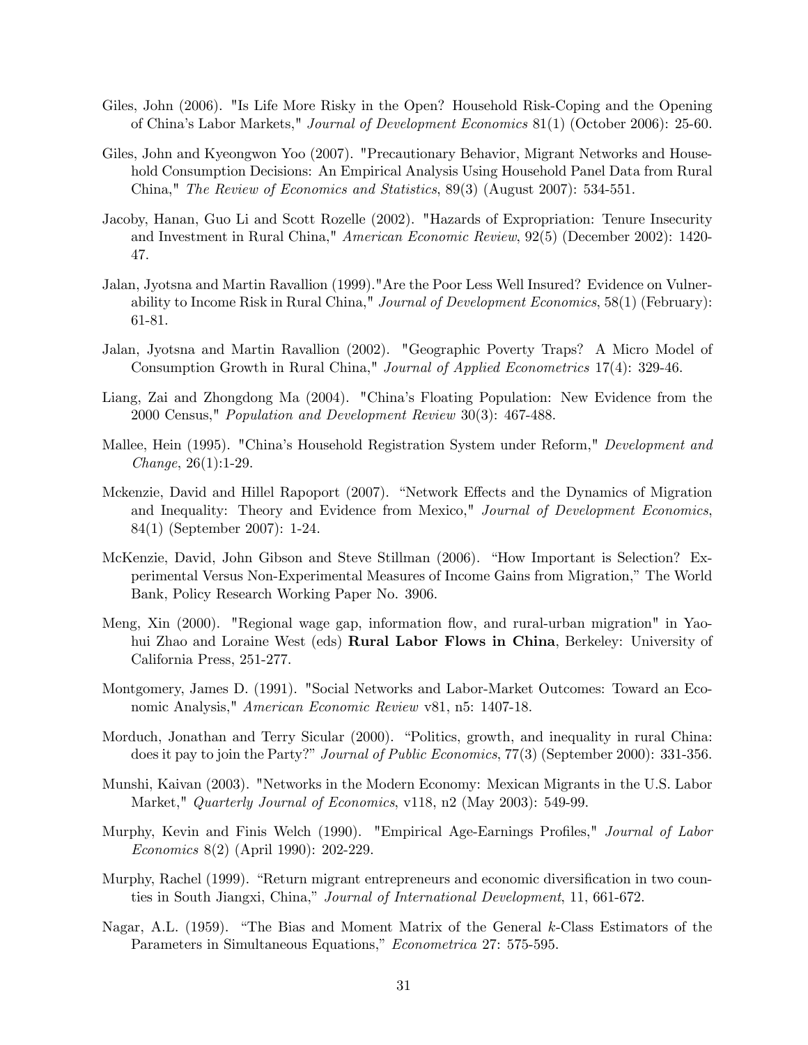Giles, John (2006). "Is Life More Risky in the Open? Household Risk-Coping and the Opening of China's Labor Markets," *Journal of Development Economics* 81(1) (October 2006): 25-60.

Giles, John and Kyeongwon Yoo (2007). "Precautionary Behavior, Migrant Networks and Household Consumption Decisions: An Empirical Analysis Using Household Panel Data from Rural China," *The Review of Economics and Statistics*, 89(3) (August 2007): 534-551.

Jacoby, Hanan, Guo Li and Scott Rozelle (2002). "Hazards of Expropriation: Tenure Insecurity and Investment in Rural China," *American Economic Review*, 92(5) (December 2002): 1420-47.

Jalan, Jyotsna and Martin Ravallion (1999)."Are the Poor Less Well Insured? Evidence on Vulnerability to Income Risk in Rural China," *Journal of Development Economics*, 58(1) (February): 61-81.

Jalan, Jyotsna and Martin Ravallion (2002). "Geographic Poverty Traps? A Micro Model of Consumption Growth in Rural China," *Journal of Applied Econometrics* 17(4): 329-46.

Liang, Zai and Zhongdong Ma (2004). "China's Floating Population: New Evidence from the 2000 Census," *Population and Development Review* 30(3): 467-488.

Mallee, Hein (1995). "China's Household Registration System under Reform," *Development and Change*, 26(1):1-29.

Mckenzie, David and Hillel Rapoport (2007). "Network Effects and the Dynamics of Migration and Inequality: Theory and Evidence from Mexico," *Journal of Development Economics*, 84(1) (September 2007): 1-24.

McKenzie, David, John Gibson and Steve Stillman (2006). "How Important is Selection? Experimental Versus Non-Experimental Measures of Income Gains from Migration," The World Bank, Policy Research Working Paper No. 3906.

Meng, Xin (2000). "Regional wage gap, information flow, and rural-urban migration" in Yaohui Zhao and Loraine West (eds) **Rural Labor Flows in China**, Berkeley: University of California Press, 251-277.

Montgomery, James D. (1991). "Social Networks and Labor-Market Outcomes: Toward an Economic Analysis," *American Economic Review* v81, n5: 1407-18.

Morduch, Jonathan and Terry Sicular (2000). "Politics, growth, and inequality in rural China: does it pay to join the Party?" *Journal of Public Economics*, 77(3) (September 2000): 331-356.

Munshi, Kaivan (2003). "Networks in the Modern Economy: Mexican Migrants in the U.S. Labor Market," *Quarterly Journal of Economics*, v118, n2 (May 2003): 549-99.

Murphy, Kevin and Finis Welch (1990). "Empirical Age-Earnings Profiles," *Journal of Labor Economics* 8(2) (April 1990): 202-229.

Murphy, Rachel (1999). "Return migrant entrepreneurs and economic diversification in two counties in South Jiangxi, China," *Journal of International Development*, 11, 661-672.

Nagar, A.L. (1959). "The Bias and Moment Matrix of the General $k$-Class Estimators of the Parameters in Simultaneous Equations," *Econometrica* 27: 575-595.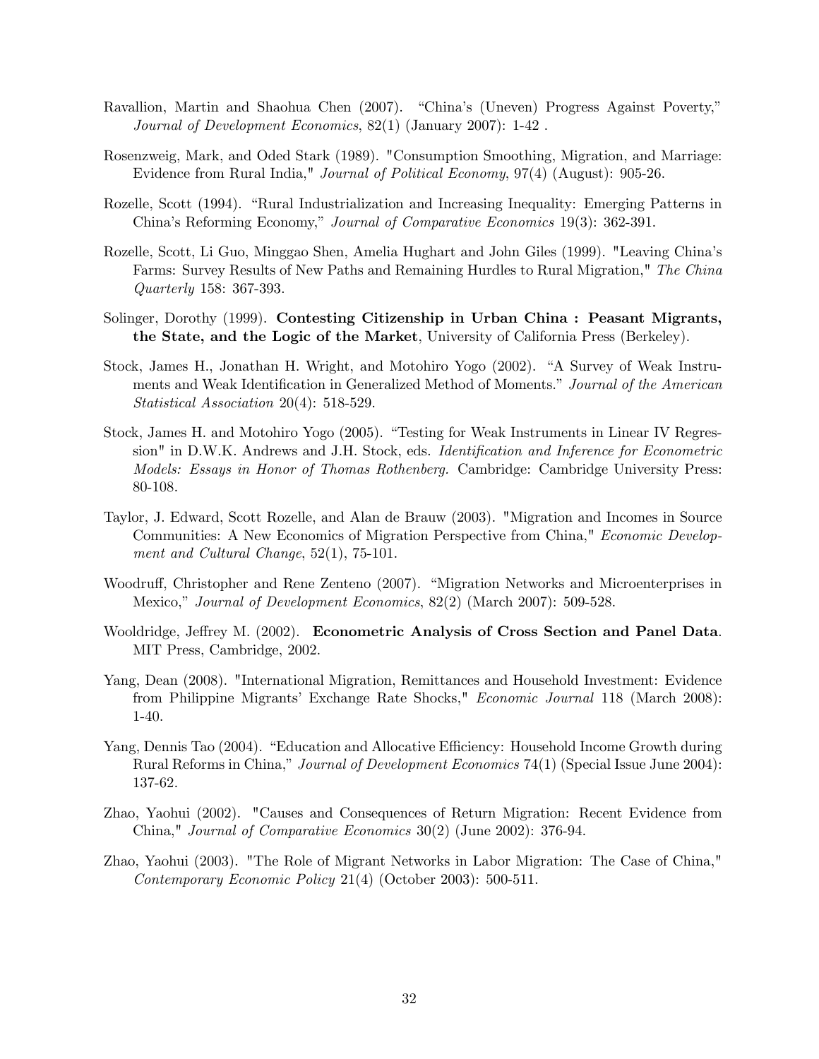Ravallion, Martin and Shaohua Chen (2007). "China's (Uneven) Progress Against Poverty," *Journal of Development Economics*, 82(1) (January 2007): 1-42 .

Rosenzweig, Mark, and Oded Stark (1989). "Consumption Smoothing, Migration, and Marriage: Evidence from Rural India," *Journal of Political Economy*, 97(4) (August): 905-26.

Rozelle, Scott (1994). "Rural Industrialization and Increasing Inequality: Emerging Patterns in China's Reforming Economy," *Journal of Comparative Economics* 19(3): 362-391.

Rozelle, Scott, Li Guo, Minggao Shen, Amelia Hughart and John Giles (1999). "Leaving China's Farms: Survey Results of New Paths and Remaining Hurdles to Rural Migration," *The China Quarterly* 158: 367-393.

Solinger, Dorothy (1999). **Contesting Citizenship in Urban China : Peasant Migrants, the State, and the Logic of the Market**, University of California Press (Berkeley).

Stock, James H., Jonathan H. Wright, and Motohiro Yogo (2002). "A Survey of Weak Instruments and Weak Identification in Generalized Method of Moments." *Journal of the American Statistical Association* 20(4): 518-529.

Stock, James H. and Motohiro Yogo (2005). "Testing for Weak Instruments in Linear IV Regression" in D.W.K. Andrews and J.H. Stock, eds. *Identification and Inference for Econometric Models: Essays in Honor of Thomas Rothenberg.* Cambridge: Cambridge University Press: 80-108.

Taylor, J. Edward, Scott Rozelle, and Alan de Brauw (2003). "Migration and Incomes in Source Communities: A New Economics of Migration Perspective from China," *Economic Development and Cultural Change*, 52(1), 75-101.

Woodruff, Christopher and Rene Zenteno (2007). "Migration Networks and Microenterprises in Mexico," *Journal of Development Economics*, 82(2) (March 2007): 509-528.

Wooldridge, Jeffrey M. (2002). **Econometric Analysis of Cross Section and Panel Data**. MIT Press, Cambridge, 2002.

Yang, Dean (2008). "International Migration, Remittances and Household Investment: Evidence from Philippine Migrants' Exchange Rate Shocks," *Economic Journal* 118 (March 2008): 1-40.

Yang, Dennis Tao (2004). "Education and Allocative Efficiency: Household Income Growth during Rural Reforms in China," *Journal of Development Economics* 74(1) (Special Issue June 2004): 137-62.

Zhao, Yaohui (2002). "Causes and Consequences of Return Migration: Recent Evidence from China," *Journal of Comparative Economics* 30(2) (June 2002): 376-94.

Zhao, Yaohui (2003). "The Role of Migrant Networks in Labor Migration: The Case of China," *Contemporary Economic Policy* 21(4) (October 2003): 500-511.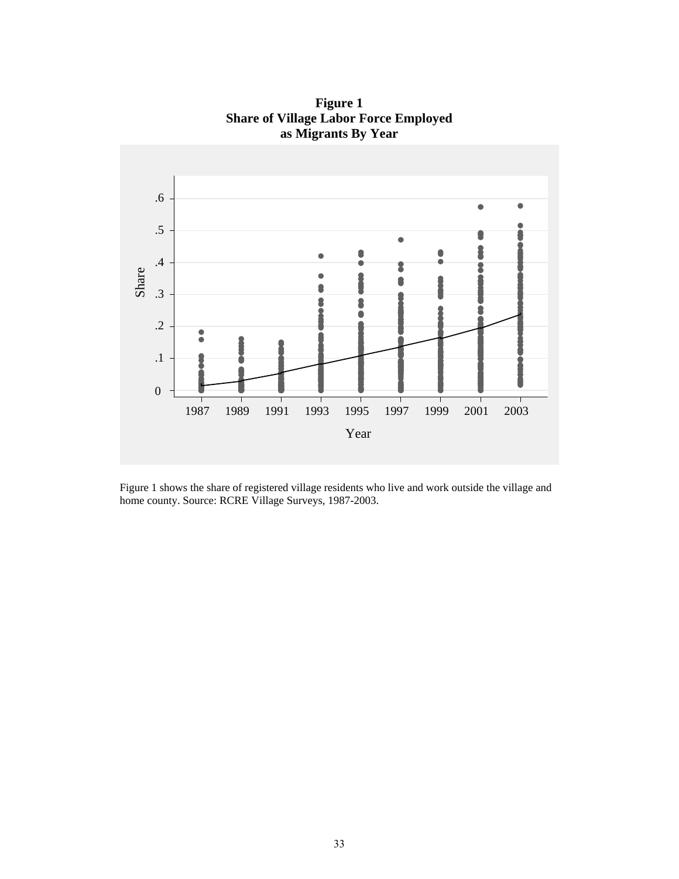**Figure 1**
**Share of Village Labor Force Employed as Migrants By Year**

Figure 1 shows the share of registered village residents who live and work outside the village and home county. Source: RCRE Village Surveys, 1987-2003.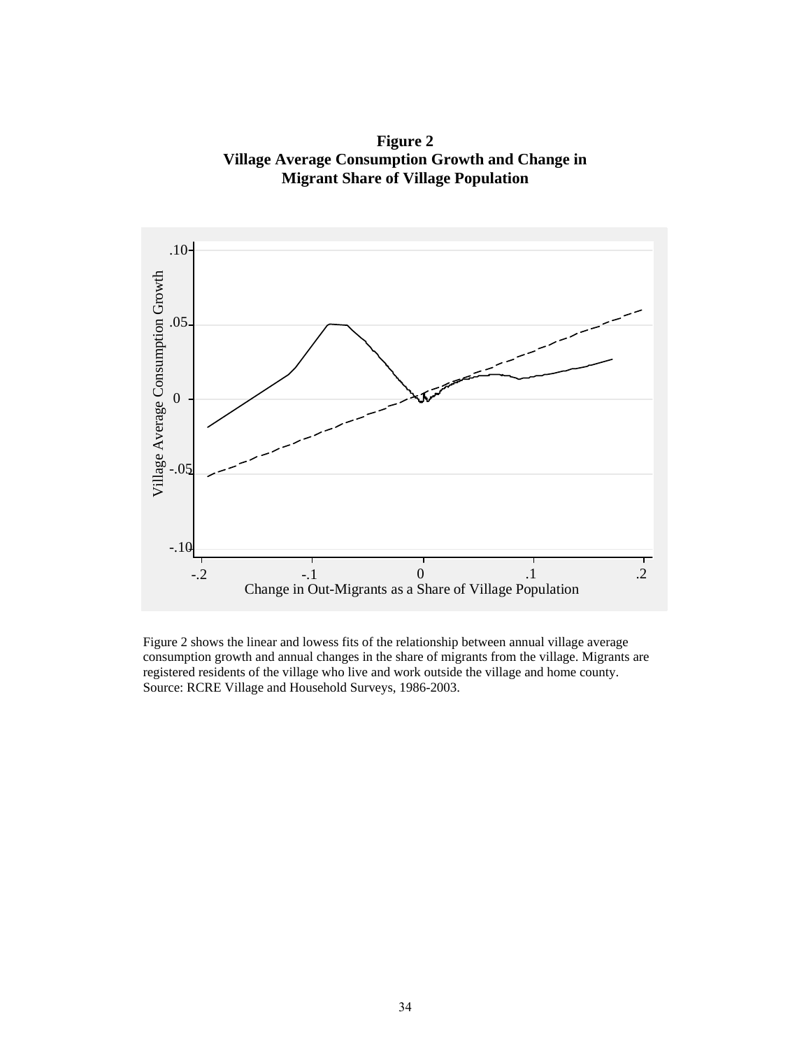**Figure 2**
**Village Average Consumption Growth and Change in Migrant Share of Village Population**

Figure 2 shows the linear and lowess fits of the relationship between annual village average consumption growth and annual changes in the share of migrants from the village. Migrants are registered residents of the village who live and work outside the village and home county. Source: RCRE Village and Household Surveys, 1986-2003.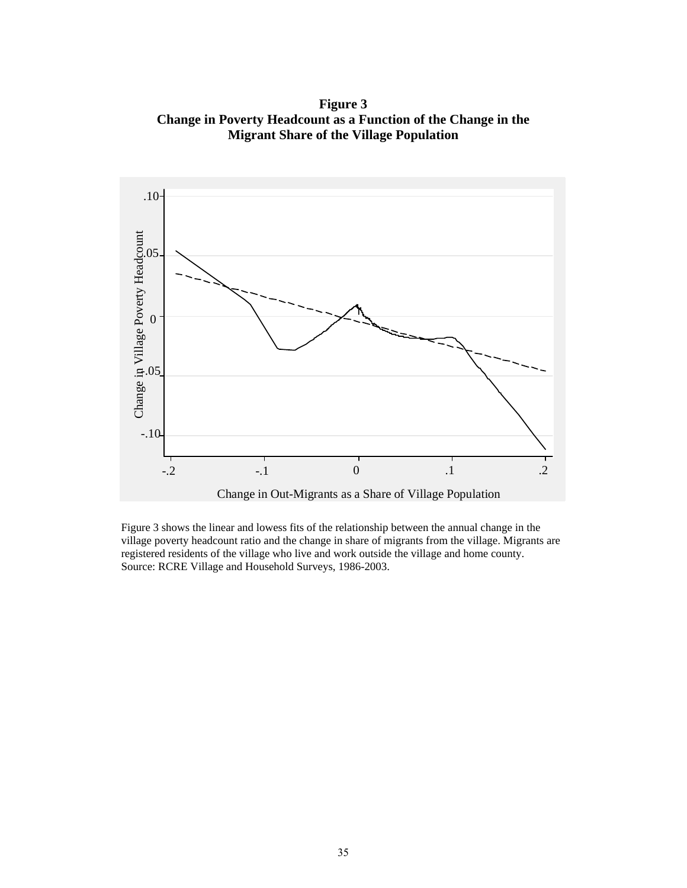**Figure 3**
**Change in Poverty Headcount as a Function of the Change in the Migrant Share of the Village Population**

Figure 3 shows the linear and lowess fits of the relationship between the annual change in the village poverty headcount ratio and the change in share of migrants from the village. Migrants are registered residents of the village who live and work outside the village and home county. Source: RCRE Village and Household Surveys, 1986-2003.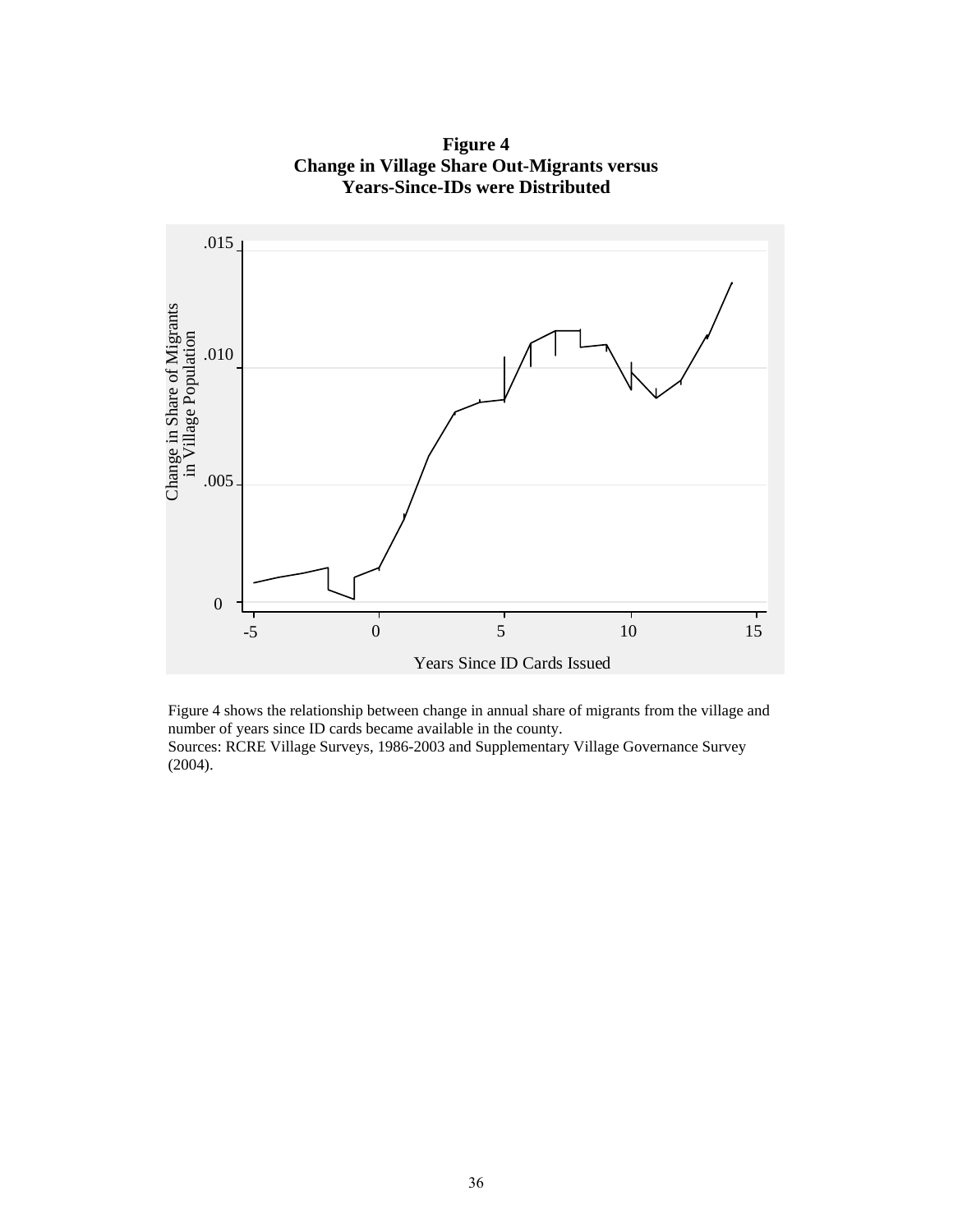**Figure 4**
**Change in Village Share Out-Migrants versus Years-Since-IDs were Distributed**

Figure 4 shows the relationship between change in annual share of migrants from the village and number of years since ID cards became available in the county.
Sources: RCRE Village Surveys, 1986-2003 and Supplementary Village Governance Survey (2004).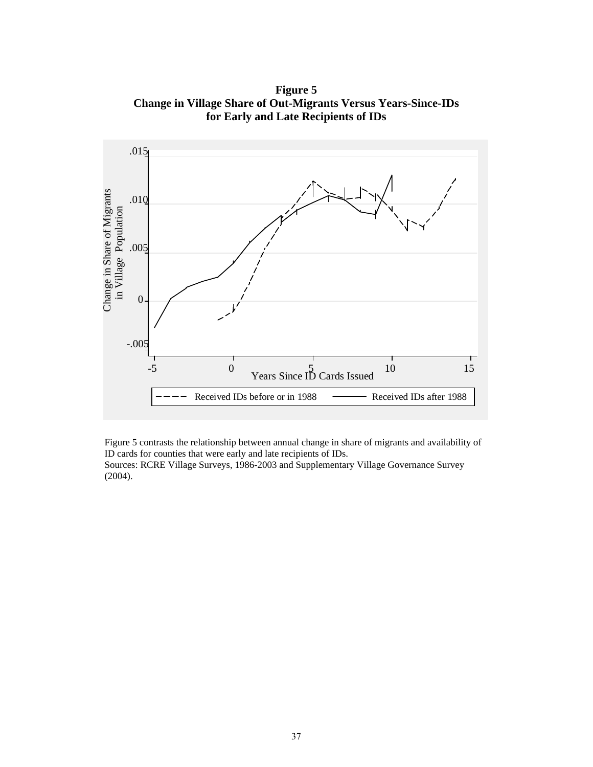**Figure 5**
**Change in Village Share of Out-Migrants Versus Years-Since-IDs for Early and Late Recipients of IDs**

Figure 5 contrasts the relationship between annual change in share of migrants and availability of ID cards for counties that were early and late recipients of IDs.
Sources: RCRE Village Surveys, 1986-2003 and Supplementary Village Governance Survey (2004).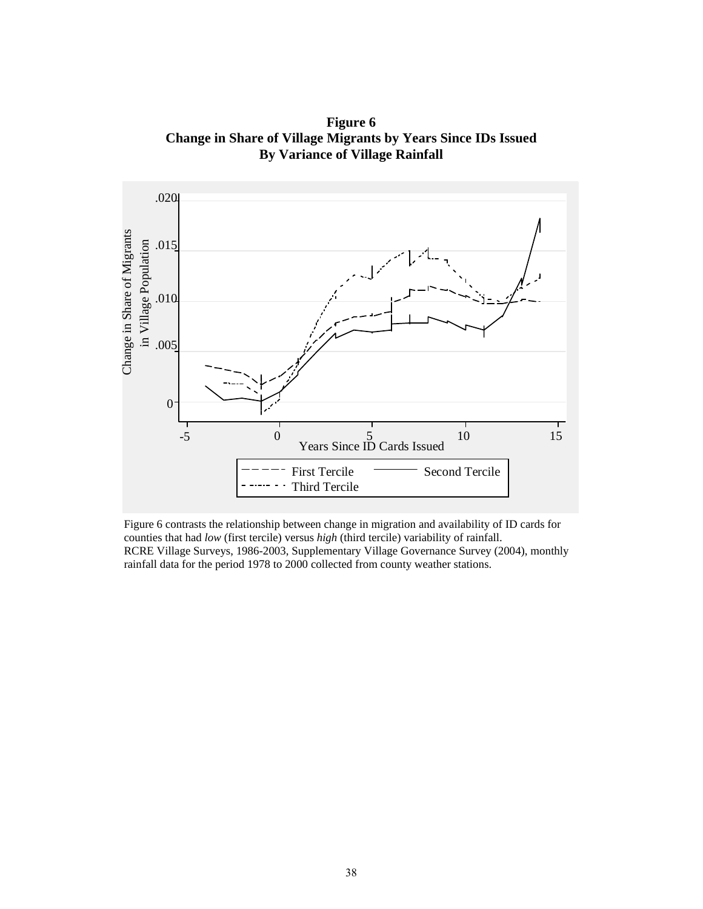**Figure 6**
**Change in Share of Village Migrants by Years Since IDs Issued**
**By Variance of Village Rainfall**

Figure 6 contrasts the relationship between change in migration and availability of ID cards for counties that had *low* (first tercile) versus *high* (third tercile) variability of rainfall.
RCRE Village Surveys, 1986-2003, Supplementary Village Governance Survey (2004), monthly rainfall data for the period 1978 to 2000 collected from county weather stations.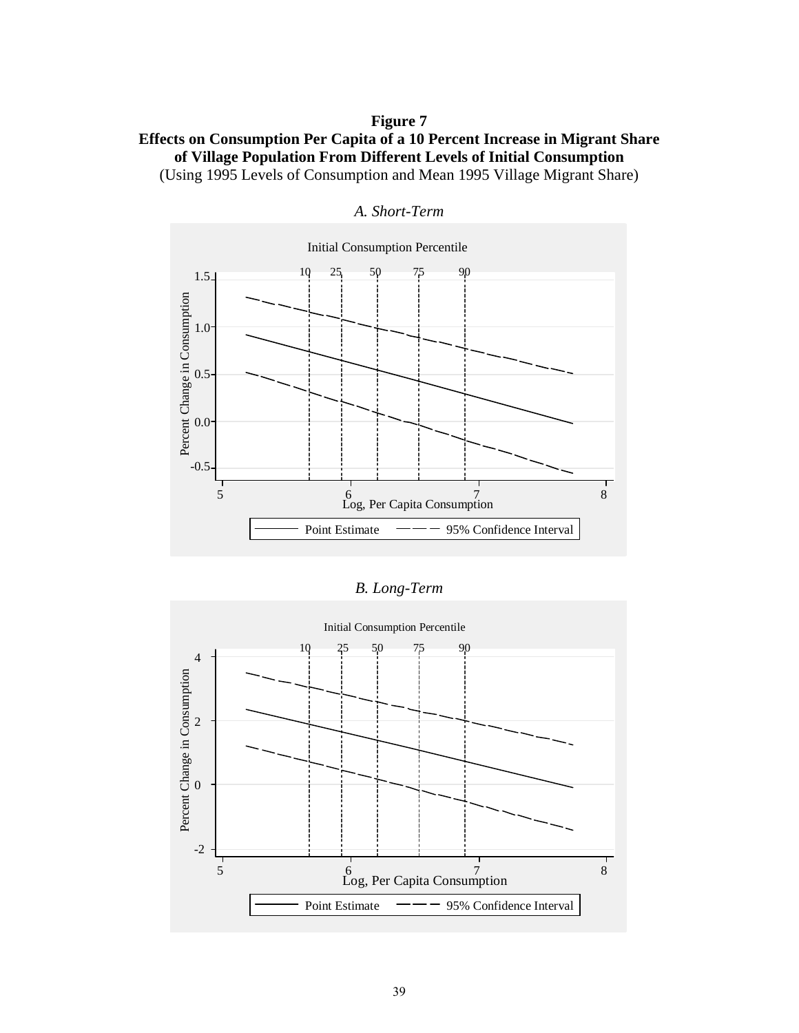**Figure 7**
**Effects on Consumption Per Capita of a 10 Percent Increase in Migrant Share of Village Population From Different Levels of Initial Consumption**
(Using 1995 Levels of Consumption and Mean 1995 Village Migrant Share)

*A. Short-Term*

Initial Consumption Percentile

10 25 50 75 90

Percent Change in Consumption

1.5
1.0
0.5
0.0
-0.5

5 6 7 8

Log, Per Capita Consumption

Point Estimate — 95% Confidence Interval

*B. Long-Term*

Initial Consumption Percentile

10 25 50 75 90

Percent Change in Consumption

4
2
0
-2

5 6 7 8

Log, Per Capita Consumption

Point Estimate — 95% Confidence Interval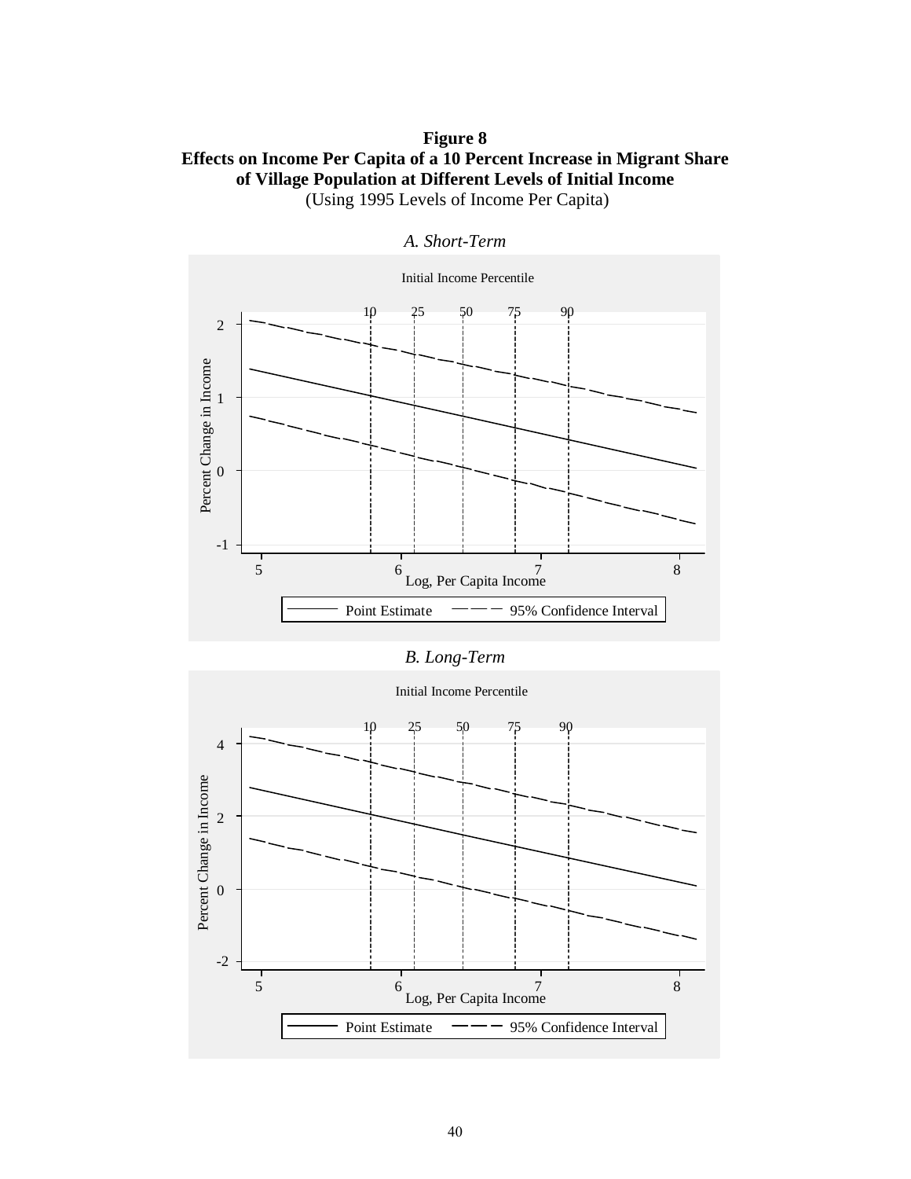**Figure 8**
**Effects on Income Per Capita of a 10 Percent Increase in Migrant Share of Village Population at Different Levels of Initial Income**
(Using 1995 Levels of Income Per Capita)

*A. Short-Term*

Initial Income Percentile

10 25 50 75 90

Percent Change in Income

Log, Per Capita Income

Point Estimate — 95% Confidence Interval

*B. Long-Term*

Initial Income Percentile

10 25 50 75 90

Percent Change in Income

Log, Per Capita Income

Point Estimate — 95% Confidence Interval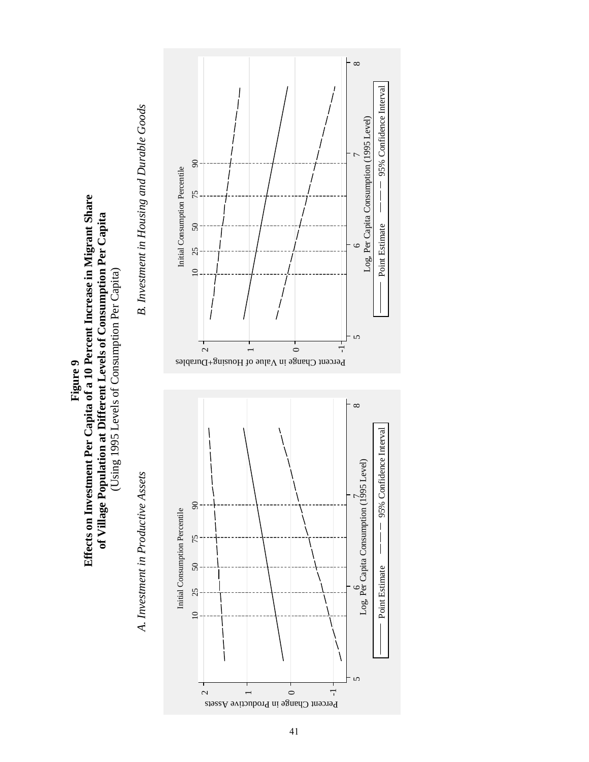# Figure 9

**Effects on Investment Per Capita of a 10 Percent Increase in Migrant Share of Village Population at Different Levels of Consumption Per Capita**

(Using 1995 Levels of Consumption Per Capita)

*A. Investment in Productive Assets*

Initial Consumption Percentile: 10, 25, 50, 75, 90

Percent Change in Productive Assets

Log. Per Capita Consumption (1995 Level)

Point Estimate — 95% Confidence Interval

*B. Investment in Housing and Durable Goods*

Initial Consumption Percentile: 10, 25, 50, 75, 90

Percent Change in Value of Housing+Durables

Log. Per Capita Consumption (1995 Level)

Point Estimate — 95% Confidence Interval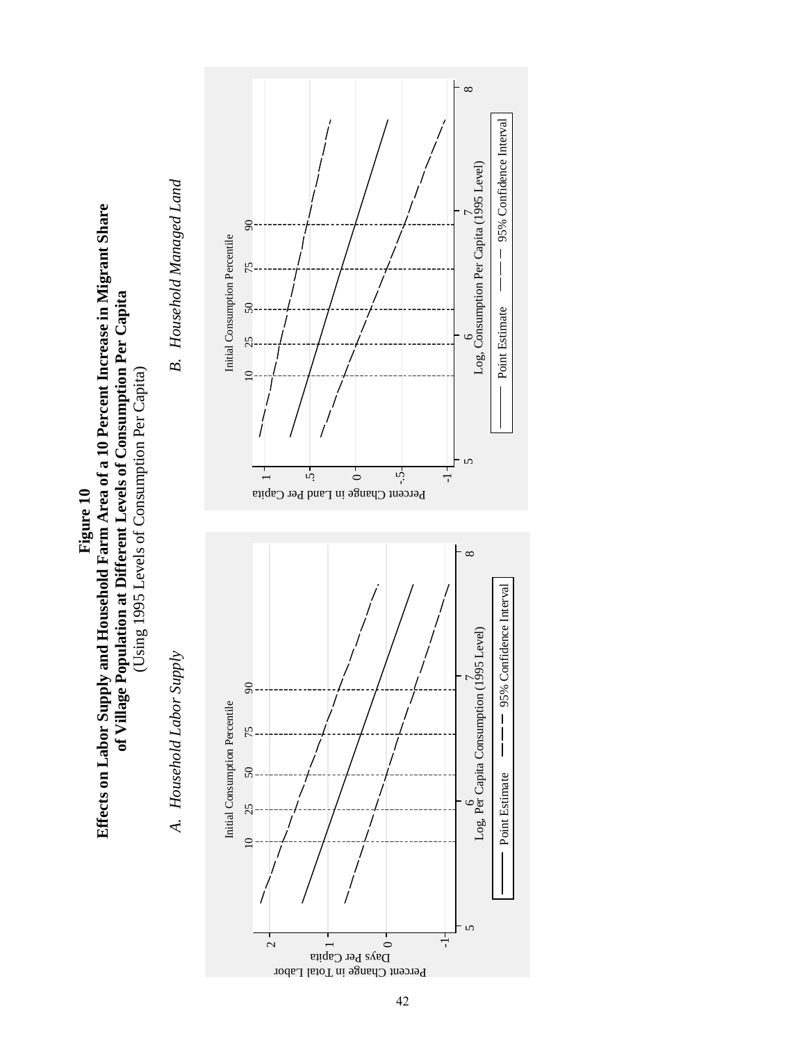**Figure 10**
**Effects on Labor Supply and Household Farm Area of a 10 Percent Increase in Migrant Share of Village Population at Different Levels of Consumption Per Capita**
(Using 1995 Levels of Consumption Per Capita)

*A. Household Labor Supply*

Initial Consumption Percentile: 10, 25, 50, 75, 90

Percent Change in Total Labor Days Per Capita

Log, Per Capita Consumption (1995 Level)

Point Estimate — 95% Confidence Interval

*B. Household Managed Land*

Initial Consumption Percentile: 10, 25, 50, 75, 90

Percent Change in Land Per Capita

Log, Consumption Per Capita (1995 Level)

Point Estimate — 95% Confidence Interval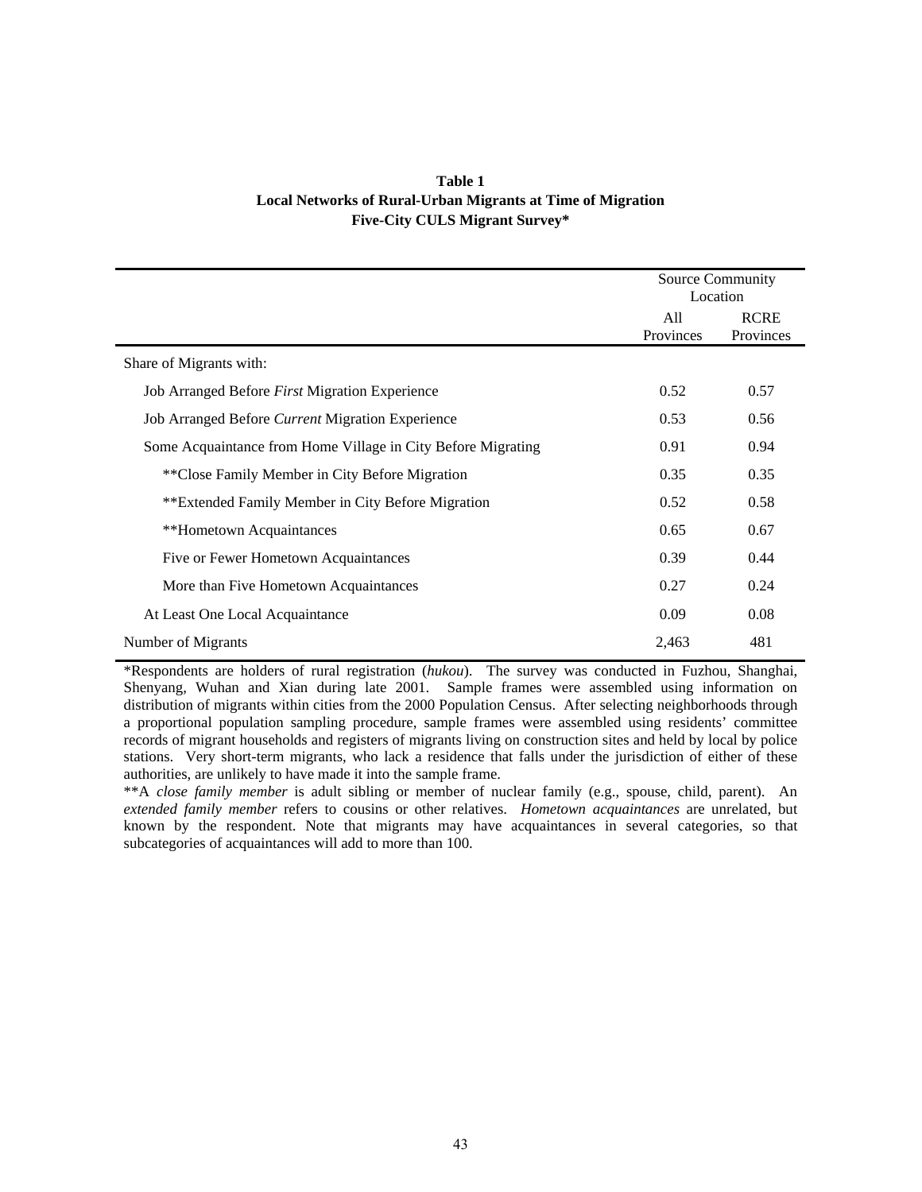**Table 1**
**Local Networks of Rural-Urban Migrants at Time of Migration**
**Five-City CULS Migrant Survey***

| | Source Community Location | |
|---|---|---|
| | All Provinces | RCRE Provinces |
| Share of Migrants with: | | |
| Job Arranged Before *First* Migration Experience | 0.52 | 0.57 |
| Job Arranged Before *Current* Migration Experience | 0.53 | 0.56 |
| Some Acquaintance from Home Village in City Before Migrating | 0.91 | 0.94 |
| **Close Family Member in City Before Migration | 0.35 | 0.35 |
| **Extended Family Member in City Before Migration | 0.52 | 0.58 |
| **Hometown Acquaintances | 0.65 | 0.67 |
| Five or Fewer Hometown Acquaintances | 0.39 | 0.44 |
| More than Five Hometown Acquaintances | 0.27 | 0.24 |
| At Least One Local Acquaintance | 0.09 | 0.08 |
| Number of Migrants | 2,463 | 481 |

*Respondents are holders of rural registration (*hukou*). The survey was conducted in Fuzhou, Shanghai, Shenyang, Wuhan and Xian during late 2001. Sample frames were assembled using information on distribution of migrants within cities from the 2000 Population Census. After selecting neighborhoods through a proportional population sampling procedure, sample frames were assembled using residents' committee records of migrant households and registers of migrants living on construction sites and held by local by police stations. Very short-term migrants, who lack a residence that falls under the jurisdiction of either of these authorities, are unlikely to have made it into the sample frame.

**A *close family member* is adult sibling or member of nuclear family (e.g., spouse, child, parent). An *extended family member* refers to cousins or other relatives. *Hometown acquaintances* are unrelated, but known by the respondent. Note that migrants may have acquaintances in several categories, so that subcategories of acquaintances will add to more than 100.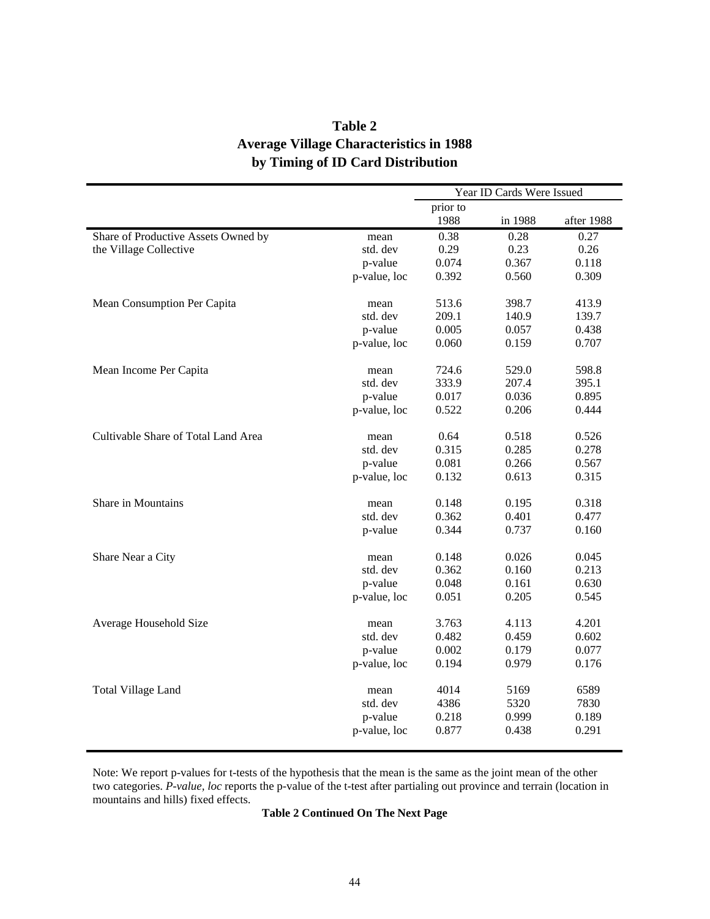# Table 2
# Average Village Characteristics in 1988 by Timing of ID Card Distribution

| | | Year ID Cards Were Issued | | |
|---|---|---|---|---|
| | | prior to 1988 | in 1988 | after 1988 |
| Share of Productive Assets Owned by the Village Collective | mean | 0.38 | 0.28 | 0.27 |
| | std. dev | 0.29 | 0.23 | 0.26 |
| | p-value | 0.074 | 0.367 | 0.118 |
| | p-value, loc | 0.392 | 0.560 | 0.309 |
| Mean Consumption Per Capita | mean | 513.6 | 398.7 | 413.9 |
| | std. dev | 209.1 | 140.9 | 139.7 |
| | p-value | 0.005 | 0.057 | 0.438 |
| | p-value, loc | 0.060 | 0.159 | 0.707 |
| Mean Income Per Capita | mean | 724.6 | 529.0 | 598.8 |
| | std. dev | 333.9 | 207.4 | 395.1 |
| | p-value | 0.017 | 0.036 | 0.895 |
| | p-value, loc | 0.522 | 0.206 | 0.444 |
| Cultivable Share of Total Land Area | mean | 0.64 | 0.518 | 0.526 |
| | std. dev | 0.315 | 0.285 | 0.278 |
| | p-value | 0.081 | 0.266 | 0.567 |
| | p-value, loc | 0.132 | 0.613 | 0.315 |
| Share in Mountains | mean | 0.148 | 0.195 | 0.318 |
| | std. dev | 0.362 | 0.401 | 0.477 |
| | p-value | 0.344 | 0.737 | 0.160 |
| Share Near a City | mean | 0.148 | 0.026 | 0.045 |
| | std. dev | 0.362 | 0.160 | 0.213 |
| | p-value | 0.048 | 0.161 | 0.630 |
| | p-value, loc | 0.051 | 0.205 | 0.545 |
| Average Household Size | mean | 3.763 | 4.113 | 4.201 |
| | std. dev | 0.482 | 0.459 | 0.602 |
| | p-value | 0.002 | 0.179 | 0.077 |
| | p-value, loc | 0.194 | 0.979 | 0.176 |
| Total Village Land | mean | 4014 | 5169 | 6589 |
| | std. dev | 4386 | 5320 | 7830 |
| | p-value | 0.218 | 0.999 | 0.189 |
| | p-value, loc | 0.877 | 0.438 | 0.291 |

Note: We report p-values for t-tests of the hypothesis that the mean is the same as the joint mean of the other two categories. *P-value, loc* reports the p-value of the t-test after partialing out province and terrain (location in mountains and hills) fixed effects.

**Table 2 Continued On The Next Page**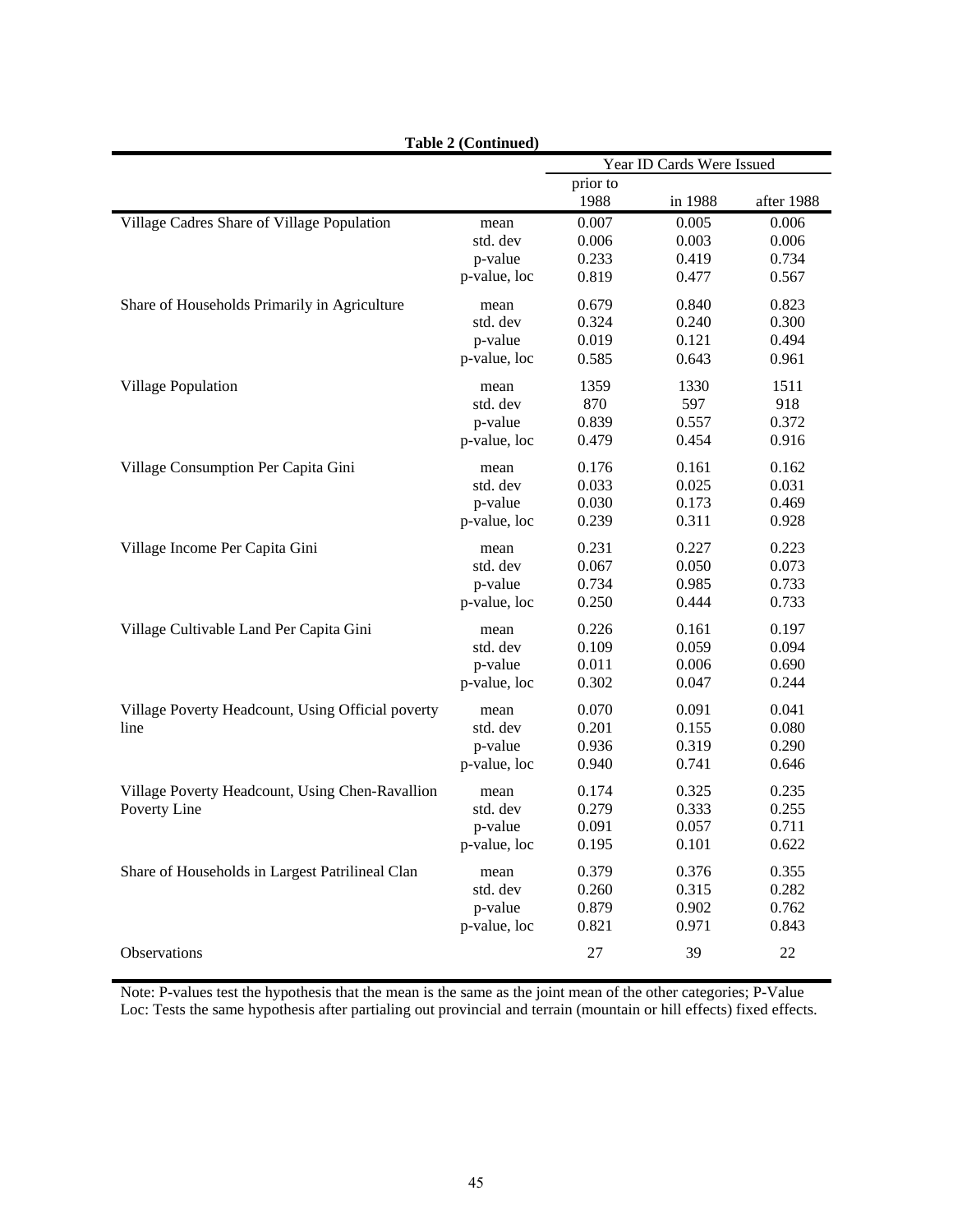**Table 2 (Continued)**

| | | Year ID Cards Were Issued | | |
|---|---|---|---|---|
| | | prior to 1988 | in 1988 | after 1988 |
| Village Cadres Share of Village Population | mean | 0.007 | 0.005 | 0.006 |
| | std. dev | 0.006 | 0.003 | 0.006 |
| | p-value | 0.233 | 0.419 | 0.734 |
| | p-value, loc | 0.819 | 0.477 | 0.567 |
| Share of Households Primarily in Agriculture | mean | 0.679 | 0.840 | 0.823 |
| | std. dev | 0.324 | 0.240 | 0.300 |
| | p-value | 0.019 | 0.121 | 0.494 |
| | p-value, loc | 0.585 | 0.643 | 0.961 |
| Village Population | mean | 1359 | 1330 | 1511 |
| | std. dev | 870 | 597 | 918 |
| | p-value | 0.839 | 0.557 | 0.372 |
| | p-value, loc | 0.479 | 0.454 | 0.916 |
| Village Consumption Per Capita Gini | mean | 0.176 | 0.161 | 0.162 |
| | std. dev | 0.033 | 0.025 | 0.031 |
| | p-value | 0.030 | 0.173 | 0.469 |
| | p-value, loc | 0.239 | 0.311 | 0.928 |
| Village Income Per Capita Gini | mean | 0.231 | 0.227 | 0.223 |
| | std. dev | 0.067 | 0.050 | 0.073 |
| | p-value | 0.734 | 0.985 | 0.733 |
| | p-value, loc | 0.250 | 0.444 | 0.733 |
| Village Cultivable Land Per Capita Gini | mean | 0.226 | 0.161 | 0.197 |
| | std. dev | 0.109 | 0.059 | 0.094 |
| | p-value | 0.011 | 0.006 | 0.690 |
| | p-value, loc | 0.302 | 0.047 | 0.244 |
| Village Poverty Headcount, Using Official poverty line | mean | 0.070 | 0.091 | 0.041 |
| | std. dev | 0.201 | 0.155 | 0.080 |
| | p-value | 0.936 | 0.319 | 0.290 |
| | p-value, loc | 0.940 | 0.741 | 0.646 |
| Village Poverty Headcount, Using Chen-Ravallion Poverty Line | mean | 0.174 | 0.325 | 0.235 |
| | std. dev | 0.279 | 0.333 | 0.255 |
| | p-value | 0.091 | 0.057 | 0.711 |
| | p-value, loc | 0.195 | 0.101 | 0.622 |
| Share of Households in Largest Patrilineal Clan | mean | 0.379 | 0.376 | 0.355 |
| | std. dev | 0.260 | 0.315 | 0.282 |
| | p-value | 0.879 | 0.902 | 0.762 |
| | p-value, loc | 0.821 | 0.971 | 0.843 |
| Observations | | 27 | 39 | 22 |

Note: P-values test the hypothesis that the mean is the same as the joint mean of the other categories; P-Value Loc: Tests the same hypothesis after partialing out provincial and terrain (mountain or hill effects) fixed effects.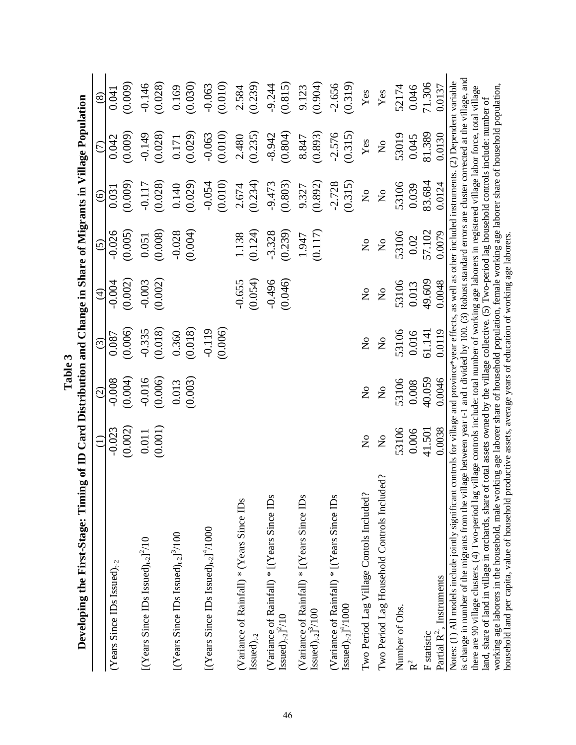# Table 3

## Developing the First-Stage: Timing of ID Card Distribution and Change in Share of Migrants in Village Population

| | (1) | (2) | (3) | (4) | (5) | (6) | (7) | (8) |
|---|---|---|---|---|---|---|---|---|
| (Years Since IDs Issued)$_{t-2}$ | -0.023 | -0.008 | 0.087 | -0.004 | -0.026 | 0.031 | 0.042 | 0.041 |
| | (0.002) | (0.004) | (0.006) | (0.002) | (0.005) | (0.009) | (0.009) | (0.009) |
| [(Years Since IDs Issued)$_{t-2}$]$^2$/10 | 0.011 | -0.016 | -0.335 | -0.003 | 0.051 | -0.117 | -0.149 | -0.146 |
| | (0.001) | (0.006) | (0.018) | (0.002) | (0.008) | (0.028) | (0.028) | (0.028) |
| [(Years Since IDs Issued)$_{t-2}$]$^3$/100 | | 0.013 | 0.360 | | -0.028 | 0.140 | 0.171 | 0.169 |
| | | (0.003) | (0.018) | | (0.004) | (0.029) | (0.029) | (0.030) |
| [(Years Since IDs Issued)$_{t-2}$]$^4$/1000 | | | -0.119 | | | -0.054 | -0.063 | -0.063 |
| | | | (0.006) | | | (0.010) | (0.010) | (0.010) |
| (Variance of Rainfall) * (Years Since IDs Issued)$_{t-2}$ | | | | -0.655 | 1.138 | 2.674 | 2.480 | 2.584 |
| | | | | (0.054) | (0.124) | (0.234) | (0.235) | (0.239) |
| (Variance of Rainfall) * [(Years Since IDs Issued)$_{t-2}$]$^2$/10 | | | | -0.496 | -3.328 | -9.473 | -8.942 | -9.244 |
| | | | | (0.046) | (0.239) | (0.803) | (0.804) | (0.815) |
| (Variance of Rainfall) * [(Years Since IDs Issued)$_{t-2}$]$^3$/100 | | | | | 1.947 | 9.327 | 8.847 | 9.123 |
| | | | | | (0.117) | (0.892) | (0.893) | (0.904) |
| (Variance of Rainfall) * [(Years Since IDs Issued)$_{t-2}$]$^4$/1000 | | | | | | -2.728 | -2.576 | -2.656 |
| | | | | | | (0.315) | (0.315) | (0.319) |
| Two Period Lag Village Contols Included? | No | No | No | No | No | No | Yes | Yes |
| Two Period Lag Household Controls Included? | No | No | No | No | No | No | No | Yes |
| Number of Obs. | 53106 | 53106 | 53106 | 53106 | 53106 | 53106 | 53019 | 52174 |
| $R^2$ | 0.006 | 0.008 | 0.016 | 0.013 | 0.02 | 0.039 | 0.045 | 0.046 |
| F statistic | 41.501 | 40.059 | 61.141 | 49.609 | 57.102 | 83.684 | 81.389 | 71.306 |
| Partial $R^2$, Instruments | 0.0038 | 0.0046 | 0.0119 | 0.0048 | 0.0079 | 0.0124 | 0.0130 | 0.0137 |

Notes: (1) All models include jointly significant controls for village and province*year effects, as well as other included instruments. (2) Dependent variable is change in number of the migrants from the village between year t-1 and t divided by 100. (3) Robust standard errors are cluster corrected at the village, and there are 90 village clusters. (4) Two-period lag village controls include: total number of working age laborers in registered village labor force, total village land, share of land in village in orchards, share of total assets owned by the village collective. (5) Two-period lag household controls include: number of working age laborers in the household, male working age laborer share of household population, female working age laborer share of household population, household land per capita, value of household productive assets, average years of education of working age laborers.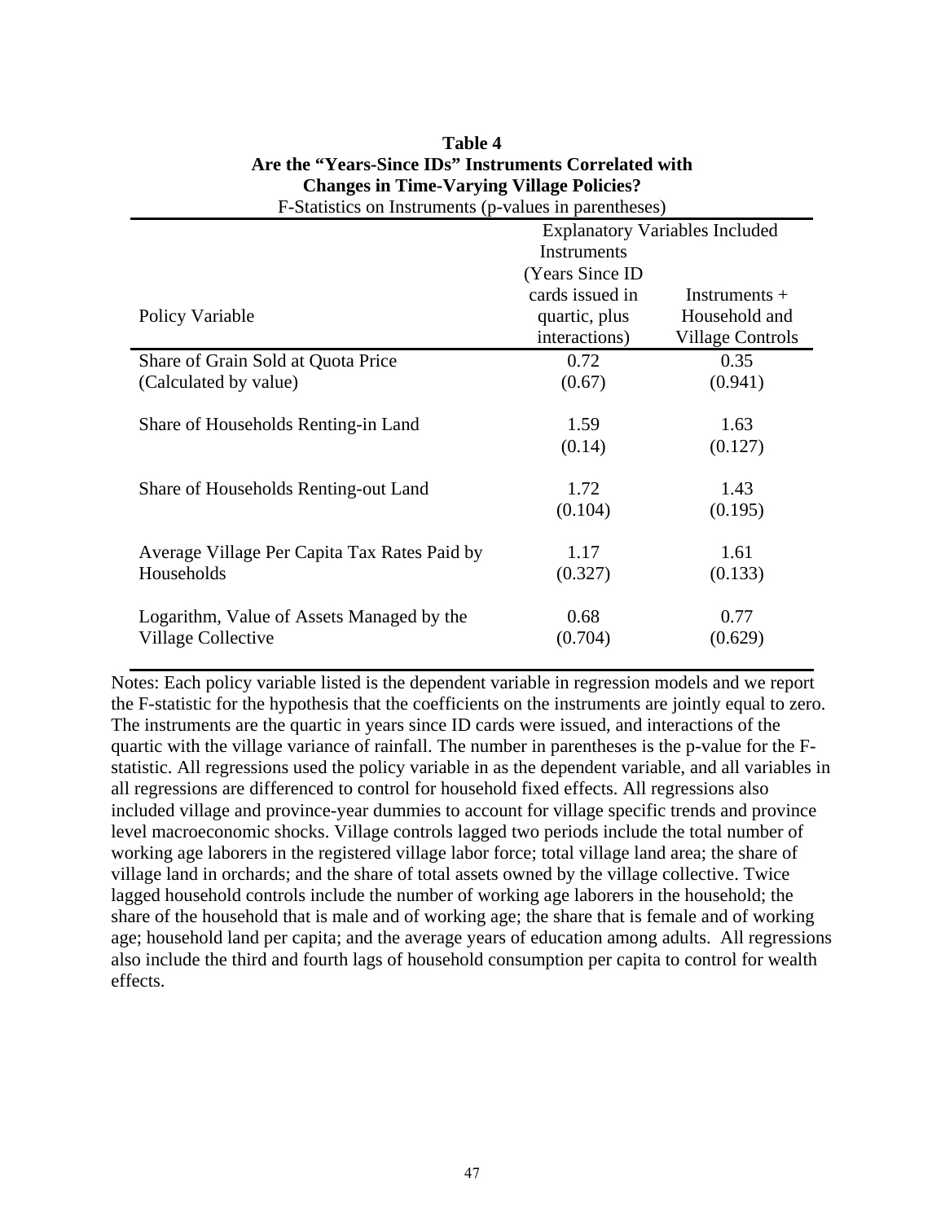**Table 4**
**Are the "Years-Since IDs" Instruments Correlated with Changes in Time-Varying Village Policies?**

F-Statistics on Instruments (p-values in parentheses)

| | Explanatory Variables Included | |
|---|---|---|
| Policy Variable | Instruments (Years Since ID cards issued in quartic, plus interactions) | Instruments + Household and Village Controls |
| Share of Grain Sold at Quota Price (Calculated by value) | 0.72<br>(0.67) | 0.35<br>(0.941) |
| Share of Households Renting-in Land | 1.59<br>(0.14) | 1.63<br>(0.127) |
| Share of Households Renting-out Land | 1.72<br>(0.104) | 1.43<br>(0.195) |
| Average Village Per Capita Tax Rates Paid by Households | 1.17<br>(0.327) | 1.61<br>(0.133) |
| Logarithm, Value of Assets Managed by the Village Collective | 0.68<br>(0.704) | 0.77<br>(0.629) |

Notes: Each policy variable listed is the dependent variable in regression models and we report the F-statistic for the hypothesis that the coefficients on the instruments are jointly equal to zero. The instruments are the quartic in years since ID cards were issued, and interactions of the quartic with the village variance of rainfall. The number in parentheses is the p-value for the F-statistic. All regressions used the policy variable in as the dependent variable, and all variables in all regressions are differenced to control for household fixed effects. All regressions also included village and province-year dummies to account for village specific trends and province level macroeconomic shocks. Village controls lagged two periods include the total number of working age laborers in the registered village labor force; total village land area; the share of village land in orchards; and the share of total assets owned by the village collective. Twice lagged household controls include the number of working age laborers in the household; the share of the household that is male and of working age; the share that is female and of working age; household land per capita; and the average years of education among adults. All regressions also include the third and fourth lags of household consumption per capita to control for wealth effects.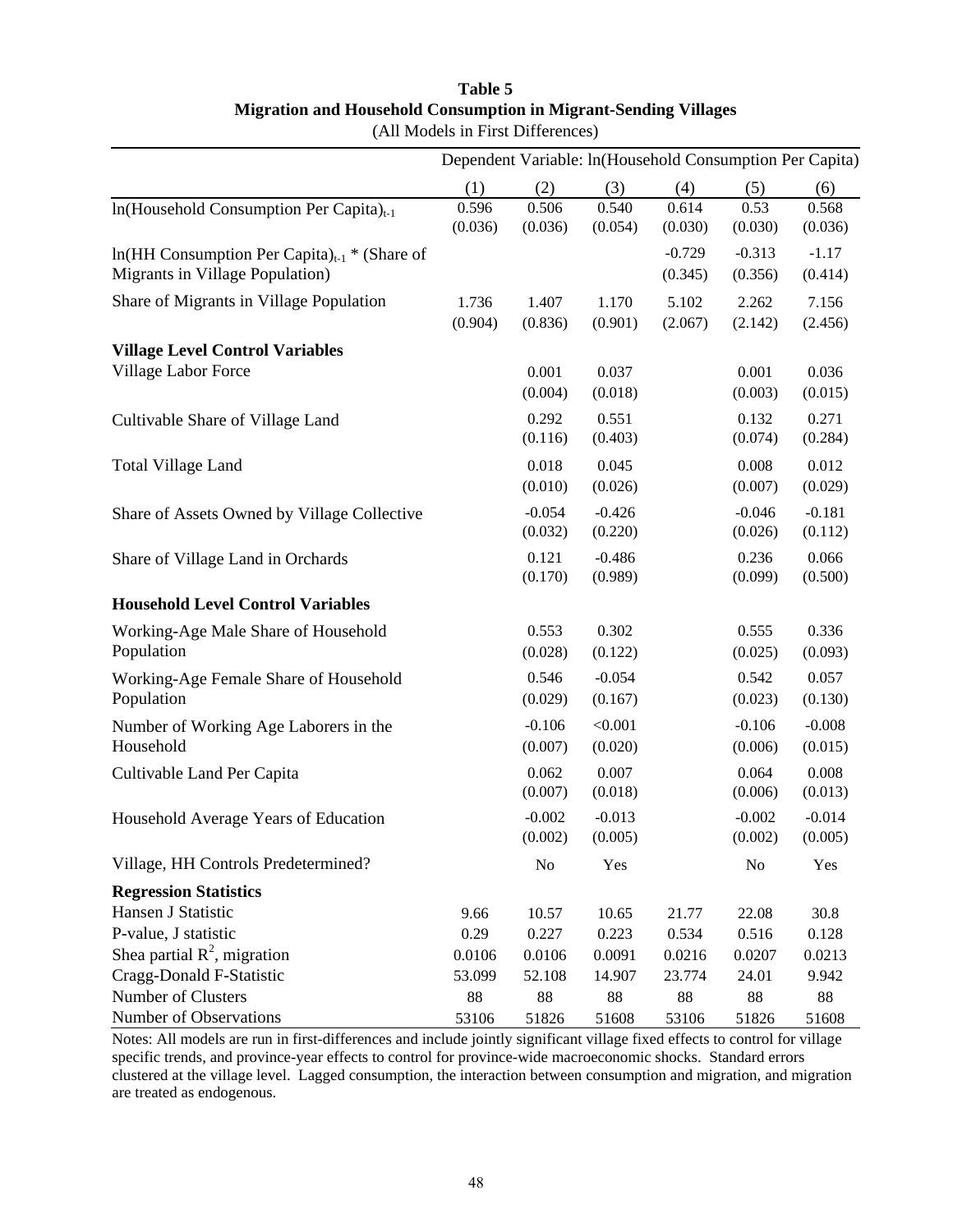**Table 5**
**Migration and Household Consumption in Migrant-Sending Villages**
(All Models in First Differences)

| | Dependent Variable: ln(Household Consumption Per Capita) | | | | | |
|---|---|---|---|---|---|---|
| | (1) | (2) | (3) | (4) | (5) | (6) |
| ln(Household Consumption Per Capita)$_{t-1}$ | 0.596 | 0.506 | 0.540 | 0.614 | 0.53 | 0.568 |
| | (0.036) | (0.036) | (0.054) | (0.030) | (0.030) | (0.036) |
| ln(HH Consumption Per Capita)$_{t-1}$ * (Share of Migrants in Village Population) | | | | -0.729 | -0.313 | -1.17 |
| | | | | (0.345) | (0.356) | (0.414) |
| Share of Migrants in Village Population | 1.736 | 1.407 | 1.170 | 5.102 | 2.262 | 7.156 |
| | (0.904) | (0.836) | (0.901) | (2.067) | (2.142) | (2.456) |
| **Village Level Control Variables** | | | | | | |
| Village Labor Force | | 0.001 | 0.037 | | 0.001 | 0.036 |
| | | (0.004) | (0.018) | | (0.003) | (0.015) |
| Cultivable Share of Village Land | | 0.292 | 0.551 | | 0.132 | 0.271 |
| | | (0.116) | (0.403) | | (0.074) | (0.284) |
| Total Village Land | | 0.018 | 0.045 | | 0.008 | 0.012 |
| | | (0.010) | (0.026) | | (0.007) | (0.029) |
| Share of Assets Owned by Village Collective | | -0.054 | -0.426 | | -0.046 | -0.181 |
| | | (0.032) | (0.220) | | (0.026) | (0.112) |
| Share of Village Land in Orchards | | 0.121 | -0.486 | | 0.236 | 0.066 |
| | | (0.170) | (0.989) | | (0.099) | (0.500) |
| **Household Level Control Variables** | | | | | | |
| Working-Age Male Share of Household Population | | 0.553 | 0.302 | | 0.555 | 0.336 |
| | | (0.028) | (0.122) | | (0.025) | (0.093) |
| Working-Age Female Share of Household Population | | 0.546 | -0.054 | | 0.542 | 0.057 |
| | | (0.029) | (0.167) | | (0.023) | (0.130) |
| Number of Working Age Laborers in the Household | | -0.106 | <0.001 | | -0.106 | -0.008 |
| | | (0.007) | (0.020) | | (0.006) | (0.015) |
| Cultivable Land Per Capita | | 0.062 | 0.007 | | 0.064 | 0.008 |
| | | (0.007) | (0.018) | | (0.006) | (0.013) |
| Household Average Years of Education | | -0.002 | -0.013 | | -0.002 | -0.014 |
| | | (0.002) | (0.005) | | (0.002) | (0.005) |
| Village, HH Controls Predetermined? | | No | Yes | | No | Yes |
| **Regression Statistics** | | | | | | |
| Hansen J Statistic | 9.66 | 10.57 | 10.65 | 21.77 | 22.08 | 30.8 |
| P-value, J statistic | 0.29 | 0.227 | 0.223 | 0.534 | 0.516 | 0.128 |
| Shea partial $R^2$, migration | 0.0106 | 0.0106 | 0.0091 | 0.0216 | 0.0207 | 0.0213 |
| Cragg-Donald F-Statistic | 53.099 | 52.108 | 14.907 | 23.774 | 24.01 | 9.942 |
| Number of Clusters | 88 | 88 | 88 | 88 | 88 | 88 |
| Number of Observations | 53106 | 51826 | 51608 | 53106 | 51826 | 51608 |

Notes: All models are run in first-differences and include jointly significant village fixed effects to control for village specific trends, and province-year effects to control for province-wide macroeconomic shocks. Standard errors clustered at the village level. Lagged consumption, the interaction between consumption and migration, and migration are treated as endogenous.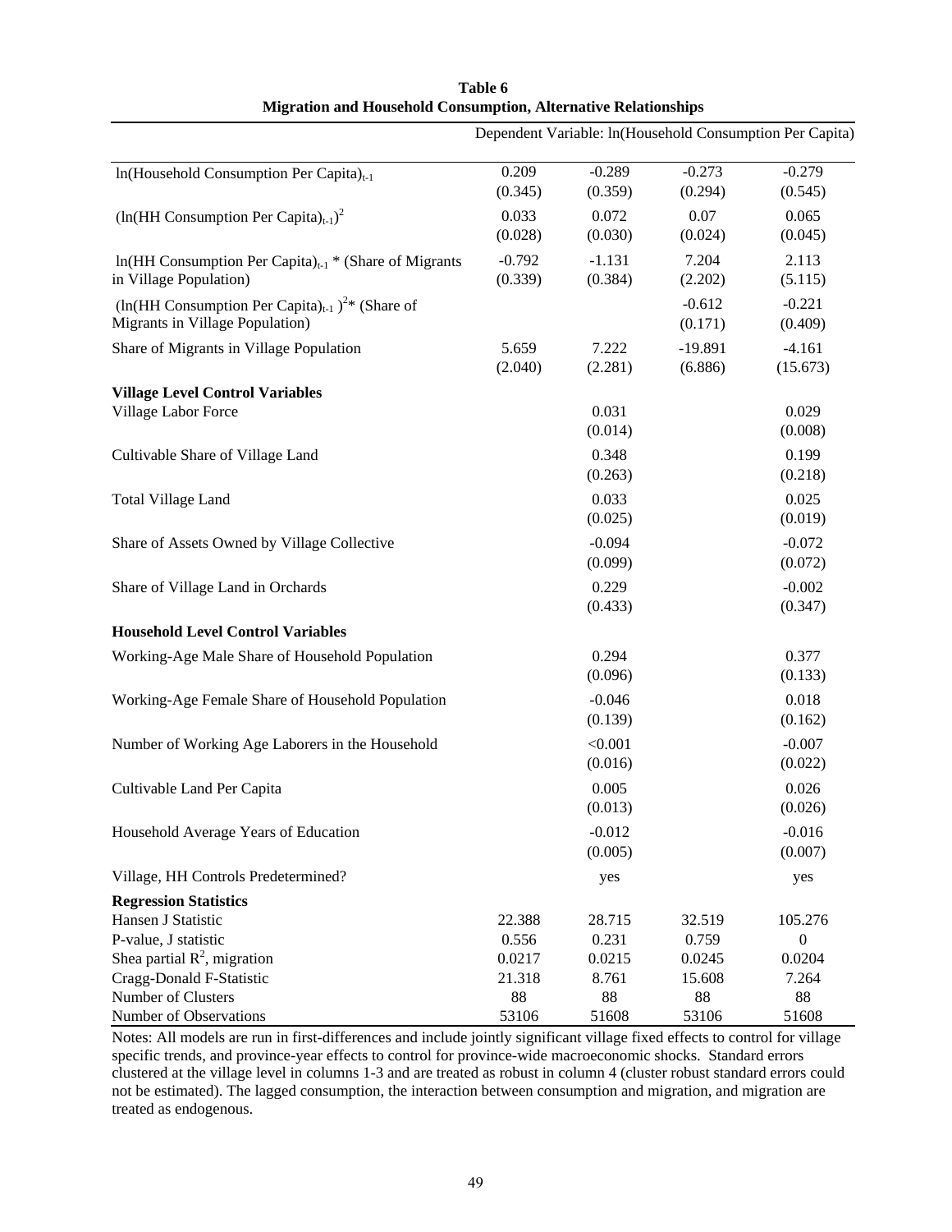**Table 6**
**Migration and Household Consumption, Alternative Relationships**

| | Dependent Variable: ln(Household Consumption Per Capita) | | | |
|---|---|---|---|---|
| $\ln(\text{Household Consumption Per Capita})_{t-1}$ | 0.209 | -0.289 | -0.273 | -0.279 |
| | (0.345) | (0.359) | (0.294) | (0.545) |
| $(\ln(\text{HH Consumption Per Capita})_{t-1})^2$ | 0.033 | 0.072 | 0.07 | 0.065 |
| | (0.028) | (0.030) | (0.024) | (0.045) |
| $\ln(\text{HH Consumption Per Capita})_{t-1}$ * (Share of Migrants in Village Population) | -0.792 | -1.131 | 7.204 | 2.113 |
| | (0.339) | (0.384) | (2.202) | (5.115) |
| $(\ln(\text{HH Consumption Per Capita})_{t-1})^2$* (Share of Migrants in Village Population) | | | -0.612 | -0.221 |
| | | | (0.171) | (0.409) |
| Share of Migrants in Village Population | 5.659 | 7.222 | -19.891 | -4.161 |
| | (2.040) | (2.281) | (6.886) | (15.673) |
| **Village Level Control Variables** | | | | |
| Village Labor Force | | 0.031 | | 0.029 |
| | | (0.014) | | (0.008) |
| Cultivable Share of Village Land | | 0.348 | | 0.199 |
| | | (0.263) | | (0.218) |
| Total Village Land | | 0.033 | | 0.025 |
| | | (0.025) | | (0.019) |
| Share of Assets Owned by Village Collective | | -0.094 | | -0.072 |
| | | (0.099) | | (0.072) |
| Share of Village Land in Orchards | | 0.229 | | -0.002 |
| | | (0.433) | | (0.347) |
| **Household Level Control Variables** | | | | |
| Working-Age Male Share of Household Population | | 0.294 | | 0.377 |
| | | (0.096) | | (0.133) |
| Working-Age Female Share of Household Population | | -0.046 | | 0.018 |
| | | (0.139) | | (0.162) |
| Number of Working Age Laborers in the Household | | <0.001 | | -0.007 |
| | | (0.016) | | (0.022) |
| Cultivable Land Per Capita | | 0.005 | | 0.026 |
| | | (0.013) | | (0.026) |
| Household Average Years of Education | | -0.012 | | -0.016 |
| | | (0.005) | | (0.007) |
| Village, HH Controls Predetermined? | | yes | | yes |
| **Regression Statistics** | | | | |
| Hansen J Statistic | 22.388 | 28.715 | 32.519 | 105.276 |
| P-value, J statistic | 0.556 | 0.231 | 0.759 | 0 |
| Shea partial $R^2$, migration | 0.0217 | 0.0215 | 0.0245 | 0.0204 |
| Cragg-Donald F-Statistic | 21.318 | 8.761 | 15.608 | 7.264 |
| Number of Clusters | 88 | 88 | 88 | 88 |
| Number of Observations | 53106 | 51608 | 53106 | 51608 |

Notes: All models are run in first-differences and include jointly significant village fixed effects to control for village specific trends, and province-year effects to control for province-wide macroeconomic shocks. Standard errors clustered at the village level in columns 1-3 and are treated as robust in column 4 (cluster robust standard errors could not be estimated). The lagged consumption, the interaction between consumption and migration, and migration are treated as endogenous.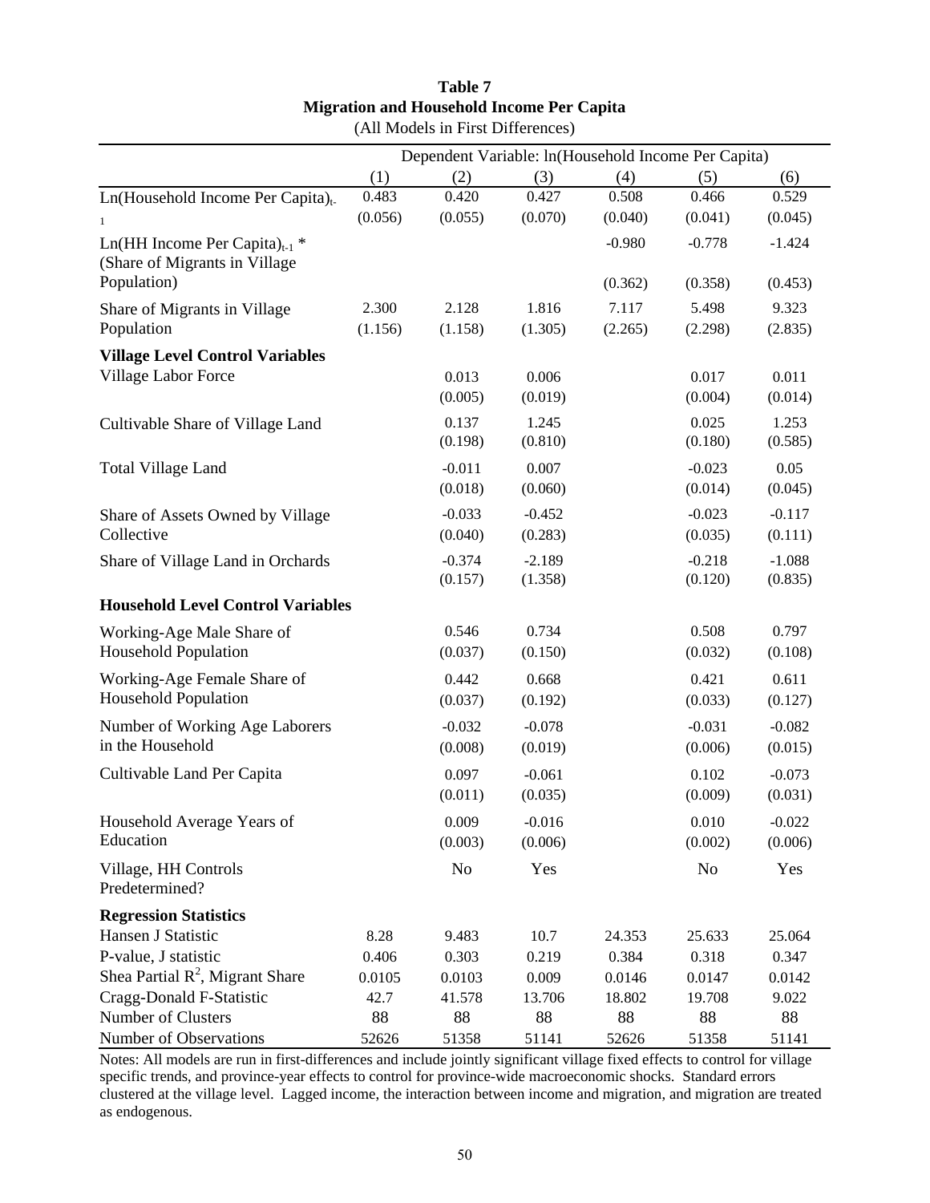**Table 7**
**Migration and Household Income Per Capita**
(All Models in First Differences)

| | Dependent Variable: ln(Household Income Per Capita) | | | | | |
|---|---|---|---|---|---|---|
| | (1) | (2) | (3) | (4) | (5) | (6) |
| Ln(Household Income Per Capita)$_{t-1}$ | 0.483 | 0.420 | 0.427 | 0.508 | 0.466 | 0.529 |
| | (0.056) | (0.055) | (0.070) | (0.040) | (0.041) | (0.045) |
| Ln(HH Income Per Capita)$_{t-1}$ * (Share of Migrants in Village Population) | | | | -0.980 | -0.778 | -1.424 |
| | | | | (0.362) | (0.358) | (0.453) |
| Share of Migrants in Village Population | 2.300 | 2.128 | 1.816 | 7.117 | 5.498 | 9.323 |
| | (1.156) | (1.158) | (1.305) | (2.265) | (2.298) | (2.835) |
| **Village Level Control Variables** | | | | | | |
| Village Labor Force | | 0.013 | 0.006 | | 0.017 | 0.011 |
| | | (0.005) | (0.019) | | (0.004) | (0.014) |
| Cultivable Share of Village Land | | 0.137 | 1.245 | | 0.025 | 1.253 |
| | | (0.198) | (0.810) | | (0.180) | (0.585) |
| Total Village Land | | -0.011 | 0.007 | | -0.023 | 0.05 |
| | | (0.018) | (0.060) | | (0.014) | (0.045) |
| Share of Assets Owned by Village Collective | | -0.033 | -0.452 | | -0.023 | -0.117 |
| | | (0.040) | (0.283) | | (0.035) | (0.111) |
| Share of Village Land in Orchards | | -0.374 | -2.189 | | -0.218 | -1.088 |
| | | (0.157) | (1.358) | | (0.120) | (0.835) |
| **Household Level Control Variables** | | | | | | |
| Working-Age Male Share of Household Population | | 0.546 | 0.734 | | 0.508 | 0.797 |
| | | (0.037) | (0.150) | | (0.032) | (0.108) |
| Working-Age Female Share of Household Population | | 0.442 | 0.668 | | 0.421 | 0.611 |
| | | (0.037) | (0.192) | | (0.033) | (0.127) |
| Number of Working Age Laborers in the Household | | -0.032 | -0.078 | | -0.031 | -0.082 |
| | | (0.008) | (0.019) | | (0.006) | (0.015) |
| Cultivable Land Per Capita | | 0.097 | -0.061 | | 0.102 | -0.073 |
| | | (0.011) | (0.035) | | (0.009) | (0.031) |
| Household Average Years of Education | | 0.009 | -0.016 | | 0.010 | -0.022 |
| | | (0.003) | (0.006) | | (0.002) | (0.006) |
| Village, HH Controls Predetermined? | | No | Yes | | No | Yes |
| **Regression Statistics** | | | | | | |
| Hansen J Statistic | 8.28 | 9.483 | 10.7 | 24.353 | 25.633 | 25.064 |
| P-value, J statistic | 0.406 | 0.303 | 0.219 | 0.384 | 0.318 | 0.347 |
| Shea Partial $R^2$, Migrant Share | 0.0105 | 0.0103 | 0.009 | 0.0146 | 0.0147 | 0.0142 |
| Cragg-Donald F-Statistic | 42.7 | 41.578 | 13.706 | 18.802 | 19.708 | 9.022 |
| Number of Clusters | 88 | 88 | 88 | 88 | 88 | 88 |
| Number of Observations | 52626 | 51358 | 51141 | 52626 | 51358 | 51141 |

Notes: All models are run in first-differences and include jointly significant village fixed effects to control for village specific trends, and province-year effects to control for province-wide macroeconomic shocks. Standard errors clustered at the village level. Lagged income, the interaction between income and migration, and migration are treated as endogenous.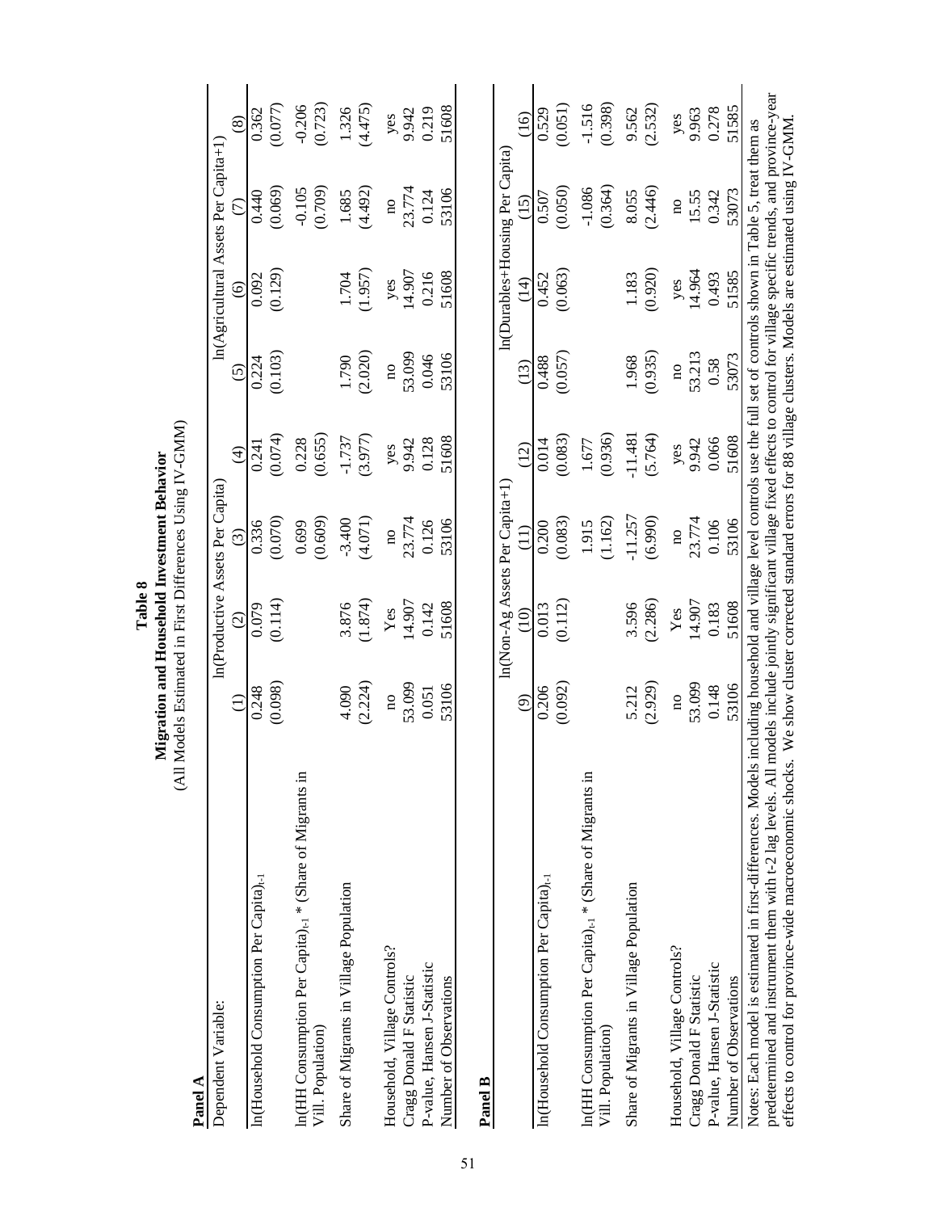**Table 8**
**Migration and Household Investment Behavior**
(All Models Estimated in First Differences Using IV-GMM)

**Panel A**

| Dependent Variable: | ln(Productive Assets Per Capita) | | | | ln(Agricultural Assets Per Capita+1) | | | |
|---|---|---|---|---|---|---|---|---|
| | (1) | (2) | (3) | (4) | (5) | (6) | (7) | (8) |
| ln(Household Consumption Per Capita)$_{t-1}$ | 0.248 | 0.079 | 0.336 | 0.241 | 0.224 | 0.092 | 0.440 | 0.362 |
| | (0.098) | (0.114) | (0.070) | (0.074) | (0.103) | (0.129) | (0.069) | (0.077) |
| ln(HH Consumption Per Capita)$_{t-1}$ * (Share of Migrants in Vill. Population) | | | 0.699 | 0.228 | | | -0.105 | -0.206 |
| | | | (0.609) | (0.655) | | | (0.709) | (0.723) |
| Share of Migrants in Village Population | 4.090 | 3.876 | -3.400 | -1.737 | 1.790 | 1.704 | 1.685 | 1.326 |
| | (2.224) | (1.874) | (4.071) | (3.977) | (2.020) | (1.957) | (4.492) | (4.475) |
| Household, Village Controls? | no | Yes | no | yes | no | yes | no | yes |
| Cragg Donald F Statistic | 53.099 | 14.907 | 23.774 | 9.942 | 53.099 | 14.907 | 23.774 | 9.942 |
| P-value, Hansen J-Statistic | 0.051 | 0.142 | 0.126 | 0.128 | 0.046 | 0.216 | 0.124 | 0.219 |
| Number of Observations | 53106 | 51608 | 53106 | 51608 | 53106 | 51608 | 53106 | 51608 |

**Panel B**

| | ln(Non-Ag Assets Per Capita+1) | | | | ln(Durables+Housing Per Capita) | | | |
|---|---|---|---|---|---|---|---|---|
| | (9) | (10) | (11) | (12) | (13) | (14) | (15) | (16) |
| ln(Household Consumption Per Capita)$_{t-1}$ | 0.206 | 0.013 | 0.200 | 0.014 | 0.488 | 0.452 | 0.507 | 0.529 |
| | (0.092) | (0.112) | (0.083) | (0.083) | (0.057) | (0.063) | (0.050) | (0.051) |
| ln(HH Consumption Per Capita)$_{t-1}$ * (Share of Migrants in Vill. Population) | | | 1.915 | 1.677 | | | -1.086 | -1.516 |
| | | | (1.162) | (0.936) | | | (0.364) | (0.398) |
| Share of Migrants in Village Population | 5.212 | 3.596 | -11.257 | -11.481 | 1.968 | 1.183 | 8.055 | 9.562 |
| | (2.929) | (2.286) | (6.990) | (5.764) | (0.935) | (0.920) | (2.446) | (2.532) |
| Household, Village Controls? | no | Yes | no | yes | no | yes | no | yes |
| Cragg Donald F Statistic | 53.099 | 14.907 | 23.774 | 9.942 | 53.213 | 14.964 | 15.55 | 9.963 |
| P-value, Hansen J-Statistic | 0.148 | 0.183 | 0.106 | 0.066 | 0.58 | 0.493 | 0.342 | 0.278 |
| Number of Observations | 53106 | 51608 | 53106 | 51608 | 53073 | 51585 | 53073 | 51585 |

Notes: Each model is estimated in first-differences. Models including household and village level controls use the full set of controls shown in Table 5, treat them as predetermined and instrument them with t-2 lag levels. All models include jointly significant village fixed effects to control for village specific trends, and province-year effects to control for province-wide macroeconomic shocks. We show cluster corrected standard errors for 88 village clusters. Models are estimated using IV-GMM.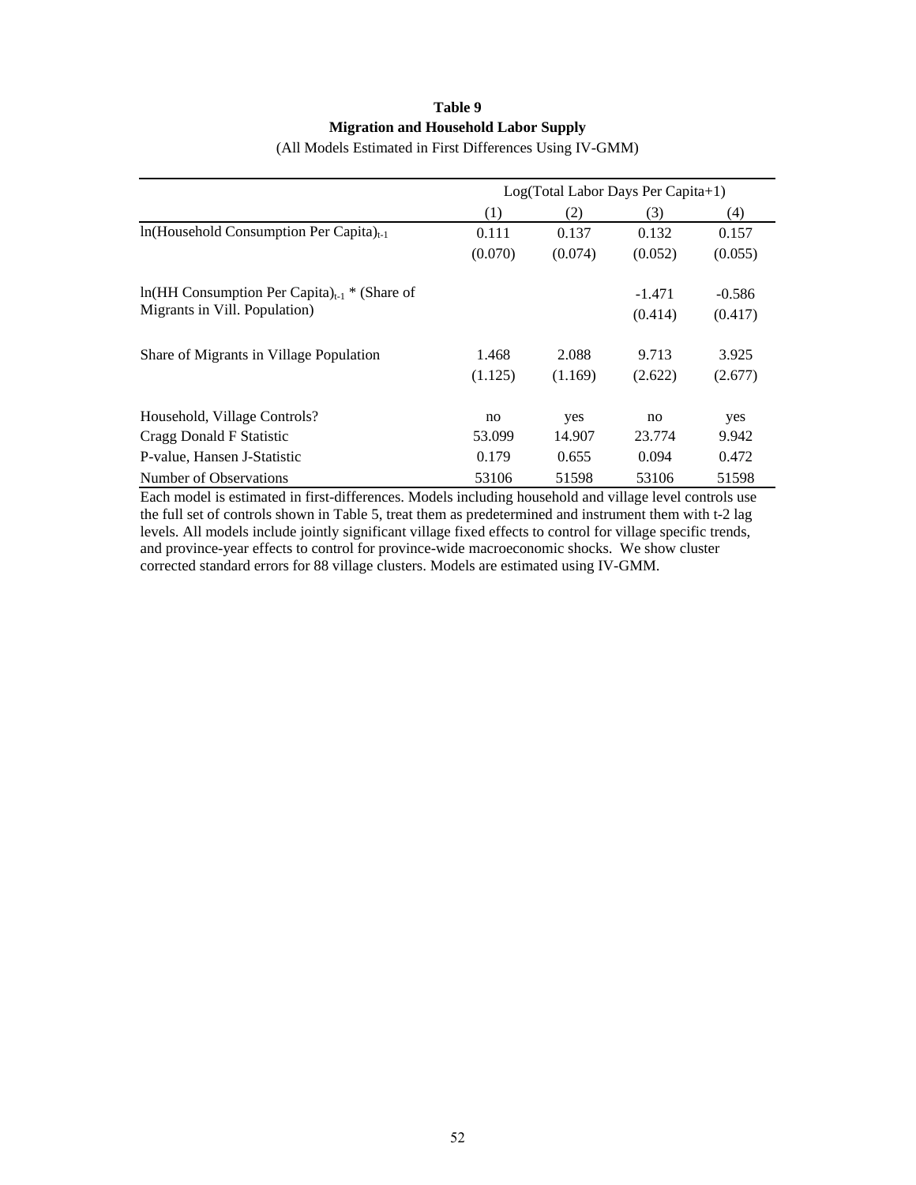**Table 9**
**Migration and Household Labor Supply**
(All Models Estimated in First Differences Using IV-GMM)

| | Log(Total Labor Days Per Capita+1) | | | |
|---|---|---|---|---|
| | (1) | (2) | (3) | (4) |
| ln(Household Consumption Per Capita)$_{t-1}$ | 0.111 | 0.137 | 0.132 | 0.157 |
| | (0.070) | (0.074) | (0.052) | (0.055) |
| ln(HH Consumption Per Capita)$_{t-1}$ * (Share of Migrants in Vill. Population) | | | -1.471 | -0.586 |
| | | | (0.414) | (0.417) |
| Share of Migrants in Village Population | 1.468 | 2.088 | 9.713 | 3.925 |
| | (1.125) | (1.169) | (2.622) | (2.677) |
| Household, Village Controls? | no | yes | no | yes |
| Cragg Donald F Statistic | 53.099 | 14.907 | 23.774 | 9.942 |
| P-value, Hansen J-Statistic | 0.179 | 0.655 | 0.094 | 0.472 |
| Number of Observations | 53106 | 51598 | 53106 | 51598 |

Each model is estimated in first-differences. Models including household and village level controls use the full set of controls shown in Table 5, treat them as predetermined and instrument them with t-2 lag levels. All models include jointly significant village fixed effects to control for village specific trends, and province-year effects to control for province-wide macroeconomic shocks. We show cluster corrected standard errors for 88 village clusters. Models are estimated using IV-GMM.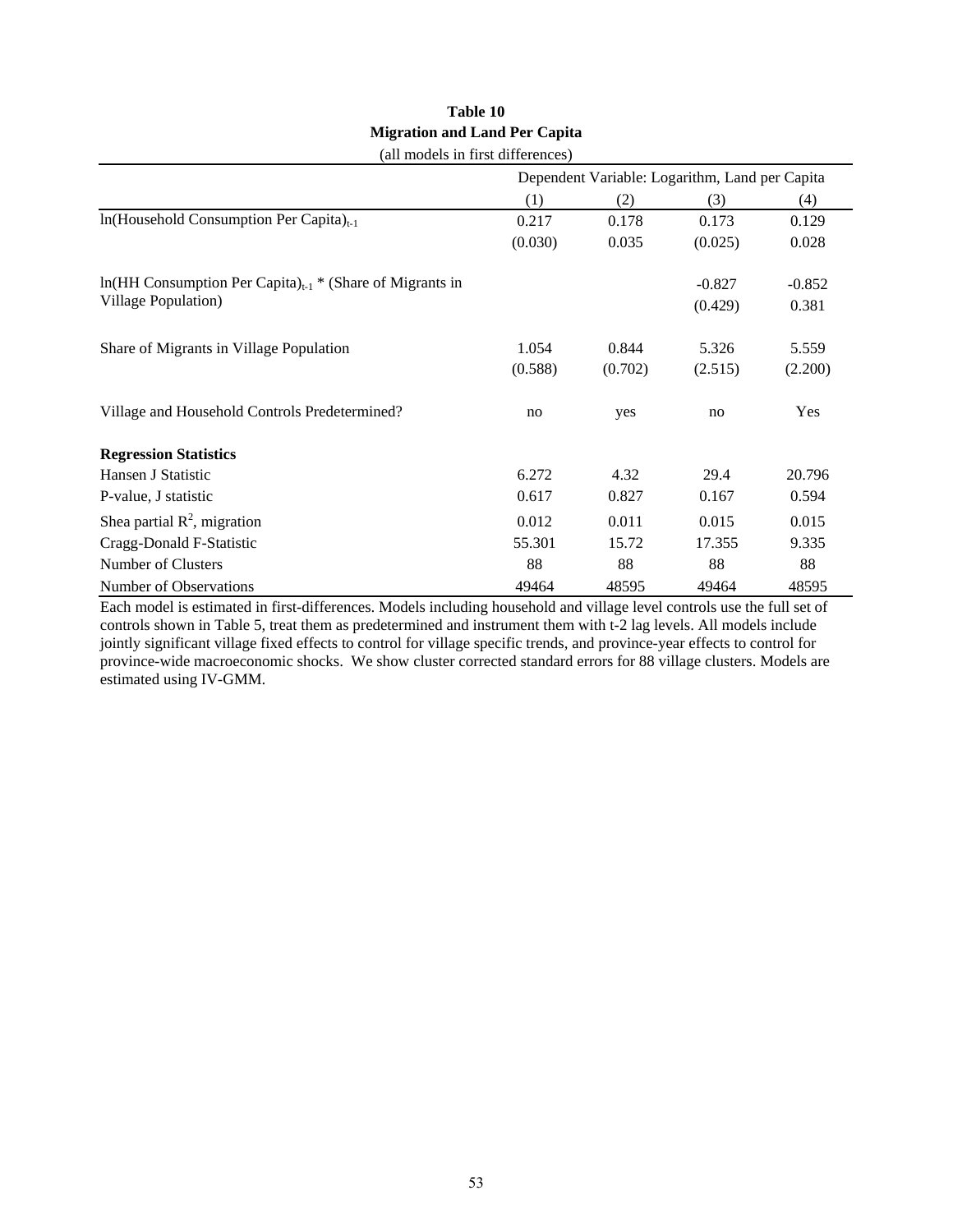**Table 10**

**Migration and Land Per Capita**

(all models in first differences)

| | Dependent Variable: Logarithm, Land per Capita | | | |
|---|---|---|---|---|
| | (1) | (2) | (3) | (4) |
| ln(Household Consumption Per Capita)$_{t-1}$ | 0.217 | 0.178 | 0.173 | 0.129 |
| | (0.030) | 0.035 | (0.025) | 0.028 |
| ln(HH Consumption Per Capita)$_{t-1}$ * (Share of Migrants in Village Population) | | | -0.827 | -0.852 |
| | | | (0.429) | 0.381 |
| Share of Migrants in Village Population | 1.054 | 0.844 | 5.326 | 5.559 |
| | (0.588) | (0.702) | (2.515) | (2.200) |
| Village and Household Controls Predetermined? | no | yes | no | Yes |
| **Regression Statistics** | | | | |
| Hansen J Statistic | 6.272 | 4.32 | 29.4 | 20.796 |
| P-value, J statistic | 0.617 | 0.827 | 0.167 | 0.594 |
| Shea partial $R^2$, migration | 0.012 | 0.011 | 0.015 | 0.015 |
| Cragg-Donald F-Statistic | 55.301 | 15.72 | 17.355 | 9.335 |
| Number of Clusters | 88 | 88 | 88 | 88 |
| Number of Observations | 49464 | 48595 | 49464 | 48595 |

Each model is estimated in first-differences. Models including household and village level controls use the full set of controls shown in Table 5, treat them as predetermined and instrument them with t-2 lag levels. All models include jointly significant village fixed effects to control for village specific trends, and province-year effects to control for province-wide macroeconomic shocks. We show cluster corrected standard errors for 88 village clusters. Models are estimated using IV-GMM.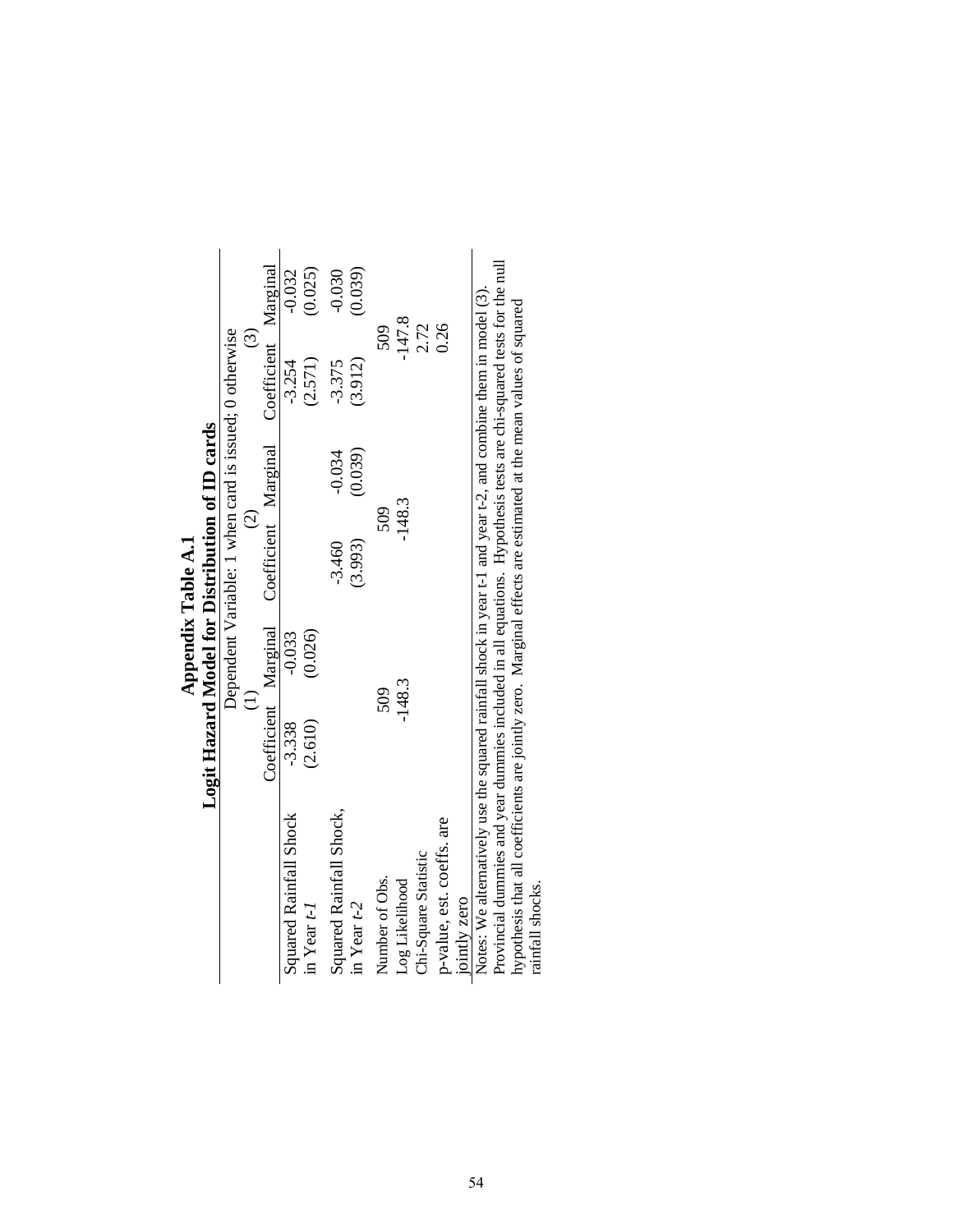## Appendix Table A.1
### Logit Hazard Model for Distribution of ID cards

| | Dependent Variable: 1 when card is issued; 0 otherwise | | | | | |
|---|---|---|---|---|---|---|
| | (1) | | (2) | | (3) | |
| | Coefficient | Marginal | Coefficient | Marginal | Coefficient | Marginal |
| Squared Rainfall Shock in Year *t-1* | -3.338 | -0.033 | | | -3.254 | -0.032 |
| | (2.610) | (0.026) | | | (2.571) | (0.025) |
| Squared Rainfall Shock, in Year *t-2* | | | -3.460 | -0.034 | -3.375 | -0.030 |
| | | | (3.993) | (0.039) | (3.912) | (0.039) |
| Number of Obs. | 509 | | 509 | | 509 | |
| Log Likelihood | -148.3 | | -148.3 | | -147.8 | |
| Chi-Square Statistic | | | | | 2.72 | |
| p-value, est. coeffs. are jointly zero | | | | | 0.26 | |

Notes: We alternatively use the squared rainfall shock in year t-1 and year t-2, and combine them in model (3). Provincial dummies and year dummies included in all equations. Hypothesis tests are chi-squared tests for the null hypothesis that all coefficients are jointly zero. Marginal effects are estimated at the mean values of squared rainfall shocks.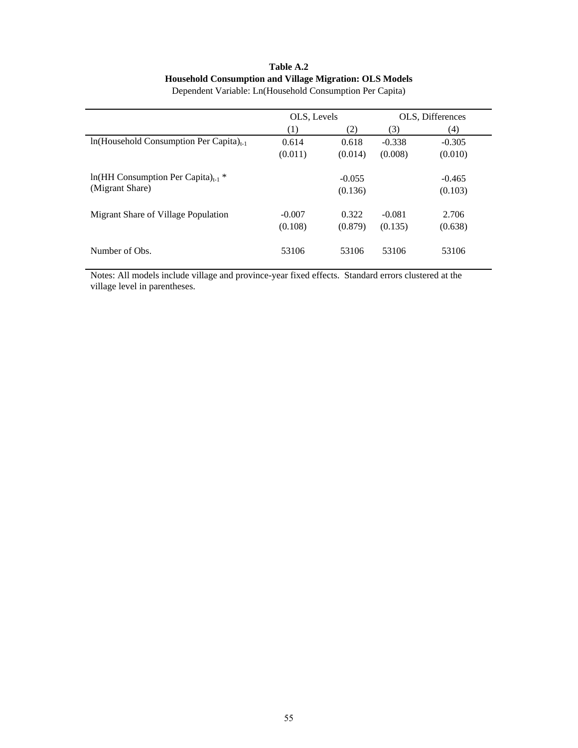**Table A.2**
**Household Consumption and Village Migration: OLS Models**
Dependent Variable: Ln(Household Consumption Per Capita)

| | OLS, Levels | | OLS, Differences | |
|---|---|---|---|---|
| | (1) | (2) | (3) | (4) |
| ln(Household Consumption Per Capita)$_{t-1}$ | 0.614 | 0.618 | -0.338 | -0.305 |
| | (0.011) | (0.014) | (0.008) | (0.010) |
| ln(HH Consumption Per Capita)$_{t-1}$ * (Migrant Share) | | -0.055 | | -0.465 |
| | | (0.136) | | (0.103) |
| Migrant Share of Village Population | -0.007 | 0.322 | -0.081 | 2.706 |
| | (0.108) | (0.879) | (0.135) | (0.638) |
| Number of Obs. | 53106 | 53106 | 53106 | 53106 |

Notes: All models include village and province-year fixed effects. Standard errors clustered at the village level in parentheses.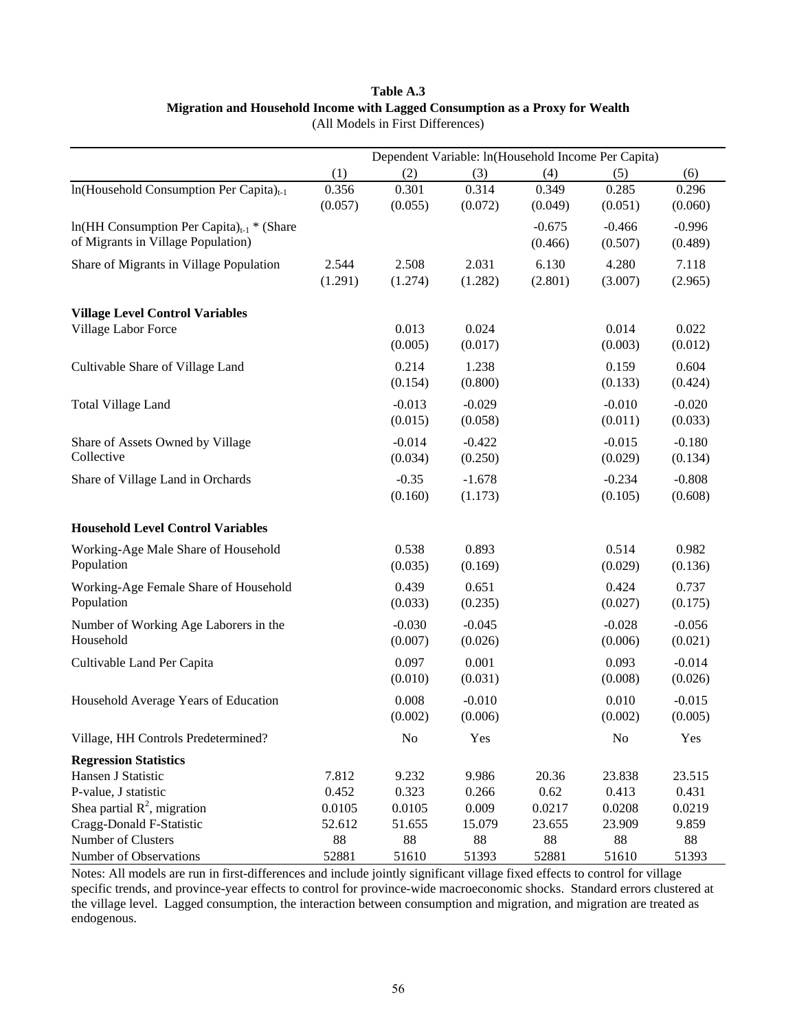**Table A.3**
**Migration and Household Income with Lagged Consumption as a Proxy for Wealth**
(All Models in First Differences)

| | Dependent Variable: ln(Household Income Per Capita) | | | | | |
|---|---|---|---|---|---|---|
| | (1) | (2) | (3) | (4) | (5) | (6) |
| ln(Household Consumption Per Capita)$_{t-1}$ | 0.356 | 0.301 | 0.314 | 0.349 | 0.285 | 0.296 |
| | (0.057) | (0.055) | (0.072) | (0.049) | (0.051) | (0.060) |
| ln(HH Consumption Per Capita)$_{t-1}$ * (Share of Migrants in Village Population) | | | | -0.675 | -0.466 | -0.996 |
| | | | | (0.466) | (0.507) | (0.489) |
| Share of Migrants in Village Population | 2.544 | 2.508 | 2.031 | 6.130 | 4.280 | 7.118 |
| | (1.291) | (1.274) | (1.282) | (2.801) | (3.007) | (2.965) |
| **Village Level Control Variables** | | | | | | |
| Village Labor Force | | 0.013 | 0.024 | | 0.014 | 0.022 |
| | | (0.005) | (0.017) | | (0.003) | (0.012) |
| Cultivable Share of Village Land | | 0.214 | 1.238 | | 0.159 | 0.604 |
| | | (0.154) | (0.800) | | (0.133) | (0.424) |
| Total Village Land | | -0.013 | -0.029 | | -0.010 | -0.020 |
| | | (0.015) | (0.058) | | (0.011) | (0.033) |
| Share of Assets Owned by Village Collective | | -0.014 | -0.422 | | -0.015 | -0.180 |
| | | (0.034) | (0.250) | | (0.029) | (0.134) |
| Share of Village Land in Orchards | | -0.35 | -1.678 | | -0.234 | -0.808 |
| | | (0.160) | (1.173) | | (0.105) | (0.608) |
| **Household Level Control Variables** | | | | | | |
| Working-Age Male Share of Household Population | | 0.538 | 0.893 | | 0.514 | 0.982 |
| | | (0.035) | (0.169) | | (0.029) | (0.136) |
| Working-Age Female Share of Household Population | | 0.439 | 0.651 | | 0.424 | 0.737 |
| | | (0.033) | (0.235) | | (0.027) | (0.175) |
| Number of Working Age Laborers in the Household | | -0.030 | -0.045 | | -0.028 | -0.056 |
| | | (0.007) | (0.026) | | (0.006) | (0.021) |
| Cultivable Land Per Capita | | 0.097 | 0.001 | | 0.093 | -0.014 |
| | | (0.010) | (0.031) | | (0.008) | (0.026) |
| Household Average Years of Education | | 0.008 | -0.010 | | 0.010 | -0.015 |
| | | (0.002) | (0.006) | | (0.002) | (0.005) |
| Village, HH Controls Predetermined? | | No | Yes | | No | Yes |
| **Regression Statistics** | | | | | | |
| Hansen J Statistic | 7.812 | 9.232 | 9.986 | 20.36 | 23.838 | 23.515 |
| P-value, J statistic | 0.452 | 0.323 | 0.266 | 0.62 | 0.413 | 0.431 |
| Shea partial $R^2$, migration | 0.0105 | 0.0105 | 0.009 | 0.0217 | 0.0208 | 0.0219 |
| Cragg-Donald F-Statistic | 52.612 | 51.655 | 15.079 | 23.655 | 23.909 | 9.859 |
| Number of Clusters | 88 | 88 | 88 | 88 | 88 | 88 |
| Number of Observations | 52881 | 51610 | 51393 | 52881 | 51610 | 51393 |

Notes: All models are run in first-differences and include jointly significant village fixed effects to control for village specific trends, and province-year effects to control for province-wide macroeconomic shocks. Standard errors clustered at the village level. Lagged consumption, the interaction between consumption and migration, and migration are treated as endogenous.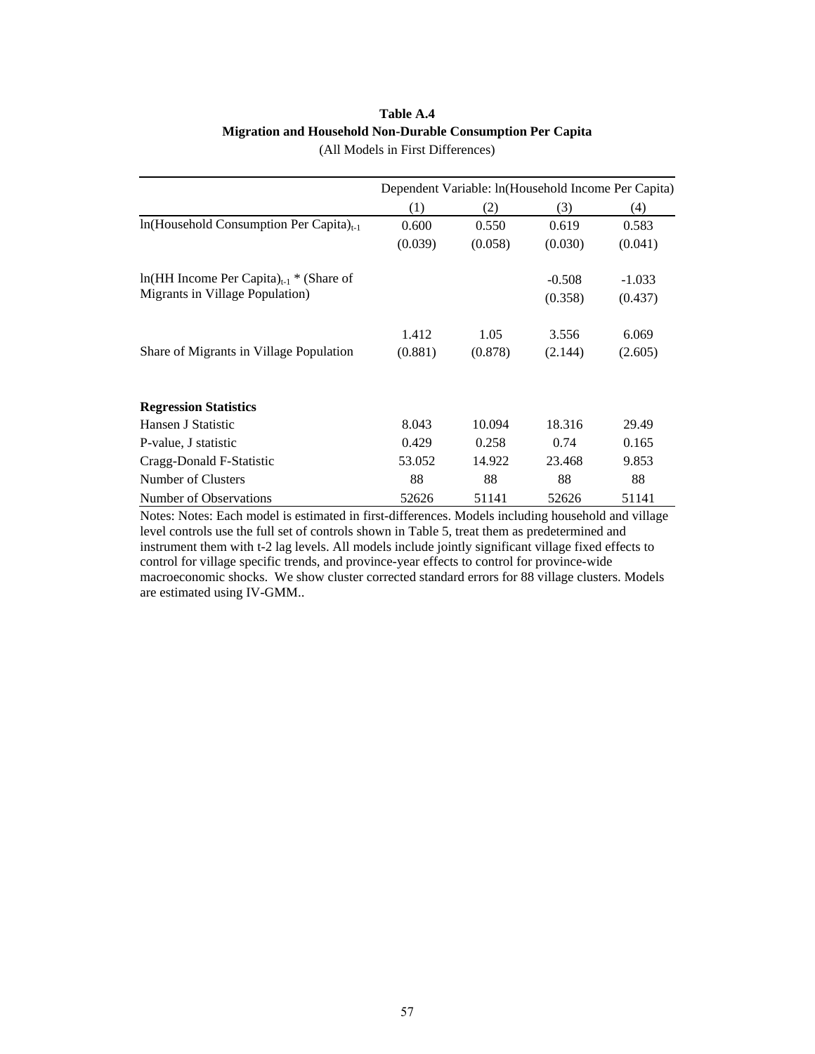**Table A.4**

**Migration and Household Non-Durable Consumption Per Capita**

(All Models in First Differences)

| | Dependent Variable: ln(Household Income Per Capita) | | | |
|---|---|---|---|---|
| | (1) | (2) | (3) | (4) |
| ln(Household Consumption Per Capita)$_{t-1}$ | 0.600 | 0.550 | 0.619 | 0.583 |
| | (0.039) | (0.058) | (0.030) | (0.041) |
| ln(HH Income Per Capita)$_{t-1}$ * (Share of Migrants in Village Population) | | | -0.508 | -1.033 |
| | | | (0.358) | (0.437) |
| Share of Migrants in Village Population | 1.412 | 1.05 | 3.556 | 6.069 |
| | (0.881) | (0.878) | (2.144) | (2.605) |
| **Regression Statistics** | | | | |
| Hansen J Statistic | 8.043 | 10.094 | 18.316 | 29.49 |
| P-value, J statistic | 0.429 | 0.258 | 0.74 | 0.165 |
| Cragg-Donald F-Statistic | 53.052 | 14.922 | 23.468 | 9.853 |
| Number of Clusters | 88 | 88 | 88 | 88 |
| Number of Observations | 52626 | 51141 | 52626 | 51141 |

Notes: Notes: Each model is estimated in first-differences. Models including household and village level controls use the full set of controls shown in Table 5, treat them as predetermined and instrument them with t-2 lag levels. All models include jointly significant village fixed effects to control for village specific trends, and province-year effects to control for province-wide macroeconomic shocks. We show cluster corrected standard errors for 88 village clusters. Models are estimated using IV-GMM..